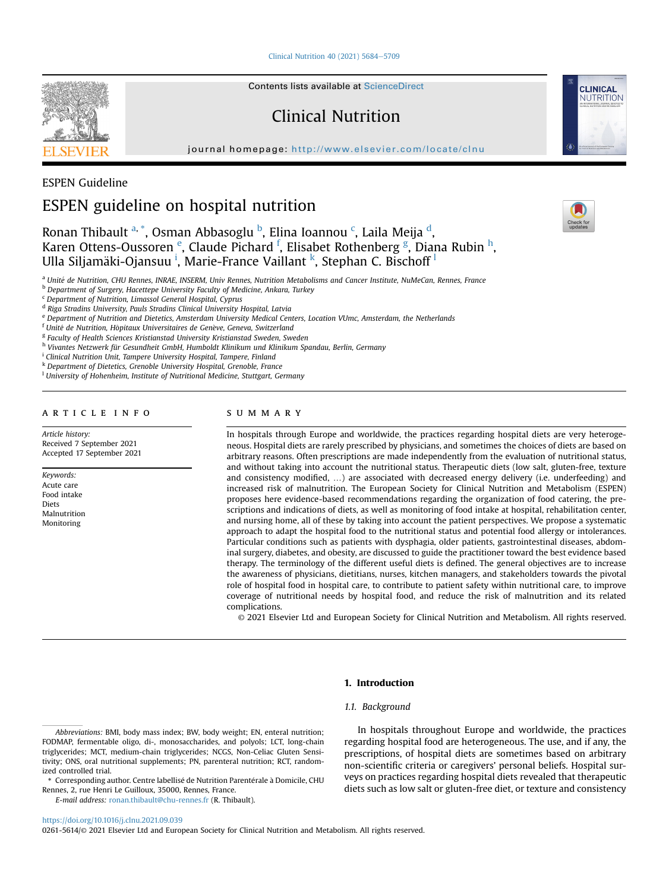ESPEN Guideline

# ESPEN guideline on hospital nutrition

Ronan Thibault [a,*], Osman Abbasoglu [b], Elina Ioannou [c], Laila Meija [d], Karen Ottens-Oussoren [e], Claude Pichard [f], Elisabet Rothenberg [g], Diana Rubin [h], Ulla Siljamäki-Ojansuu [i], Marie-France Vaillant [k], Stephan C. Bischoff [l]

[a] Unité de Nutrition, CHU Rennes, INRAE, INSERM, Univ Rennes, Nutrition Metabolisms and Cancer Institute, NuMeCan, Rennes, France
[b] Department of Surgery, Hacettepe University Faculty of Medicine, Ankara, Turkey
[c] Department of Nutrition, Limassol General Hospital, Cyprus
[d] Riga Stradins University, Pauls Stradins Clinical University Hospital, Latvia
[e] Department of Nutrition and Dietetics, Amsterdam University Medical Centers, Location VUmc, Amsterdam, the Netherlands
[f] Unité de Nutrition, Hôpitaux Universitaires de Genève, Geneva, Switzerland
[g] Faculty of Health Sciences Kristianstad University Kristianstad Sweden, Sweden
[h] Vivantes Netzwerk für Gesundheit GmbH, Humboldt Klinikum und Klinikum Spandau, Berlin, Germany
[i] Clinical Nutrition Unit, Tampere University Hospital, Tampere, Finland
[k] Department of Dietetics, Grenoble University Hospital, Grenoble, France
[l] University of Hohenheim, Institute of Nutritional Medicine, Stuttgart, Germany

## ARTICLE INFO

*Article history:*
Received 7 September 2021
Accepted 17 September 2021

*Keywords:*
Acute care
Food intake
Diets
Malnutrition
Monitoring

## SUMMARY

In hospitals through Europe and worldwide, the practices regarding hospital diets are very heterogeneous. Hospital diets are rarely prescribed by physicians, and sometimes the choices of diets are based on arbitrary reasons. Often prescriptions are made independently from the evaluation of nutritional status, and without taking into account the nutritional status. Therapeutic diets (low salt, gluten-free, texture and consistency modified, …) are associated with decreased energy delivery (i.e. underfeeding) and increased risk of malnutrition. The European Society for Clinical Nutrition and Metabolism (ESPEN) proposes here evidence-based recommendations regarding the organization of food catering, the prescriptions and indications of diets, as well as monitoring of food intake at hospital, rehabilitation center, and nursing home, all of these by taking into account the patient perspectives. We propose a systematic approach to adapt the hospital food to the nutritional status and potential food allergy or intolerances. Particular conditions such as patients with dysphagia, older patients, gastrointestinal diseases, abdominal surgery, diabetes, and obesity, are discussed to guide the practitioner toward the best evidence based therapy. The terminology of the different useful diets is defined. The general objectives are to increase the awareness of physicians, dietitians, nurses, kitchen managers, and stakeholders towards the pivotal role of hospital food in hospital care, to contribute to patient safety within nutritional care, to improve coverage of nutritional needs by hospital food, and reduce the risk of malnutrition and its related complications.

© 2021 Elsevier Ltd and European Society for Clinical Nutrition and Metabolism. All rights reserved.

## 1. Introduction

### 1.1. Background

In hospitals throughout Europe and worldwide, the practices regarding hospital food are heterogeneous. The use, and if any, the prescriptions, of hospital diets are sometimes based on arbitrary non-scientific criteria or caregivers' personal beliefs. Hospital surveys on practices regarding hospital diets revealed that therapeutic diets such as low salt or gluten-free diet, or texture and consistency

---

*Abbreviations:* BMI, body mass index; BW, body weight; EN, enteral nutrition; FODMAP, fermentable oligo, di-, monosaccharides, and polyols; LCT, long-chain triglycerides; MCT, medium-chain triglycerides; NCGS, Non-Celiac Gluten Sensitivity; ONS, oral nutritional supplements; PN, parenteral nutrition; RCT, randomized controlled trial.

\* Corresponding author. Centre labellisé de Nutrition Parentérale à Domicile, CHU Rennes, 2, rue Henri Le Guilloux, 35000, Rennes, France.

*E-mail address:* ronan.thibault@chu-rennes.fr (R. Thibault).

https://doi.org/10.1016/j.clnu.2021.09.039
0261-5614/© 2021 Elsevier Ltd and European Society for Clinical Nutrition and Metabolism. All rights reserved.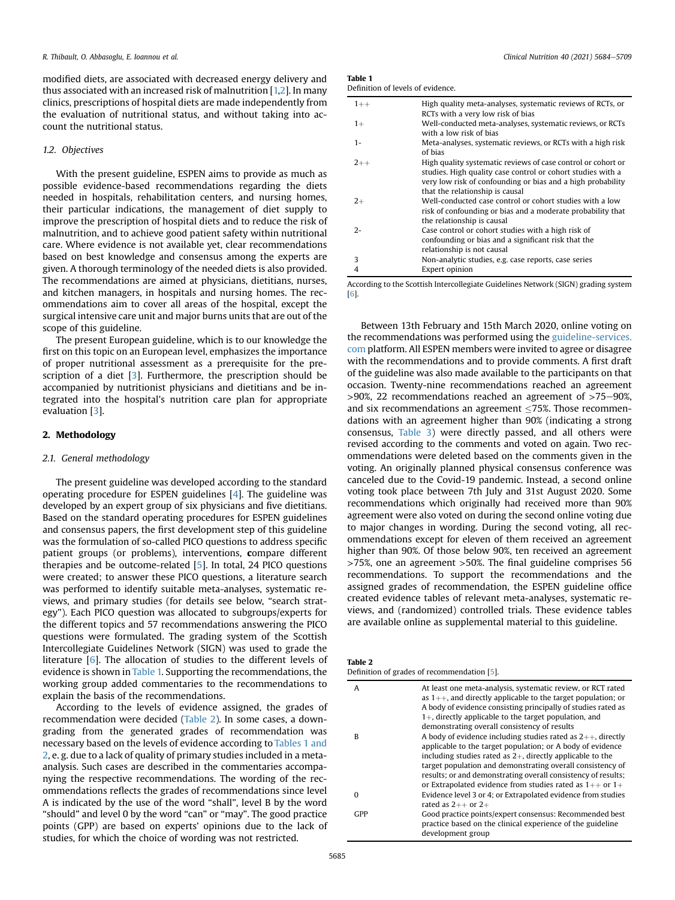modified diets, are associated with decreased energy delivery and thus associated with an increased risk of malnutrition [1,2]. In many clinics, prescriptions of hospital diets are made independently from the evaluation of nutritional status, and without taking into account the nutritional status.

### 1.2. Objectives

With the present guideline, ESPEN aims to provide as much as possible evidence-based recommendations regarding the diets needed in hospitals, rehabilitation centers, and nursing homes, their particular indications, the management of diet supply to improve the prescription of hospital diets and to reduce the risk of malnutrition, and to achieve good patient safety within nutritional care. Where evidence is not available yet, clear recommendations based on best knowledge and consensus among the experts are given. A thorough terminology of the needed diets is also provided. The recommendations are aimed at physicians, dietitians, nurses, and kitchen managers, in hospitals and nursing homes. The recommendations aim to cover all areas of the hospital, except the surgical intensive care unit and major burns units that are out of the scope of this guideline.

The present European guideline, which is to our knowledge the first on this topic on an European level, emphasizes the importance of proper nutritional assessment as a prerequisite for the prescription of a diet [3]. Furthermore, the prescription should be accompanied by nutritionist physicians and dietitians and be integrated into the hospital's nutrition care plan for appropriate evaluation [3].

## 2. Methodology

### 2.1. General methodology

The present guideline was developed according to the standard operating procedure for ESPEN guidelines [4]. The guideline was developed by an expert group of six physicians and five dietitians. Based on the standard operating procedures for ESPEN guidelines and consensus papers, the first development step of this guideline was the formulation of so-called PICO questions to address specific patient groups (or problems), interventions, **c**ompare different therapies and be outcome-related [5]. In total, 24 PICO questions were created; to answer these PICO questions, a literature search was performed to identify suitable meta-analyses, systematic reviews, and primary studies (for details see below, "search strategy"). Each PICO question was allocated to subgroups/experts for the different topics and 57 recommendations answering the PICO questions were formulated. The grading system of the Scottish Intercollegiate Guidelines Network (SIGN) was used to grade the literature [6]. The allocation of studies to the different levels of evidence is shown in Table 1. Supporting the recommendations, the working group added commentaries to the recommendations to explain the basis of the recommendations.

According to the levels of evidence assigned, the grades of recommendation were decided (Table 2). In some cases, a downgrading from the generated grades of recommendation was necessary based on the levels of evidence according to Tables 1 and 2, e. g. due to a lack of quality of primary studies included in a meta-analysis. Such cases are described in the commentaries accompanying the respective recommendations. The wording of the recommendations reflects the grades of recommendations since level A is indicated by the use of the word "shall", level B by the word "should" and level 0 by the word "can" or "may". The good practice points (GPP) are based on experts' opinions due to the lack of studies, for which the choice of wording was not restricted.

**Table 1**
Definition of levels of evidence.

| | |
|---|---|
| 1++ | High quality meta-analyses, systematic reviews of RCTs, or RCTs with a very low risk of bias |
| 1+ | Well-conducted meta-analyses, systematic reviews, or RCTs with a low risk of bias |
| 1- | Meta-analyses, systematic reviews, or RCTs with a high risk of bias |
| 2++ | High quality systematic reviews of case control or cohort or studies. High quality case control or cohort studies with a very low risk of confounding or bias and a high probability that the relationship is causal |
| 2+ | Well-conducted case control or cohort studies with a low risk of confounding or bias and a moderate probability that the relationship is causal |
| 2- | Case control or cohort studies with a high risk of confounding or bias and a significant risk that the relationship is not causal |
| 3 | Non-analytic studies, e.g. case reports, case series |
| 4 | Expert opinion |

According to the Scottish Intercollegiate Guidelines Network (SIGN) grading system [6].

Between 13th February and 15th March 2020, online voting on the recommendations was performed using the guideline-services.com platform. All ESPEN members were invited to agree or disagree with the recommendations and to provide comments. A first draft of the guideline was also made available to the participants on that occasion. Twenty-nine recommendations reached an agreement >90%, 22 recommendations reached an agreement of >75–90%, and six recommendations an agreement ≤75%. Those recommendations with an agreement higher than 90% (indicating a strong consensus, Table 3) were directly passed, and all others were revised according to the comments and voted on again. Two recommendations were deleted based on the comments given in the voting. An originally planned physical consensus conference was canceled due to the Covid-19 pandemic. Instead, a second online voting took place between 7th July and 31st August 2020. Some recommendations which originally had received more than 90% agreement were also voted on during the second online voting due to major changes in wording. During the second voting, all recommendations except for eleven of them received an agreement higher than 90%. Of those below 90%, ten received an agreement >75%, one an agreement >50%. The final guideline comprises 56 recommendations. To support the recommendations and the assigned grades of recommendation, the ESPEN guideline office created evidence tables of relevant meta-analyses, systematic reviews, and (randomized) controlled trials. These evidence tables are available online as supplemental material to this guideline.

**Table 2**
Definition of grades of recommendation [5].

| | |
|---|---|
| A | At least one meta-analysis, systematic review, or RCT rated as 1++, and directly applicable to the target population; or A body of evidence consisting principally of studies rated as 1+, directly applicable to the target population, and demonstrating overall consistency of results |
| B | A body of evidence including studies rated as 2++, directly applicable to the target population; or A body of evidence including studies rated as 2+, directly applicable to the target population and demonstrating overall consistency of results; or and demonstrating overall consistency of results; or Extrapolated evidence from studies rated as 1++ or 1+ |
| 0 | Evidence level 3 or 4; or Extrapolated evidence from studies rated as 2++ or 2+ |
| GPP | Good practice points/expert consensus: Recommended best practice based on the clinical experience of the guideline development group |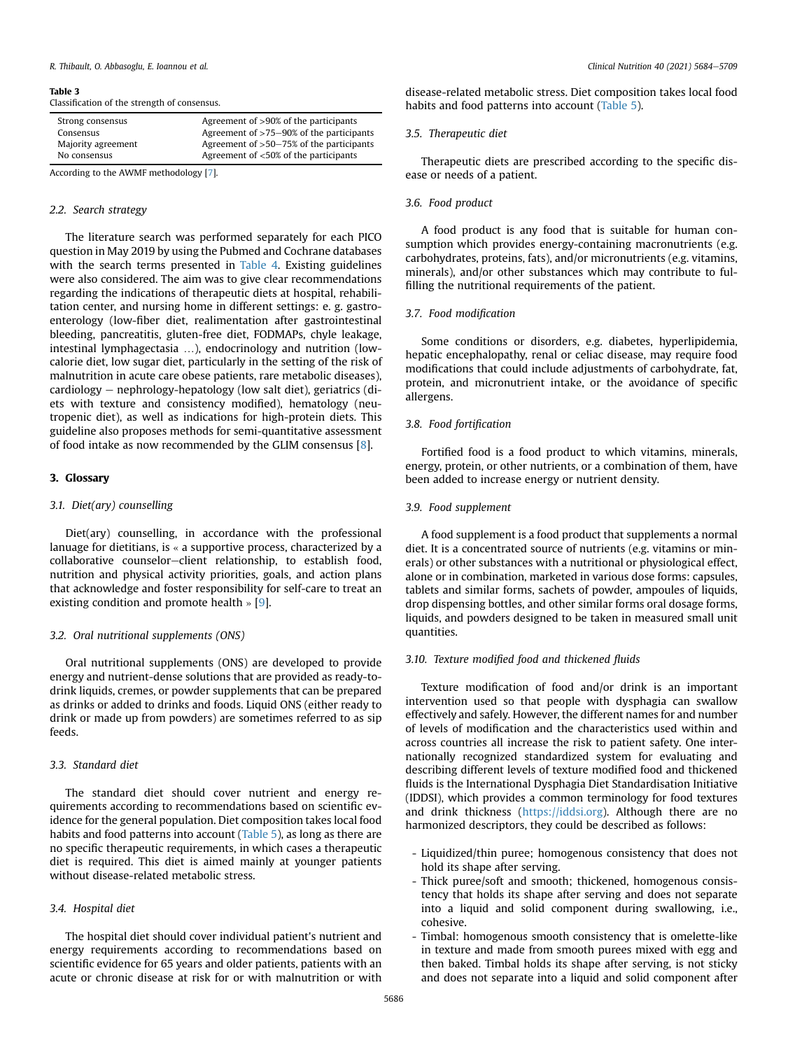**Table 3**
Classification of the strength of consensus.

| | |
|---|---|
| Strong consensus | Agreement of >90% of the participants |
| Consensus | Agreement of >75–90% of the participants |
| Majority agreement | Agreement of >50–75% of the participants |
| No consensus | Agreement of <50% of the participants |

According to the AWMF methodology [7].

### 2.2. Search strategy

The literature search was performed separately for each PICO question in May 2019 by using the Pubmed and Cochrane databases with the search terms presented in Table 4. Existing guidelines were also considered. The aim was to give clear recommendations regarding the indications of therapeutic diets at hospital, rehabilitation center, and nursing home in different settings: e. g. gastroenterology (low-fiber diet, realimentation after gastrointestinal bleeding, pancreatitis, gluten-free diet, FODMAPs, chyle leakage, intestinal lymphagectasia …), endocrinology and nutrition (low-calorie diet, low sugar diet, particularly in the setting of the risk of malnutrition in acute care obese patients, rare metabolic diseases), cardiology – nephrology-hepatology (low salt diet), geriatrics (diets with texture and consistency modified), hematology (neutropenic diet), as well as indications for high-protein diets. This guideline also proposes methods for semi-quantitative assessment of food intake as now recommended by the GLIM consensus [8].

## 3. Glossary

### 3.1. Diet(ary) counselling

Diet(ary) counselling, in accordance with the professional lanuage for dietitians, is « a supportive process, characterized by a collaborative counselor–client relationship, to establish food, nutrition and physical activity priorities, goals, and action plans that acknowledge and foster responsibility for self-care to treat an existing condition and promote health » [9].

### 3.2. Oral nutritional supplements (ONS)

Oral nutritional supplements (ONS) are developed to provide energy and nutrient-dense solutions that are provided as ready-to-drink liquids, cremes, or powder supplements that can be prepared as drinks or added to drinks and foods. Liquid ONS (either ready to drink or made up from powders) are sometimes referred to as sip feeds.

### 3.3. Standard diet

The standard diet should cover nutrient and energy requirements according to recommendations based on scientific evidence for the general population. Diet composition takes local food habits and food patterns into account (Table 5), as long as there are no specific therapeutic requirements, in which cases a therapeutic diet is required. This diet is aimed mainly at younger patients without disease-related metabolic stress.

### 3.4. Hospital diet

The hospital diet should cover individual patient's nutrient and energy requirements according to recommendations based on scientific evidence for 65 years and older patients, patients with an acute or chronic disease at risk for or with malnutrition or with disease-related metabolic stress. Diet composition takes local food habits and food patterns into account (Table 5).

### 3.5. Therapeutic diet

Therapeutic diets are prescribed according to the specific disease or needs of a patient.

### 3.6. Food product

A food product is any food that is suitable for human consumption which provides energy-containing macronutrients (e.g. carbohydrates, proteins, fats), and/or micronutrients (e.g. vitamins, minerals), and/or other substances which may contribute to fulfilling the nutritional requirements of the patient.

### 3.7. Food modification

Some conditions or disorders, e.g. diabetes, hyperlipidemia, hepatic encephalopathy, renal or celiac disease, may require food modifications that could include adjustments of carbohydrate, fat, protein, and micronutrient intake, or the avoidance of specific allergens.

### 3.8. Food fortification

Fortified food is a food product to which vitamins, minerals, energy, protein, or other nutrients, or a combination of them, have been added to increase energy or nutrient density.

### 3.9. Food supplement

A food supplement is a food product that supplements a normal diet. It is a concentrated source of nutrients (e.g. vitamins or minerals) or other substances with a nutritional or physiological effect, alone or in combination, marketed in various dose forms: capsules, tablets and similar forms, sachets of powder, ampoules of liquids, drop dispensing bottles, and other similar forms oral dosage forms, liquids, and powders designed to be taken in measured small unit quantities.

### 3.10. Texture modified food and thickened fluids

Texture modification of food and/or drink is an important intervention used so that people with dysphagia can swallow effectively and safely. However, the different names for and number of levels of modification and the characteristics used within and across countries all increase the risk to patient safety. One internationally recognized standardized system for evaluating and describing different levels of texture modified food and thickened fluids is the International Dysphagia Diet Standardisation Initiative (IDDSI), which provides a common terminology for food textures and drink thickness (https://iddsi.org). Although there are no harmonized descriptors, they could be described as follows:

- Liquidized/thin puree; homogenous consistency that does not hold its shape after serving.
- Thick puree/soft and smooth; thickened, homogenous consistency that holds its shape after serving and does not separate into a liquid and solid component during swallowing, i.e., cohesive.
- Timbal: homogenous smooth consistency that is omelette-like in texture and made from smooth purees mixed with egg and then baked. Timbal holds its shape after serving, is not sticky and does not separate into a liquid and solid component after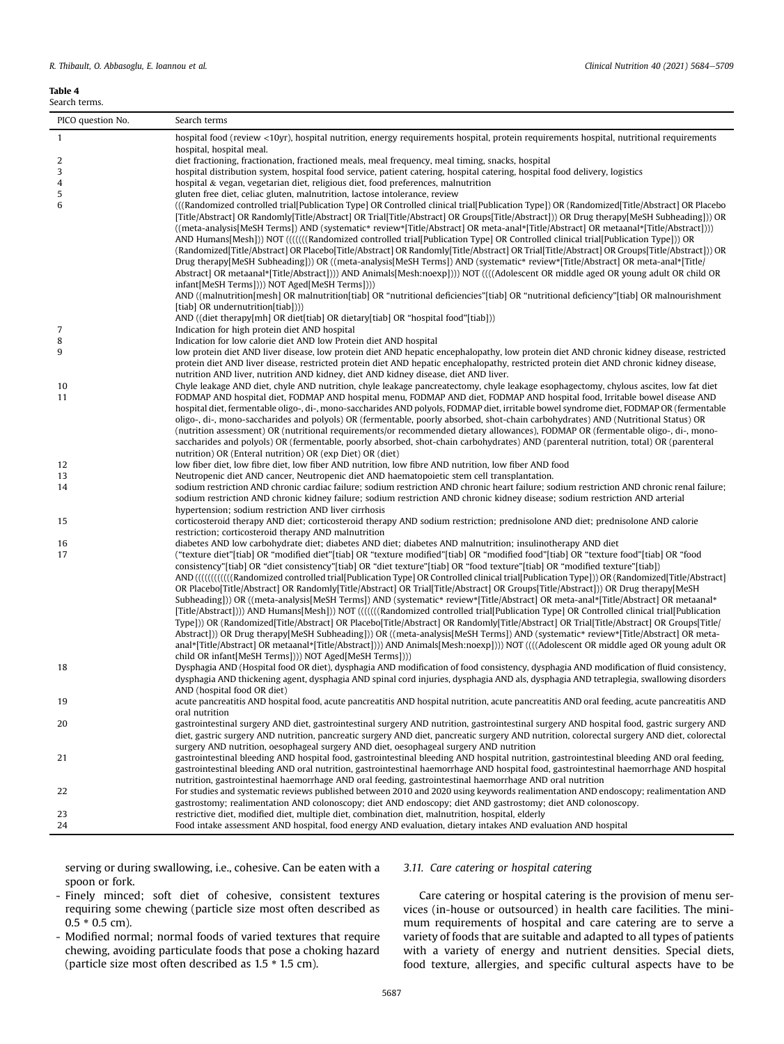**Table 4**
Search terms.

| PICO question No. | Search terms |
|---|---|
| 1 | hospital food (review <10yr), hospital nutrition, energy requirements hospital, protein requirements hospital, nutritional requirements hospital, hospital meal. |
| 2 | diet fractioning, fractionation, fractioned meals, meal frequency, meal timing, snacks, hospital |
| 3 | hospital distribution system, hospital food service, patient catering, hospital catering, hospital food delivery, logistics |
| 4 | hospital & vegan, vegetarian diet, religious diet, food preferences, malnutrition |
| 5 | gluten free diet, celiac gluten, malnutrition, lactose intolerance, review |
| 6 | (((Randomized controlled trial[Publication Type] OR Controlled clinical trial[Publication Type]) OR (Randomized[Title/Abstract] OR Placebo [Title/Abstract] OR Randomly[Title/Abstract] OR Trial[Title/Abstract] OR Groups[Title/Abstract])) OR Drug therapy[MeSH Subheading])) OR ((meta-analysis[MeSH Terms]) AND (systematic* review*[Title/Abstract] OR meta-anal*[Title/Abstract] OR metaanal*[Title/Abstract]))) AND Humans[Mesh])) NOT (((((((Randomized controlled trial[Publication Type] OR Controlled clinical trial[Publication Type])) OR (Randomized[Title/Abstract] OR Placebo[Title/Abstract] OR Randomly[Title/Abstract] OR Trial[Title/Abstract] OR Groups[Title/Abstract])) OR Drug therapy[MeSH Subheading])) OR ((meta-analysis[MeSH Terms]) AND (systematic* review*[Title/Abstract] OR meta-anal*[Title/Abstract] OR metaanal*[Title/Abstract]))) AND Animals[Mesh:noexp]))) NOT ((((Adolescent OR middle aged OR young adult OR child OR infant[MeSH Terms]))) NOT Aged[MeSH Terms]))) AND ((malnutrition[mesh] OR malnutrition[tiab] OR "nutritional deficiencies"[tiab] OR "nutritional deficiency"[tiab] OR malnourishment [tiab] OR undernutrition[tiab]))) AND ((diet therapy[mh] OR diet[tiab] OR dietary[tiab] OR "hospital food"[tiab])) |
| 7 | Indication for high protein diet AND hospital |
| 8 | Indication for low calorie diet AND low Protein diet AND hospital |
| 9 | low protein diet AND liver disease, low protein diet AND hepatic encephalopathy, low protein diet AND chronic kidney disease, restricted protein diet AND liver disease, restricted protein diet AND hepatic encephalopathy, restricted protein diet AND chronic kidney disease, nutrition AND liver, nutrition AND kidney, diet AND kidney disease, diet AND liver. |
| 10 | Chyle leakage AND diet, chyle AND nutrition, chyle leakage pancreatectomy, chyle leakage esophagectomy, chylous ascites, low fat diet |
| 11 | FODMAP AND hospital diet, FODMAP AND hospital menu, FODMAP AND diet, FODMAP AND hospital food, Irritable bowel disease AND hospital diet, fermentable oligo-, di-, mono-saccharides AND polyols, FODMAP diet, irritable bowel syndrome diet, FODMAP OR (fermentable oligo-, di-, mono-saccharides and polyols) OR (fermentable, poorly absorbed, shot-chain carbohydrates) AND (Nutritional Status) OR (nutrition assessment) OR (nutritional requirements/or recommended dietary allowances), FODMAP OR (fermentable oligo-, di-, mono-saccharides and polyols) OR (fermentable, poorly absorbed, shot-chain carbohydrates) AND (parenteral nutrition, total) OR (parenteral nutrition) OR (Enteral nutrition) OR (exp Diet) OR (diet) |
| 12 | low fiber diet, low fibre diet, low fiber AND nutrition, low fibre AND nutrition, low fiber AND food |
| 13 | Neutropenic diet AND cancer, Neutropenic diet AND haematopoietic stem cell transplantation. |
| 14 | sodium restriction AND chronic cardiac failure; sodium restriction AND chronic heart failure; sodium restriction AND chronic renal failure; sodium restriction AND chronic kidney failure; sodium restriction AND chronic kidney disease; sodium restriction AND arterial hypertension; sodium restriction AND liver cirrhosis |
| 15 | corticosteroid therapy AND diet; corticosteroid therapy AND sodium restriction; prednisolone AND diet; prednisolone AND calorie restriction; corticosteroid therapy AND malnutrition |
| 16 | diabetes AND low carbohydrate diet; diabetes AND diet; diabetes AND malnutrition; insulinotherapy AND diet |
| 17 | ("texture diet"[tiab] OR "modified diet"[tiab] OR "texture modified"[tiab] OR "modified food"[tiab] OR "texture food"[tiab] OR "food consistency"[tiab] OR "diet consistency"[tiab] OR "diet texture"[tiab] OR "food texture"[tiab] OR "modified texture"[tiab]) AND (((((((((((Randomized controlled trial[Publication Type] OR Controlled clinical trial[Publication Type])) OR (Randomized[Title/Abstract] OR Placebo[Title/Abstract] OR Randomly[Title/Abstract] OR Trial[Title/Abstract] OR Groups[Title/Abstract])) OR Drug therapy[MeSH Subheading])) OR ((meta-analysis[MeSH Terms]) AND (systematic* review*[Title/Abstract] OR meta-anal*[Title/Abstract] OR metaanal* [Title/Abstract]))) AND Humans[Mesh])) NOT (((((((Randomized controlled trial[Publication Type] OR Controlled clinical trial[Publication Type])) OR (Randomized[Title/Abstract] OR Placebo[Title/Abstract] OR Randomly[Title/Abstract] OR Trial[Title/Abstract] OR Groups[Title/Abstract])) OR Drug therapy[MeSH Subheading])) OR ((meta-analysis[MeSH Terms]) AND (systematic* review*[Title/Abstract] OR meta-anal*[Title/Abstract] OR metaanal*[Title/Abstract]))) AND Animals[Mesh:noexp]))) NOT ((((Adolescent OR middle aged OR young adult OR child OR infant[MeSH Terms]))) NOT Aged[MeSH Terms]))) |
| 18 | Dysphagia AND (Hospital food OR diet), dysphagia AND modification of food consistency, dysphagia AND modification of fluid consistency, dysphagia AND thickening agent, dysphagia AND spinal cord injuries, dysphagia AND als, dysphagia AND tetraplegia, swallowing disorders AND (hospital food OR diet) |
| 19 | acute pancreatitis AND hospital food, acute pancreatitis AND hospital nutrition, acute pancreatitis AND oral feeding, acute pancreatitis AND oral nutrition |
| 20 | gastrointestinal surgery AND diet, gastrointestinal surgery AND nutrition, gastrointestinal surgery AND hospital food, gastric surgery AND diet, gastric surgery AND nutrition, pancreatic surgery AND diet, pancreatic surgery AND nutrition, colorectal surgery AND diet, colorectal surgery AND nutrition, oesophageal surgery AND diet, oesophageal surgery AND nutrition |
| 21 | gastrointestinal bleeding AND hospital food, gastrointestinal bleeding AND hospital nutrition, gastrointestinal bleeding AND oral feeding, gastrointestinal bleeding AND oral nutrition, gastrointestinal haemorrhage AND hospital food, gastrointestinal haemorrhage AND hospital nutrition, gastrointestinal haemorrhage AND oral feeding, gastrointestinal haemorrhage AND oral nutrition |
| 22 | For studies and systematic reviews published between 2010 and 2020 using keywords realimentation AND endoscopy; realimentation AND gastrostomy; realimentation AND colonoscopy; diet AND endoscopy; diet AND gastrostomy; diet AND colonoscopy. |
| 23 | restrictive diet, modified diet, multiple diet, combination diet, malnutrition, hospital, elderly |
| 24 | Food intake assessment AND hospital, food energy AND evaluation, dietary intakes AND evaluation AND hospital |

serving or during swallowing, i.e., cohesive. Can be eaten with a spoon or fork.

- Finely minced; soft diet of cohesive, consistent textures requiring some chewing (particle size most often described as 0.5 * 0.5 cm).
- Modified normal; normal foods of varied textures that require chewing, avoiding particulate foods that pose a choking hazard (particle size most often described as 1.5 * 1.5 cm).

### 3.11. Care catering or hospital catering

Care catering or hospital catering is the provision of menu services (in-house or outsourced) in health care facilities. The minimum requirements of hospital and care catering are to serve a variety of foods that are suitable and adapted to all types of patients with a variety of energy and nutrient densities. Special diets, food texture, allergies, and specific cultural aspects have to be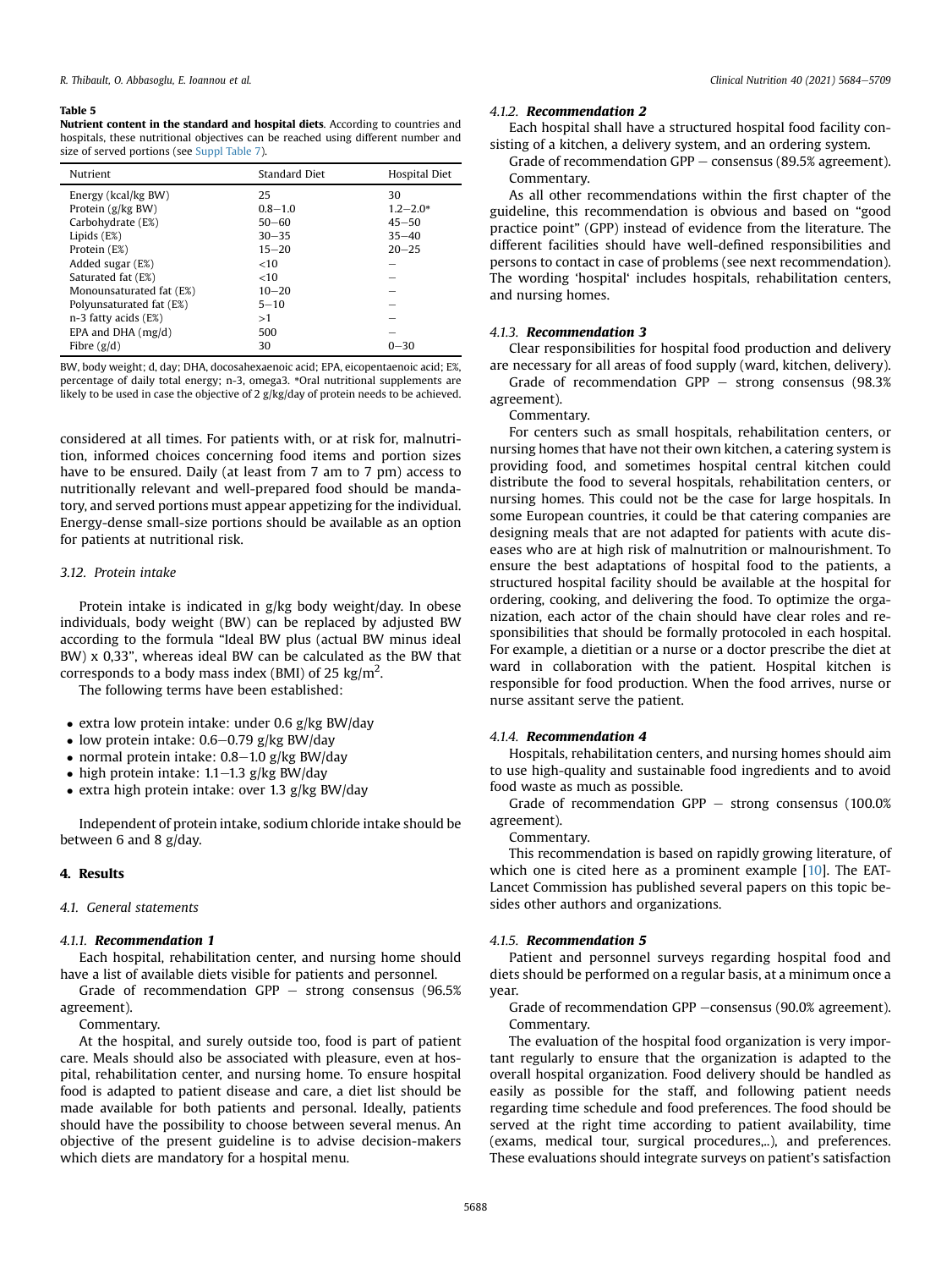**Table 5**
**Nutrient content in the standard and hospital diets**. According to countries and hospitals, these nutritional objectives can be reached using different number and size of served portions (see Suppl Table 7).

| Nutrient | Standard Diet | Hospital Diet |
|---|---|---|
| Energy (kcal/kg BW) | 25 | 30 |
| Protein (g/kg BW) | 0.8–1.0 | 1.2–2.0* |
| Carbohydrate (E%) | 50–60 | 45–50 |
| Lipids (E%) | 30–35 | 35–40 |
| Protein (E%) | 15–20 | 20–25 |
| Added sugar (E%) | <10 | – |
| Saturated fat (E%) | <10 | – |
| Monounsaturated fat (E%) | 10–20 | – |
| Polyunsaturated fat (E%) | 5–10 | – |
| n-3 fatty acids (E%) | >1 | – |
| EPA and DHA (mg/d) | 500 | – |
| Fibre (g/d) | 30 | 0–30 |

BW, body weight; d, day; DHA, docosahexaenoic acid; EPA, eicopentaenoic acid; E%, percentage of daily total energy; n-3, omega3. *Oral nutritional supplements are likely to be used in case the objective of 2 g/kg/day of protein needs to be achieved.

considered at all times. For patients with, or at risk for, malnutrition, informed choices concerning food items and portion sizes have to be ensured. Daily (at least from 7 am to 7 pm) access to nutritionally relevant and well-prepared food should be mandatory, and served portions must appear appetizing for the individual. Energy-dense small-size portions should be available as an option for patients at nutritional risk.

### 3.12. Protein intake

Protein intake is indicated in g/kg body weight/day. In obese individuals, body weight (BW) can be replaced by adjusted BW according to the formula "Ideal BW plus (actual BW minus ideal BW) x 0,33", whereas ideal BW can be calculated as the BW that corresponds to a body mass index (BMI) of 25 kg/m$^2$.

The following terms have been established:

- extra low protein intake: under 0.6 g/kg BW/day
- low protein intake: 0.6–0.79 g/kg BW/day
- normal protein intake: 0.8–1.0 g/kg BW/day
- high protein intake: 1.1–1.3 g/kg BW/day
- extra high protein intake: over 1.3 g/kg BW/day

Independent of protein intake, sodium chloride intake should be between 6 and 8 g/day.

## 4. Results

### 4.1. General statements

#### 4.1.1. Recommendation 1

Each hospital, rehabilitation center, and nursing home should have a list of available diets visible for patients and personnel.

Grade of recommendation GPP – strong consensus (96.5% agreement).

Commentary.

At the hospital, and surely outside too, food is part of patient care. Meals should also be associated with pleasure, even at hospital, rehabilitation center, and nursing home. To ensure hospital food is adapted to patient disease and care, a diet list should be made available for both patients and personal. Ideally, patients should have the possibility to choose between several menus. An objective of the present guideline is to advise decision-makers which diets are mandatory for a hospital menu.

#### 4.1.2. Recommendation 2

Each hospital shall have a structured hospital food facility consisting of a kitchen, a delivery system, and an ordering system.

Grade of recommendation GPP – consensus (89.5% agreement).

Commentary.

As all other recommendations within the first chapter of the guideline, this recommendation is obvious and based on "good practice point" (GPP) instead of evidence from the literature. The different facilities should have well-defined responsibilities and persons to contact in case of problems (see next recommendation). The wording 'hospital' includes hospitals, rehabilitation centers, and nursing homes.

#### 4.1.3. Recommendation 3

Clear responsibilities for hospital food production and delivery are necessary for all areas of food supply (ward, kitchen, delivery).

Grade of recommendation GPP – strong consensus (98.3% agreement).

Commentary.

For centers such as small hospitals, rehabilitation centers, or nursing homes that have not their own kitchen, a catering system is providing food, and sometimes hospital central kitchen could distribute the food to several hospitals, rehabilitation centers, or nursing homes. This could not be the case for large hospitals. In some European countries, it could be that catering companies are designing meals that are not adapted for patients with acute diseases who are at high risk of malnutrition or malnourishment. To ensure the best adaptations of hospital food to the patients, a structured hospital facility should be available at the hospital for ordering, cooking, and delivering the food. To optimize the organization, each actor of the chain should have clear roles and responsibilities that should be formally protocoled in each hospital. For example, a dietitian or a nurse or a doctor prescribe the diet at ward in collaboration with the patient. Hospital kitchen is responsible for food production. When the food arrives, nurse or nurse assitant serve the patient.

#### 4.1.4. Recommendation 4

Hospitals, rehabilitation centers, and nursing homes should aim to use high-quality and sustainable food ingredients and to avoid food waste as much as possible.

Grade of recommendation GPP – strong consensus (100.0% agreement).

Commentary.

This recommendation is based on rapidly growing literature, of which one is cited here as a prominent example [10]. The EAT-Lancet Commission has published several papers on this topic besides other authors and organizations.

#### 4.1.5. Recommendation 5

Patient and personnel surveys regarding hospital food and diets should be performed on a regular basis, at a minimum once a year.

Grade of recommendation GPP –consensus (90.0% agreement).

Commentary.

The evaluation of the hospital food organization is very important regularly to ensure that the organization is adapted to the overall hospital organization. Food delivery should be handled as easily as possible for the staff, and following patient needs regarding time schedule and food preferences. The food should be served at the right time according to patient availability, time (exams, medical tour, surgical procedures,..), and preferences. These evaluations should integrate surveys on patient's satisfaction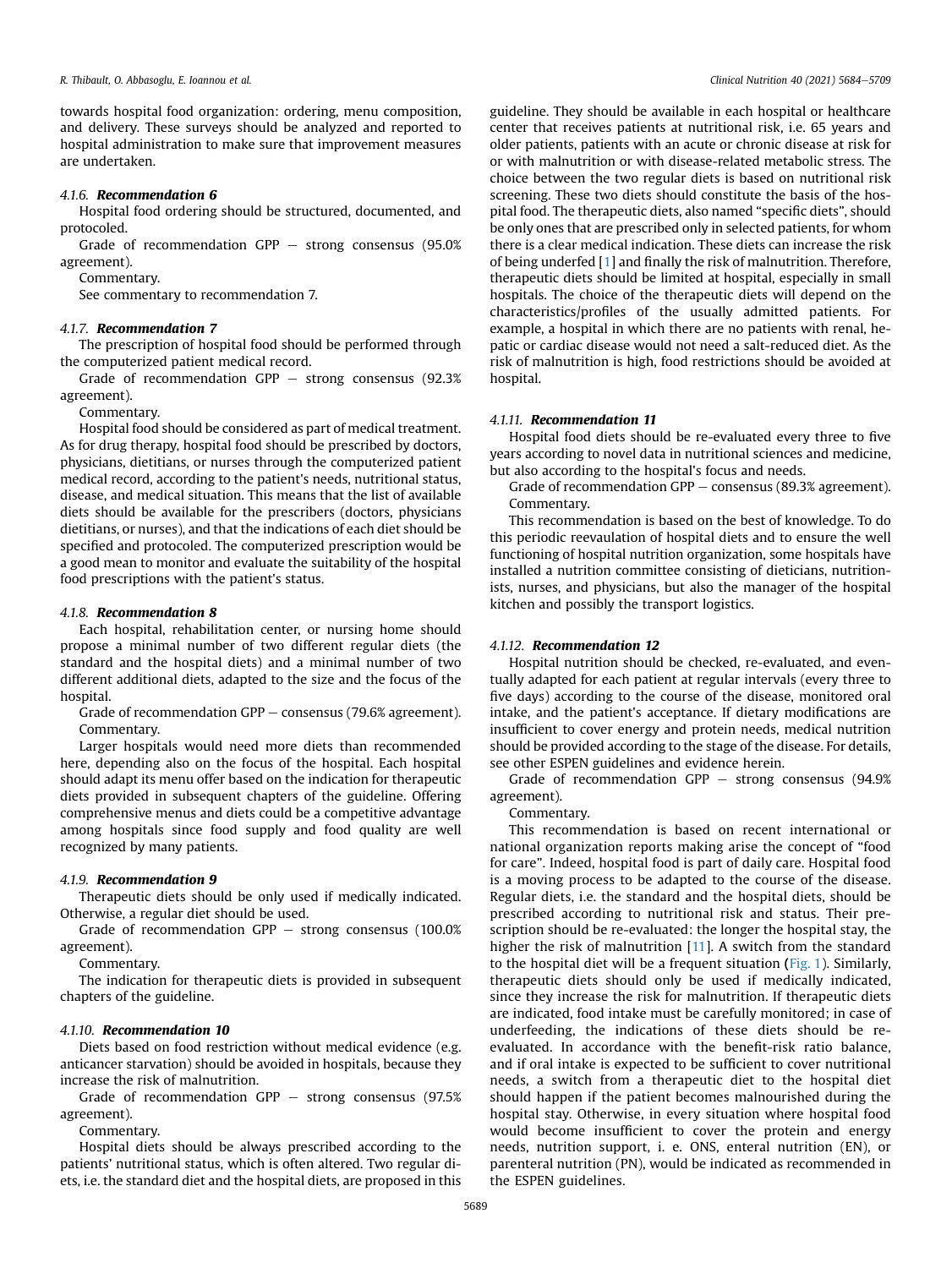towards hospital food organization: ordering, menu composition, and delivery. These surveys should be analyzed and reported to hospital administration to make sure that improvement measures are undertaken.

#### 4.1.6. *Recommendation 6*

Hospital food ordering should be structured, documented, and protocoled.

Grade of recommendation GPP – strong consensus (95.0% agreement).

Commentary.

See commentary to recommendation 7.

#### 4.1.7. *Recommendation 7*

The prescription of hospital food should be performed through the computerized patient medical record.

Grade of recommendation GPP – strong consensus (92.3% agreement).

Commentary.

Hospital food should be considered as part of medical treatment. As for drug therapy, hospital food should be prescribed by doctors, physicians, dietitians, or nurses through the computerized patient medical record, according to the patient's needs, nutritional status, disease, and medical situation. This means that the list of available diets should be available for the prescribers (doctors, physicians dietitians, or nurses), and that the indications of each diet should be specified and protocoled. The computerized prescription would be a good mean to monitor and evaluate the suitability of the hospital food prescriptions with the patient's status.

#### 4.1.8. *Recommendation 8*

Each hospital, rehabilitation center, or nursing home should propose a minimal number of two different regular diets (the standard and the hospital diets) and a minimal number of two different additional diets, adapted to the size and the focus of the hospital.

Grade of recommendation GPP – consensus (79.6% agreement).

Commentary.

Larger hospitals would need more diets than recommended here, depending also on the focus of the hospital. Each hospital should adapt its menu offer based on the indication for therapeutic diets provided in subsequent chapters of the guideline. Offering comprehensive menus and diets could be a competitive advantage among hospitals since food supply and food quality are well recognized by many patients.

#### 4.1.9. *Recommendation 9*

Therapeutic diets should be only used if medically indicated. Otherwise, a regular diet should be used.

Grade of recommendation GPP – strong consensus (100.0% agreement).

Commentary.

The indication for therapeutic diets is provided in subsequent chapters of the guideline.

#### 4.1.10. *Recommendation 10*

Diets based on food restriction without medical evidence (e.g. anticancer starvation) should be avoided in hospitals, because they increase the risk of malnutrition.

Grade of recommendation GPP – strong consensus (97.5% agreement).

Commentary.

Hospital diets should be always prescribed according to the patients' nutritional status, which is often altered. Two regular diets, i.e. the standard diet and the hospital diets, are proposed in this guideline. They should be available in each hospital or healthcare center that receives patients at nutritional risk, i.e. 65 years and older patients, patients with an acute or chronic disease at risk for or with malnutrition or with disease-related metabolic stress. The choice between the two regular diets is based on nutritional risk screening. These two diets should constitute the basis of the hospital food. The therapeutic diets, also named "specific diets", should be only ones that are prescribed only in selected patients, for whom there is a clear medical indication. These diets can increase the risk of being underfed [1] and finally the risk of malnutrition. Therefore, therapeutic diets should be limited at hospital, especially in small hospitals. The choice of the therapeutic diets will depend on the characteristics/profiles of the usually admitted patients. For example, a hospital in which there are no patients with renal, hepatic or cardiac disease would not need a salt-reduced diet. As the risk of malnutrition is high, food restrictions should be avoided at hospital.

#### 4.1.11. *Recommendation 11*

Hospital food diets should be re-evaluated every three to five years according to novel data in nutritional sciences and medicine, but also according to the hospital's focus and needs.

Grade of recommendation GPP – consensus (89.3% agreement).

Commentary.

This recommendation is based on the best of knowledge. To do this periodic reevaulation of hospital diets and to ensure the well functioning of hospital nutrition organization, some hospitals have installed a nutrition committee consisting of dieticians, nutritionists, nurses, and physicians, but also the manager of the hospital kitchen and possibly the transport logistics.

#### 4.1.12. *Recommendation 12*

Hospital nutrition should be checked, re-evaluated, and eventually adapted for each patient at regular intervals (every three to five days) according to the course of the disease, monitored oral intake, and the patient's acceptance. If dietary modifications are insufficient to cover energy and protein needs, medical nutrition should be provided according to the stage of the disease. For details, see other ESPEN guidelines and evidence herein.

Grade of recommendation GPP – strong consensus (94.9% agreement).

Commentary.

This recommendation is based on recent international or national organization reports making arise the concept of "food for care". Indeed, hospital food is part of daily care. Hospital food is a moving process to be adapted to the course of the disease. Regular diets, i.e. the standard and the hospital diets, should be prescribed according to nutritional risk and status. Their prescription should be re-evaluated: the longer the hospital stay, the higher the risk of malnutrition [11]. A switch from the standard to the hospital diet will be a frequent situation (Fig. 1). Similarly, therapeutic diets should only be used if medically indicated, since they increase the risk for malnutrition. If therapeutic diets are indicated, food intake must be carefully monitored; in case of underfeeding, the indications of these diets should be re-evaluated. In accordance with the benefit-risk ratio balance, and if oral intake is expected to be sufficient to cover nutritional needs, a switch from a therapeutic diet to the hospital diet should happen if the patient becomes malnourished during the hospital stay. Otherwise, in every situation where hospital food would become insufficient to cover the protein and energy needs, nutrition support, i. e. ONS, enteral nutrition (EN), or parenteral nutrition (PN), would be indicated as recommended in the ESPEN guidelines.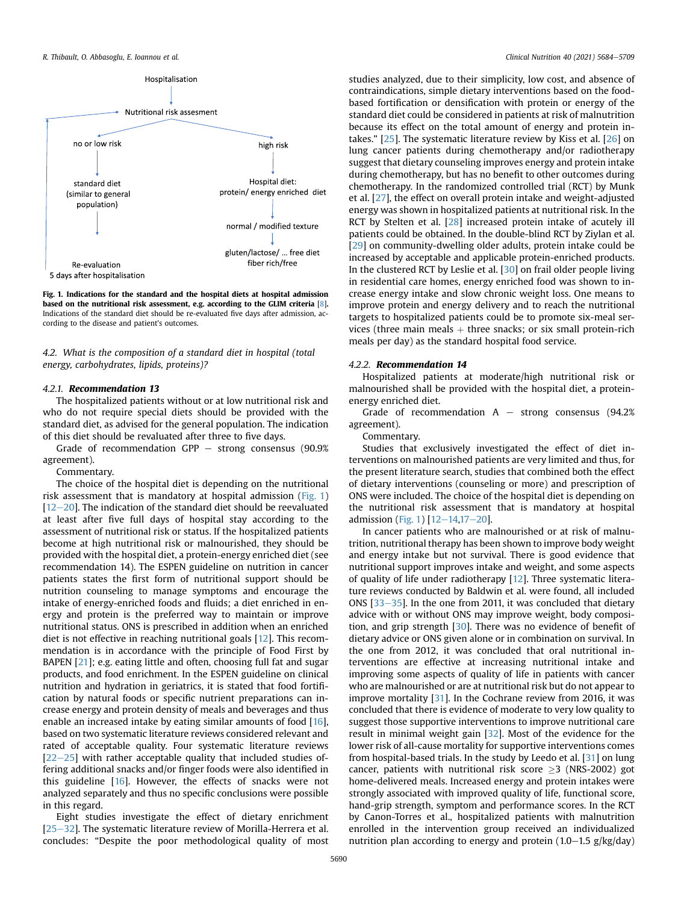Hospitalisation

Nutritional risk assesment

no or low risk

standard diet (similar to general population)

Re-evaluation 5 days after hospitalisation

high risk

Hospital diet: protein/ energy enriched diet

normal / modified texture

gluten/lactose/ … free diet fiber rich/free

**Fig. 1. Indications for the standard and the hospital diets at hospital admission based on the nutritional risk assessment, e.g. according to the GLIM criteria [8].** Indications of the standard diet should be re-evaluated five days after admission, according to the disease and patient's outcomes.

### *4.2. What is the composition of a standard diet in hospital (total energy, carbohydrates, lipids, proteins)?*

#### *4.2.1. Recommendation 13*

The hospitalized patients without or at low nutritional risk and who do not require special diets should be provided with the standard diet, as advised for the general population. The indication of this diet should be revaluated after three to five days.

Grade of recommendation GPP – strong consensus (90.9% agreement).

Commentary.

The choice of the hospital diet is depending on the nutritional risk assessment that is mandatory at hospital admission (Fig. 1) [12–20]. The indication of the standard diet should be reevaluated at least after five full days of hospital stay according to the assessment of nutritional risk or status. If the hospitalized patients become at high nutritional risk or malnourished, they should be provided with the hospital diet, a protein-energy enriched diet (see recommendation 14). The ESPEN guideline on nutrition in cancer patients states the first form of nutritional support should be nutrition counseling to manage symptoms and encourage the intake of energy-enriched foods and fluids; a diet enriched in energy and protein is the preferred way to maintain or improve nutritional status. ONS is prescribed in addition when an enriched diet is not effective in reaching nutritional goals [12]. This recommendation is in accordance with the principle of Food First by BAPEN [21]; e.g. eating little and often, choosing full fat and sugar products, and food enrichment. In the ESPEN guideline on clinical nutrition and hydration in geriatrics, it is stated that food fortification by natural foods or specific nutrient preparations can increase energy and protein density of meals and beverages and thus enable an increased intake by eating similar amounts of food [16], based on two systematic literature reviews considered relevant and rated of acceptable quality. Four systematic literature reviews [22–25] with rather acceptable quality that included studies offering additional snacks and/or finger foods were also identified in this guideline [16]. However, the effects of snacks were not analyzed separately and thus no specific conclusions were possible in this regard.

Eight studies investigate the effect of dietary enrichment [25–32]. The systematic literature review of Morilla-Herrera et al. concludes: "Despite the poor methodological quality of most studies analyzed, due to their simplicity, low cost, and absence of contraindications, simple dietary interventions based on the food-based fortification or densification with protein or energy of the standard diet could be considered in patients at risk of malnutrition because its effect on the total amount of energy and protein intakes." [25]. The systematic literature review by Kiss et al. [26] on lung cancer patients during chemotherapy and/or radiotherapy suggest that dietary counseling improves energy and protein intake during chemotherapy, but has no benefit to other outcomes during chemotherapy. In the randomized controlled trial (RCT) by Munk et al. [27], the effect on overall protein intake and weight-adjusted energy was shown in hospitalized patients at nutritional risk. In the RCT by Stelten et al. [28] increased protein intake of acutely ill patients could be obtained. In the double-blind RCT by Ziylan et al. [29] on community-dwelling older adults, protein intake could be increased by acceptable and applicable protein-enriched products. In the clustered RCT by Leslie et al. [30] on frail older people living in residential care homes, energy enriched food was shown to increase energy intake and slow chronic weight loss. One means to improve protein and energy delivery and to reach the nutritional targets to hospitalized patients could be to promote six-meal services (three main meals + three snacks; or six small protein-rich meals per day) as the standard hospital food service.

#### *4.2.2. Recommendation 14*

Hospitalized patients at moderate/high nutritional risk or malnourished shall be provided with the hospital diet, a protein-energy enriched diet.

Grade of recommendation A – strong consensus (94.2% agreement).

Commentary.

Studies that exclusively investigated the effect of diet interventions on malnourished patients are very limited and thus, for the present literature search, studies that combined both the effect of dietary interventions (counseling or more) and prescription of ONS were included. The choice of the hospital diet is depending on the nutritional risk assessment that is mandatory at hospital admission (Fig. 1) [12–14,17–20].

In cancer patients who are malnourished or at risk of malnutrition, nutritional therapy has been shown to improve body weight and energy intake but not survival. There is good evidence that nutritional support improves intake and weight, and some aspects of quality of life under radiotherapy [12]. Three systematic literature reviews conducted by Baldwin et al. were found, all included ONS [33–35]. In the one from 2011, it was concluded that dietary advice with or without ONS may improve weight, body composition, and grip strength [30]. There was no evidence of benefit of dietary advice or ONS given alone or in combination on survival. In the one from 2012, it was concluded that oral nutritional interventions are effective at increasing nutritional intake and improving some aspects of quality of life in patients with cancer who are malnourished or are at nutritional risk but do not appear to improve mortality [31]. In the Cochrane review from 2016, it was concluded that there is evidence of moderate to very low quality to suggest those supportive interventions to improve nutritional care result in minimal weight gain [32]. Most of the evidence for the lower risk of all-cause mortality for supportive interventions comes from hospital-based trials. In the study by Leedo et al. [31] on lung cancer, patients with nutritional risk score ≥3 (NRS-2002) got home-delivered meals. Increased energy and protein intakes were strongly associated with improved quality of life, functional score, hand-grip strength, symptom and performance scores. In the RCT by Canon-Torres et al., hospitalized patients with malnutrition enrolled in the intervention group received an individualized nutrition plan according to energy and protein (1.0–1.5 g/kg/day)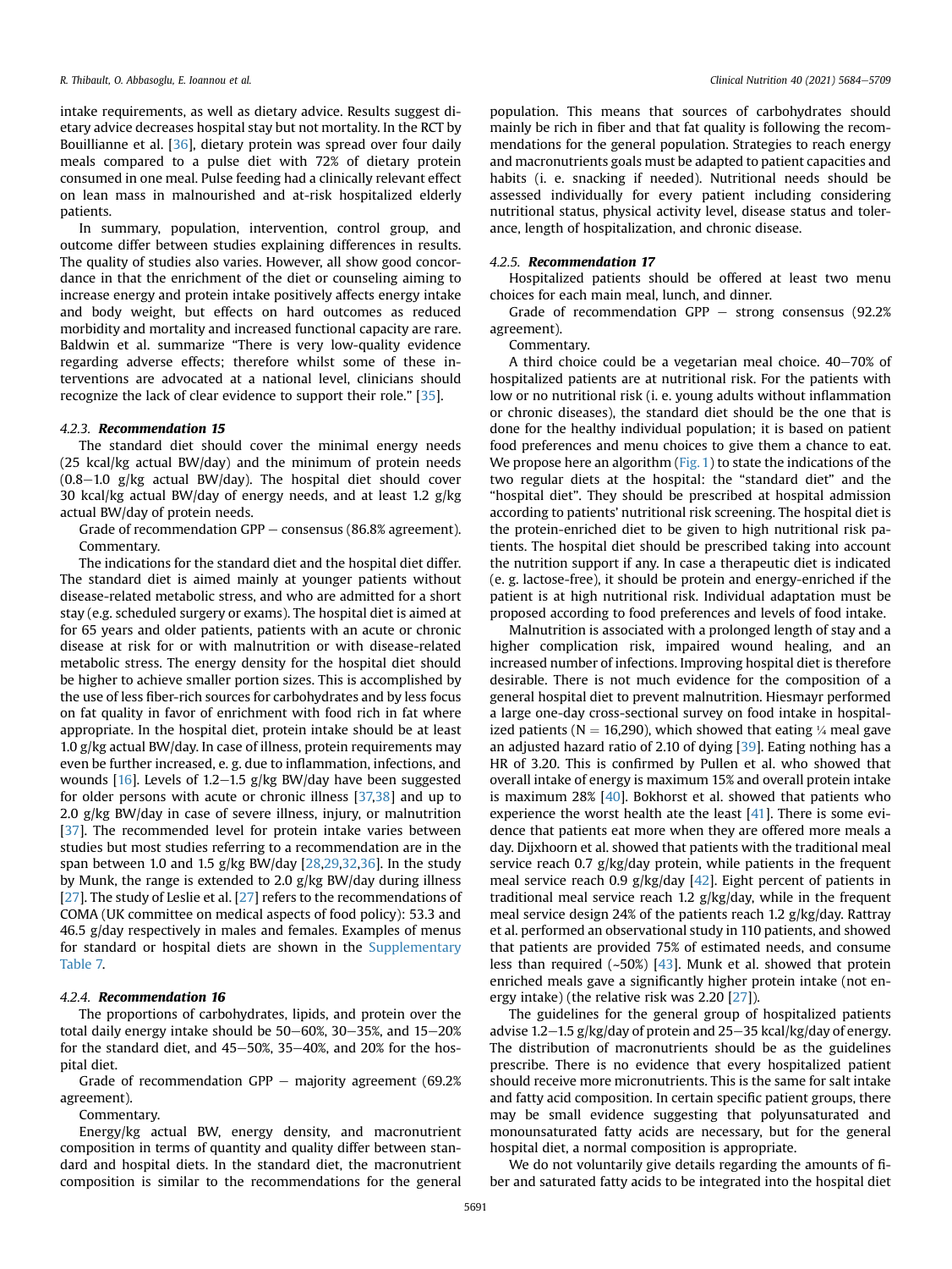intake requirements, as well as dietary advice. Results suggest dietary advice decreases hospital stay but not mortality. In the RCT by Bouillianne et al. [36], dietary protein was spread over four daily meals compared to a pulse diet with 72% of dietary protein consumed in one meal. Pulse feeding had a clinically relevant effect on lean mass in malnourished and at-risk hospitalized elderly patients.

In summary, population, intervention, control group, and outcome differ between studies explaining differences in results. The quality of studies also varies. However, all show good concordance in that the enrichment of the diet or counseling aiming to increase energy and protein intake positively affects energy intake and body weight, but effects on hard outcomes as reduced morbidity and mortality and increased functional capacity are rare. Baldwin et al. summarize "There is very low-quality evidence regarding adverse effects; therefore whilst some of these interventions are advocated at a national level, clinicians should recognize the lack of clear evidence to support their role." [35].

#### 4.2.3. Recommendation 15

The standard diet should cover the minimal energy needs (25 kcal/kg actual BW/day) and the minimum of protein needs (0.8–1.0 g/kg actual BW/day). The hospital diet should cover 30 kcal/kg actual BW/day of energy needs, and at least 1.2 g/kg actual BW/day of protein needs.

Grade of recommendation GPP – consensus (86.8% agreement).

Commentary.

The indications for the standard diet and the hospital diet differ. The standard diet is aimed mainly at younger patients without disease-related metabolic stress, and who are admitted for a short stay (e.g. scheduled surgery or exams). The hospital diet is aimed at for 65 years and older patients, patients with an acute or chronic disease at risk for or with malnutrition or with disease-related metabolic stress. The energy density for the hospital diet should be higher to achieve smaller portion sizes. This is accomplished by the use of less fiber-rich sources for carbohydrates and by less focus on fat quality in favor of enrichment with food rich in fat where appropriate. In the hospital diet, protein intake should be at least 1.0 g/kg actual BW/day. In case of illness, protein requirements may even be further increased, e. g. due to inflammation, infections, and wounds [16]. Levels of 1.2–1.5 g/kg BW/day have been suggested for older persons with acute or chronic illness [37,38] and up to 2.0 g/kg BW/day in case of severe illness, injury, or malnutrition [37]. The recommended level for protein intake varies between studies but most studies referring to a recommendation are in the span between 1.0 and 1.5 g/kg BW/day [28,29,32,36]. In the study by Munk, the range is extended to 2.0 g/kg BW/day during illness [27]. The study of Leslie et al. [27] refers to the recommendations of COMA (UK committee on medical aspects of food policy): 53.3 and 46.5 g/day respectively in males and females. Examples of menus for standard or hospital diets are shown in the Supplementary Table 7.

#### 4.2.4. Recommendation 16

The proportions of carbohydrates, lipids, and protein over the total daily energy intake should be 50–60%, 30–35%, and 15–20% for the standard diet, and 45–50%, 35–40%, and 20% for the hospital diet.

Grade of recommendation GPP – majority agreement (69.2% agreement).

Commentary.

Energy/kg actual BW, energy density, and macronutrient composition in terms of quantity and quality differ between standard and hospital diets. In the standard diet, the macronutrient composition is similar to the recommendations for the general population. This means that sources of carbohydrates should mainly be rich in fiber and that fat quality is following the recommendations for the general population. Strategies to reach energy and macronutrients goals must be adapted to patient capacities and habits (i. e. snacking if needed). Nutritional needs should be assessed individually for every patient including considering nutritional status, physical activity level, disease status and tolerance, length of hospitalization, and chronic disease.

#### 4.2.5. Recommendation 17

Hospitalized patients should be offered at least two menu choices for each main meal, lunch, and dinner.

Grade of recommendation GPP – strong consensus (92.2% agreement).

Commentary.

A third choice could be a vegetarian meal choice. 40–70% of hospitalized patients are at nutritional risk. For the patients with low or no nutritional risk (i. e. young adults without inflammation or chronic diseases), the standard diet should be the one that is done for the healthy individual population; it is based on patient food preferences and menu choices to give them a chance to eat. We propose here an algorithm (Fig. 1) to state the indications of the two regular diets at the hospital: the "standard diet" and the "hospital diet". They should be prescribed at hospital admission according to patients' nutritional risk screening. The hospital diet is the protein-enriched diet to be given to high nutritional risk patients. The hospital diet should be prescribed taking into account the nutrition support if any. In case a therapeutic diet is indicated (e. g. lactose-free), it should be protein and energy-enriched if the patient is at high nutritional risk. Individual adaptation must be proposed according to food preferences and levels of food intake.

Malnutrition is associated with a prolonged length of stay and a higher complication risk, impaired wound healing, and an increased number of infections. Improving hospital diet is therefore desirable. There is not much evidence for the composition of a general hospital diet to prevent malnutrition. Hiesmayr performed a large one-day cross-sectional survey on food intake in hospitalized patients (N = 16,290), which showed that eating ¼ meal gave an adjusted hazard ratio of 2.10 of dying [39]. Eating nothing has a HR of 3.20. This is confirmed by Pullen et al. who showed that overall intake of energy is maximum 15% and overall protein intake is maximum 28% [40]. Bokhorst et al. showed that patients who experience the worst health ate the least [41]. There is some evidence that patients eat more when they are offered more meals a day. Dijxhoorn et al. showed that patients with the traditional meal service reach 0.7 g/kg/day protein, while patients in the frequent meal service reach 0.9 g/kg/day [42]. Eight percent of patients in traditional meal service reach 1.2 g/kg/day, while in the frequent meal service design 24% of the patients reach 1.2 g/kg/day. Rattray et al. performed an observational study in 110 patients, and showed that patients are provided 75% of estimated needs, and consume less than required (~50%) [43]. Munk et al. showed that protein enriched meals gave a significantly higher protein intake (not energy intake) (the relative risk was 2.20 [27]).

The guidelines for the general group of hospitalized patients advise 1.2–1.5 g/kg/day of protein and 25–35 kcal/kg/day of energy. The distribution of macronutrients should be as the guidelines prescribe. There is no evidence that every hospitalized patient should receive more micronutrients. This is the same for salt intake and fatty acid composition. In certain specific patient groups, there may be small evidence suggesting that polyunsaturated and monounsaturated fatty acids are necessary, but for the general hospital diet, a normal composition is appropriate.

We do not voluntarily give details regarding the amounts of fiber and saturated fatty acids to be integrated into the hospital diet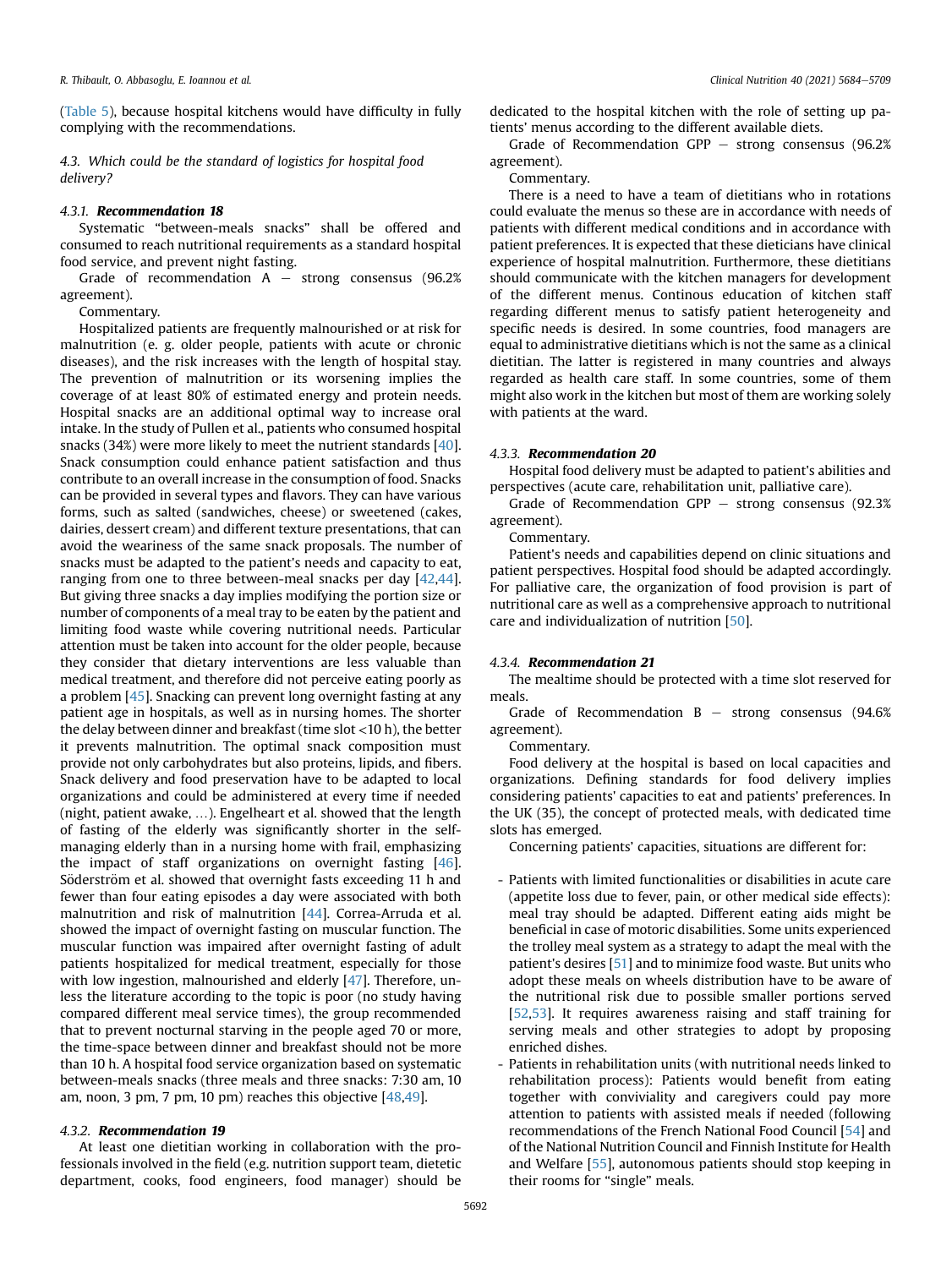(Table 5), because hospital kitchens would have difficulty in fully complying with the recommendations.

### 4.3. Which could be the standard of logistics for hospital food delivery?

#### 4.3.1. *Recommendation 18*

Systematic "between-meals snacks" shall be offered and consumed to reach nutritional requirements as a standard hospital food service, and prevent night fasting.

Grade of recommendation A – strong consensus (96.2% agreement).

Commentary.

Hospitalized patients are frequently malnourished or at risk for malnutrition (e. g. older people, patients with acute or chronic diseases), and the risk increases with the length of hospital stay. The prevention of malnutrition or its worsening implies the coverage of at least 80% of estimated energy and protein needs. Hospital snacks are an additional optimal way to increase oral intake. In the study of Pullen et al., patients who consumed hospital snacks (34%) were more likely to meet the nutrient standards [40]. Snack consumption could enhance patient satisfaction and thus contribute to an overall increase in the consumption of food. Snacks can be provided in several types and flavors. They can have various forms, such as salted (sandwiches, cheese) or sweetened (cakes, dairies, dessert cream) and different texture presentations, that can avoid the weariness of the same snack proposals. The number of snacks must be adapted to the patient's needs and capacity to eat, ranging from one to three between-meal snacks per day [42,44]. But giving three snacks a day implies modifying the portion size or number of components of a meal tray to be eaten by the patient and limiting food waste while covering nutritional needs. Particular attention must be taken into account for the older people, because they consider that dietary interventions are less valuable than medical treatment, and therefore did not perceive eating poorly as a problem [45]. Snacking can prevent long overnight fasting at any patient age in hospitals, as well as in nursing homes. The shorter the delay between dinner and breakfast (time slot <10 h), the better it prevents malnutrition. The optimal snack composition must provide not only carbohydrates but also proteins, lipids, and fibers. Snack delivery and food preservation have to be adapted to local organizations and could be administered at every time if needed (night, patient awake, …). Engelheart et al. showed that the length of fasting of the elderly was significantly shorter in the self-managing elderly than in a nursing home with frail, emphasizing the impact of staff organizations on overnight fasting [46]. Söderström et al. showed that overnight fasts exceeding 11 h and fewer than four eating episodes a day were associated with both malnutrition and risk of malnutrition [44]. Correa-Arruda et al. showed the impact of overnight fasting on muscular function. The muscular function was impaired after overnight fasting of adult patients hospitalized for medical treatment, especially for those with low ingestion, malnourished and elderly [47]. Therefore, unless the literature according to the topic is poor (no study having compared different meal service times), the group recommended that to prevent nocturnal starving in the people aged 70 or more, the time-space between dinner and breakfast should not be more than 10 h. A hospital food service organization based on systematic between-meals snacks (three meals and three snacks: 7:30 am, 10 am, noon, 3 pm, 7 pm, 10 pm) reaches this objective [48,49].

#### 4.3.2. *Recommendation 19*

At least one dietitian working in collaboration with the professionals involved in the field (e.g. nutrition support team, dietetic department, cooks, food engineers, food manager) should be dedicated to the hospital kitchen with the role of setting up patients' menus according to the different available diets.

Grade of Recommendation GPP – strong consensus (96.2% agreement).

Commentary.

There is a need to have a team of dietitians who in rotations could evaluate the menus so these are in accordance with needs of patients with different medical conditions and in accordance with patient preferences. It is expected that these dieticians have clinical experience of hospital malnutrition. Furthermore, these dietitians should communicate with the kitchen managers for development of the different menus. Continous education of kitchen staff regarding different menus to satisfy patient heterogeneity and specific needs is desired. In some countries, food managers are equal to administrative dietitians which is not the same as a clinical dietitian. The latter is registered in many countries and always regarded as health care staff. In some countries, some of them might also work in the kitchen but most of them are working solely with patients at the ward.

#### 4.3.3. *Recommendation 20*

Hospital food delivery must be adapted to patient's abilities and perspectives (acute care, rehabilitation unit, palliative care).

Grade of Recommendation GPP – strong consensus (92.3% agreement).

Commentary.

Patient's needs and capabilities depend on clinic situations and patient perspectives. Hospital food should be adapted accordingly. For palliative care, the organization of food provision is part of nutritional care as well as a comprehensive approach to nutritional care and individualization of nutrition [50].

#### 4.3.4. *Recommendation 21*

The mealtime should be protected with a time slot reserved for meals.

Grade of Recommendation B – strong consensus (94.6% agreement).

Commentary.

Food delivery at the hospital is based on local capacities and organizations. Defining standards for food delivery implies considering patients' capacities to eat and patients' preferences. In the UK (35), the concept of protected meals, with dedicated time slots has emerged.

Concerning patients' capacities, situations are different for:

- Patients with limited functionalities or disabilities in acute care (appetite loss due to fever, pain, or other medical side effects): meal tray should be adapted. Different eating aids might be beneficial in case of motoric disabilities. Some units experienced the trolley meal system as a strategy to adapt the meal with the patient's desires [51] and to minimize food waste. But units who adopt these meals on wheels distribution have to be aware of the nutritional risk due to possible smaller portions served [52,53]. It requires awareness raising and staff training for serving meals and other strategies to adopt by proposing enriched dishes.
- Patients in rehabilitation units (with nutritional needs linked to rehabilitation process): Patients would benefit from eating together with conviviality and caregivers could pay more attention to patients with assisted meals if needed (following recommendations of the French National Food Council [54] and of the National Nutrition Council and Finnish Institute for Health and Welfare [55], autonomous patients should stop keeping in their rooms for "single" meals.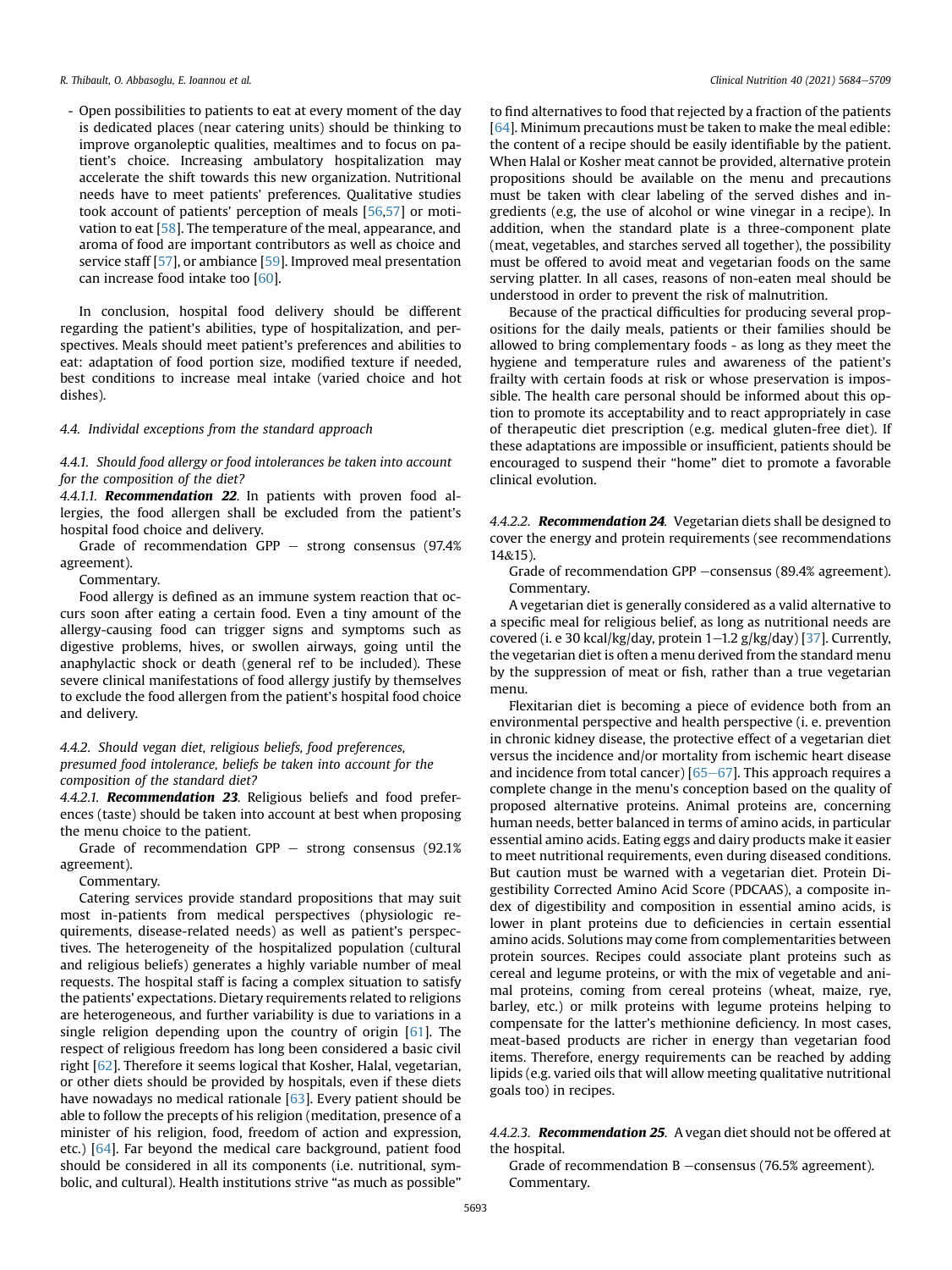- Open possibilities to patients to eat at every moment of the day is dedicated places (near catering units) should be thinking to improve organoleptic qualities, mealtimes and to focus on patient's choice. Increasing ambulatory hospitalization may accelerate the shift towards this new organization. Nutritional needs have to meet patients' preferences. Qualitative studies took account of patients' perception of meals [56,57] or motivation to eat [58]. The temperature of the meal, appearance, and aroma of food are important contributors as well as choice and service staff [57], or ambiance [59]. Improved meal presentation can increase food intake too [60].

In conclusion, hospital food delivery should be different regarding the patient's abilities, type of hospitalization, and perspectives. Meals should meet patient's preferences and abilities to eat: adaptation of food portion size, modified texture if needed, best conditions to increase meal intake (varied choice and hot dishes).

### 4.4. Individual exceptions from the standard approach

#### 4.4.1. Should food allergy or food intolerances be taken into account for the composition of the diet?

*4.4.1.1.* ***Recommendation 22***. In patients with proven food allergies, the food allergen shall be excluded from the patient's hospital food choice and delivery.

Grade of recommendation GPP – strong consensus (97.4% agreement).

Commentary.

Food allergy is defined as an immune system reaction that occurs soon after eating a certain food. Even a tiny amount of the allergy-causing food can trigger signs and symptoms such as digestive problems, hives, or swollen airways, going until the anaphylactic shock or death (general ref to be included). These severe clinical manifestations of food allergy justify by themselves to exclude the food allergen from the patient's hospital food choice and delivery.

#### 4.4.2. Should vegan diet, religious beliefs, food preferences, presumed food intolerance, beliefs be taken into account for the composition of the standard diet?

*4.4.2.1.* ***Recommendation 23***. Religious beliefs and food preferences (taste) should be taken into account at best when proposing the menu choice to the patient.

Grade of recommendation GPP – strong consensus (92.1% agreement).

Commentary.

Catering services provide standard propositions that may suit most in-patients from medical perspectives (physiologic requirements, disease-related needs) as well as patient's perspectives. The heterogeneity of the hospitalized population (cultural and religious beliefs) generates a highly variable number of meal requests. The hospital staff is facing a complex situation to satisfy the patients' expectations. Dietary requirements related to religions are heterogeneous, and further variability is due to variations in a single religion depending upon the country of origin [61]. The respect of religious freedom has long been considered a basic civil right [62]. Therefore it seems logical that Kosher, Halal, vegetarian, or other diets should be provided by hospitals, even if these diets have nowadays no medical rationale [63]. Every patient should be able to follow the precepts of his religion (meditation, presence of a minister of his religion, food, freedom of action and expression, etc.) [64]. Far beyond the medical care background, patient food should be considered in all its components (i.e. nutritional, symbolic, and cultural). Health institutions strive "as much as possible" to find alternatives to food that rejected by a fraction of the patients [64]. Minimum precautions must be taken to make the meal edible: the content of a recipe should be easily identifiable by the patient. When Halal or Kosher meat cannot be provided, alternative protein propositions should be available on the menu and precautions must be taken with clear labeling of the served dishes and ingredients (e.g, the use of alcohol or wine vinegar in a recipe). In addition, when the standard plate is a three-component plate (meat, vegetables, and starches served all together), the possibility must be offered to avoid meat and vegetarian foods on the same serving platter. In all cases, reasons of non-eaten meal should be understood in order to prevent the risk of malnutrition.

Because of the practical difficulties for producing several propositions for the daily meals, patients or their families should be allowed to bring complementary foods - as long as they meet the hygiene and temperature rules and awareness of the patient's frailty with certain foods at risk or whose preservation is impossible. The health care personal should be informed about this option to promote its acceptability and to react appropriately in case of therapeutic diet prescription (e.g. medical gluten-free diet). If these adaptations are impossible or insufficient, patients should be encouraged to suspend their "home" diet to promote a favorable clinical evolution.

*4.4.2.2.* ***Recommendation 24***. Vegetarian diets shall be designed to cover the energy and protein requirements (see recommendations 14&15).

Grade of recommendation GPP –consensus (89.4% agreement).

Commentary.

A vegetarian diet is generally considered as a valid alternative to a specific meal for religious belief, as long as nutritional needs are covered (i. e 30 kcal/kg/day, protein 1–1.2 g/kg/day) [37]. Currently, the vegetarian diet is often a menu derived from the standard menu by the suppression of meat or fish, rather than a true vegetarian menu.

Flexitarian diet is becoming a piece of evidence both from an environmental perspective and health perspective (i. e. prevention in chronic kidney disease, the protective effect of a vegetarian diet versus the incidence and/or mortality from ischemic heart disease and incidence from total cancer) [65–67]. This approach requires a complete change in the menu's conception based on the quality of proposed alternative proteins. Animal proteins are, concerning human needs, better balanced in terms of amino acids, in particular essential amino acids. Eating eggs and dairy products make it easier to meet nutritional requirements, even during diseased conditions. But caution must be warned with a vegetarian diet. Protein Digestibility Corrected Amino Acid Score (PDCAAS), a composite index of digestibility and composition in essential amino acids, is lower in plant proteins due to deficiencies in certain essential amino acids. Solutions may come from complementarities between protein sources. Recipes could associate plant proteins such as cereal and legume proteins, or with the mix of vegetable and animal proteins, coming from cereal proteins (wheat, maize, rye, barley, etc.) or milk proteins with legume proteins helping to compensate for the latter's methionine deficiency. In most cases, meat-based products are richer in energy than vegetarian food items. Therefore, energy requirements can be reached by adding lipids (e.g. varied oils that will allow meeting qualitative nutritional goals too) in recipes.

*4.4.2.3.* ***Recommendation 25***. A vegan diet should not be offered at the hospital.

Grade of recommendation B –consensus (76.5% agreement).

Commentary.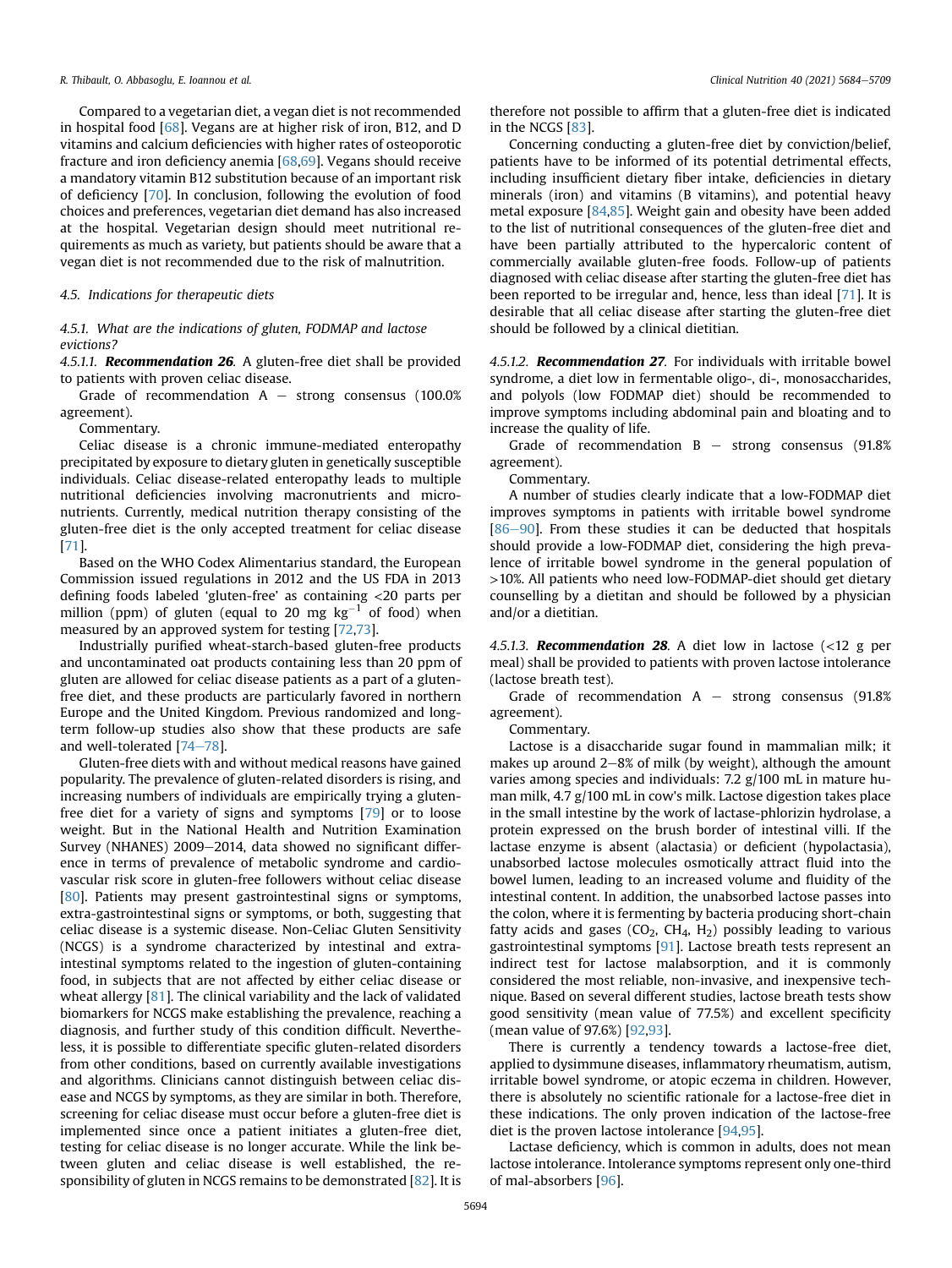Compared to a vegetarian diet, a vegan diet is not recommended in hospital food [68]. Vegans are at higher risk of iron, B12, and D vitamins and calcium deficiencies with higher rates of osteoporotic fracture and iron deficiency anemia [68,69]. Vegans should receive a mandatory vitamin B12 substitution because of an important risk of deficiency [70]. In conclusion, following the evolution of food choices and preferences, vegetarian diet demand has also increased at the hospital. Vegetarian design should meet nutritional requirements as much as variety, but patients should be aware that a vegan diet is not recommended due to the risk of malnutrition.

## 4.5. Indications for therapeutic diets

### 4.5.1. What are the indications of gluten, FODMAP and lactose evictions?

4.5.1.1. ***Recommendation 26***. A gluten-free diet shall be provided to patients with proven celiac disease.

Grade of recommendation A – strong consensus (100.0% agreement).

Commentary.

Celiac disease is a chronic immune-mediated enteropathy precipitated by exposure to dietary gluten in genetically susceptible individuals. Celiac disease-related enteropathy leads to multiple nutritional deficiencies involving macronutrients and micronutrients. Currently, medical nutrition therapy consisting of the gluten-free diet is the only accepted treatment for celiac disease [71].

Based on the WHO Codex Alimentarius standard, the European Commission issued regulations in 2012 and the US FDA in 2013 defining foods labeled 'gluten-free' as containing <20 parts per million (ppm) of gluten (equal to 20 mg $kg^{-1}$ of food) when measured by an approved system for testing [72,73].

Industrially purified wheat-starch-based gluten-free products and uncontaminated oat products containing less than 20 ppm of gluten are allowed for celiac disease patients as a part of a gluten-free diet, and these products are particularly favored in northern Europe and the United Kingdom. Previous randomized and long-term follow-up studies also show that these products are safe and well-tolerated [74–78].

Gluten-free diets with and without medical reasons have gained popularity. The prevalence of gluten-related disorders is rising, and increasing numbers of individuals are empirically trying a gluten-free diet for a variety of signs and symptoms [79] or to loose weight. But in the National Health and Nutrition Examination Survey (NHANES) 2009–2014, data showed no significant difference in terms of prevalence of metabolic syndrome and cardiovascular risk score in gluten-free followers without celiac disease [80]. Patients may present gastrointestinal signs or symptoms, extra-gastrointestinal signs or symptoms, or both, suggesting that celiac disease is a systemic disease. Non-Celiac Gluten Sensitivity (NCGS) is a syndrome characterized by intestinal and extra-intestinal symptoms related to the ingestion of gluten-containing food, in subjects that are not affected by either celiac disease or wheat allergy [81]. The clinical variability and the lack of validated biomarkers for NCGS make establishing the prevalence, reaching a diagnosis, and further study of this condition difficult. Nevertheless, it is possible to differentiate specific gluten-related disorders from other conditions, based on currently available investigations and algorithms. Clinicians cannot distinguish between celiac disease and NCGS by symptoms, as they are similar in both. Therefore, screening for celiac disease must occur before a gluten-free diet is implemented since once a patient initiates a gluten-free diet, testing for celiac disease is no longer accurate. While the link between gluten and celiac disease is well established, the responsibility of gluten in NCGS remains to be demonstrated [82]. It is therefore not possible to affirm that a gluten-free diet is indicated in the NCGS [83].

Concerning conducting a gluten-free diet by conviction/belief, patients have to be informed of its potential detrimental effects, including insufficient dietary fiber intake, deficiencies in dietary minerals (iron) and vitamins (B vitamins), and potential heavy metal exposure [84,85]. Weight gain and obesity have been added to the list of nutritional consequences of the gluten-free diet and have been partially attributed to the hypercaloric content of commercially available gluten-free foods. Follow-up of patients diagnosed with celiac disease after starting the gluten-free diet has been reported to be irregular and, hence, less than ideal [71]. It is desirable that all celiac disease after starting the gluten-free diet should be followed by a clinical dietitian.

4.5.1.2. ***Recommendation 27***. For individuals with irritable bowel syndrome, a diet low in fermentable oligo-, di-, monosaccharides, and polyols (low FODMAP diet) should be recommended to improve symptoms including abdominal pain and bloating and to increase the quality of life.

Grade of recommendation B – strong consensus (91.8% agreement).

Commentary.

A number of studies clearly indicate that a low-FODMAP diet improves symptoms in patients with irritable bowel syndrome [86–90]. From these studies it can be deducted that hospitals should provide a low-FODMAP diet, considering the high prevalence of irritable bowel syndrome in the general population of >10%. All patients who need low-FODMAP-diet should get dietary counselling by a dietitan and should be followed by a physician and/or a dietitian.

4.5.1.3. ***Recommendation 28***. A diet low in lactose (<12 g per meal) shall be provided to patients with proven lactose intolerance (lactose breath test).

Grade of recommendation A – strong consensus (91.8% agreement).

Commentary.

Lactose is a disaccharide sugar found in mammalian milk; it makes up around 2–8% of milk (by weight), although the amount varies among species and individuals: 7.2 g/100 mL in mature human milk, 4.7 g/100 mL in cow's milk. Lactose digestion takes place in the small intestine by the work of lactase-phlorizin hydrolase, a protein expressed on the brush border of intestinal villi. If the lactase enzyme is absent (alactasia) or deficient (hypolactasia), unabsorbed lactose molecules osmotically attract fluid into the bowel lumen, leading to an increased volume and fluidity of the intestinal content. In addition, the unabsorbed lactose passes into the colon, where it is fermenting by bacteria producing short-chain fatty acids and gases ($CO_2$, $CH_4$, $H_2$) possibly leading to various gastrointestinal symptoms [91]. Lactose breath tests represent an indirect test for lactose malabsorption, and it is commonly considered the most reliable, non-invasive, and inexpensive technique. Based on several different studies, lactose breath tests show good sensitivity (mean value of 77.5%) and excellent specificity (mean value of 97.6%) [92,93].

There is currently a tendency towards a lactose-free diet, applied to dysimmune diseases, inflammatory rheumatism, autism, irritable bowel syndrome, or atopic eczema in children. However, there is absolutely no scientific rationale for a lactose-free diet in these indications. The only proven indication of the lactose-free diet is the proven lactose intolerance [94,95].

Lactase deficiency, which is common in adults, does not mean lactose intolerance. Intolerance symptoms represent only one-third of mal-absorbers [96].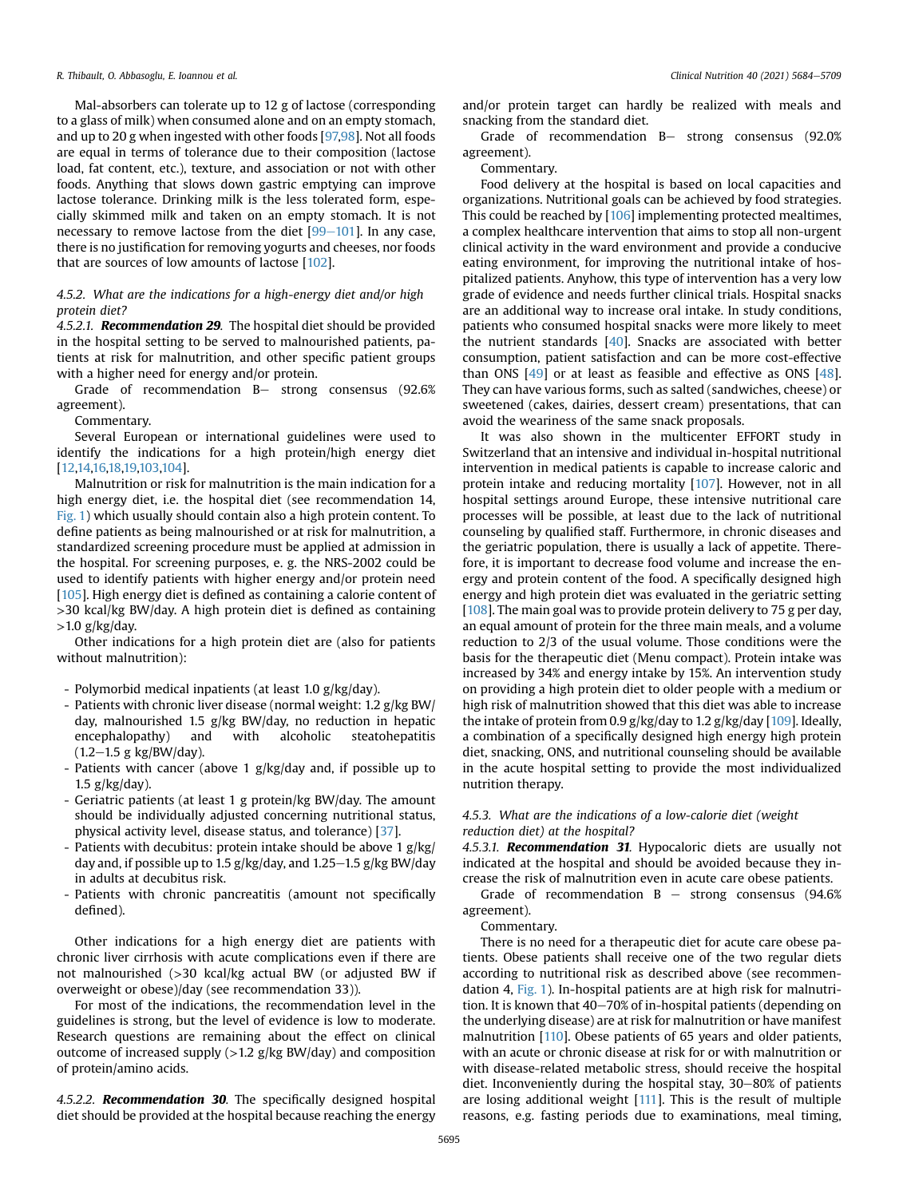Mal-absorbers can tolerate up to 12 g of lactose (corresponding to a glass of milk) when consumed alone and on an empty stomach, and up to 20 g when ingested with other foods [97,98]. Not all foods are equal in terms of tolerance due to their composition (lactose load, fat content, etc.), texture, and association or not with other foods. Anything that slows down gastric emptying can improve lactose tolerance. Drinking milk is the less tolerated form, especially skimmed milk and taken on an empty stomach. It is not necessary to remove lactose from the diet [99–101]. In any case, there is no justification for removing yogurts and cheeses, nor foods that are sources of low amounts of lactose [102].

### 4.5.2. What are the indications for a high-energy diet and/or high protein diet?

**4.5.2.1. *Recommendation 29*.** The hospital diet should be provided in the hospital setting to be served to malnourished patients, patients at risk for malnutrition, and other specific patient groups with a higher need for energy and/or protein.

Grade of recommendation B− strong consensus (92.6% agreement).

Commentary.

Several European or international guidelines were used to identify the indications for a high protein/high energy diet [12,14,16,18,19,103,104].

Malnutrition or risk for malnutrition is the main indication for a high energy diet, i.e. the hospital diet (see recommendation 14, Fig. 1) which usually should contain also a high protein content. To define patients as being malnourished or at risk for malnutrition, a standardized screening procedure must be applied at admission in the hospital. For screening purposes, e. g. the NRS-2002 could be used to identify patients with higher energy and/or protein need [105]. High energy diet is defined as containing a calorie content of >30 kcal/kg BW/day. A high protein diet is defined as containing >1.0 g/kg/day.

Other indications for a high protein diet are (also for patients without malnutrition):

- Polymorbid medical inpatients (at least 1.0 g/kg/day).
- Patients with chronic liver disease (normal weight: 1.2 g/kg BW/day, malnourished 1.5 g/kg BW/day, no reduction in hepatic encephalopathy) and with alcoholic steatohepatitis (1.2–1.5 g kg/BW/day).
- Patients with cancer (above 1 g/kg/day and, if possible up to 1.5 g/kg/day).
- Geriatric patients (at least 1 g protein/kg BW/day. The amount should be individually adjusted concerning nutritional status, physical activity level, disease status, and tolerance) [37].
- Patients with decubitus: protein intake should be above 1 g/kg/day and, if possible up to 1.5 g/kg/day, and 1.25–1.5 g/kg BW/day in adults at decubitus risk.
- Patients with chronic pancreatitis (amount not specifically defined).

Other indications for a high energy diet are patients with chronic liver cirrhosis with acute complications even if there are not malnourished (>30 kcal/kg actual BW (or adjusted BW if overweight or obese)/day (see recommendation 33)).

For most of the indications, the recommendation level in the guidelines is strong, but the level of evidence is low to moderate. Research questions are remaining about the effect on clinical outcome of increased supply (>1.2 g/kg BW/day) and composition of protein/amino acids.

**4.5.2.2. *Recommendation 30*.** The specifically designed hospital diet should be provided at the hospital because reaching the energy and/or protein target can hardly be realized with meals and snacking from the standard diet.

Grade of recommendation B− strong consensus (92.0% agreement).

Commentary.

Food delivery at the hospital is based on local capacities and organizations. Nutritional goals can be achieved by food strategies. This could be reached by [106] implementing protected mealtimes, a complex healthcare intervention that aims to stop all non-urgent clinical activity in the ward environment and provide a conducive eating environment, for improving the nutritional intake of hospitalized patients. Anyhow, this type of intervention has a very low grade of evidence and needs further clinical trials. Hospital snacks are an additional way to increase oral intake. In study conditions, patients who consumed hospital snacks were more likely to meet the nutrient standards [40]. Snacks are associated with better consumption, patient satisfaction and can be more cost-effective than ONS [49] or at least as feasible and effective as ONS [48]. They can have various forms, such as salted (sandwiches, cheese) or sweetened (cakes, dairies, dessert cream) presentations, that can avoid the weariness of the same snack proposals.

It was also shown in the multicenter EFFORT study in Switzerland that an intensive and individual in-hospital nutritional intervention in medical patients is capable to increase caloric and protein intake and reducing mortality [107]. However, not in all hospital settings around Europe, these intensive nutritional care processes will be possible, at least due to the lack of nutritional counseling by qualified staff. Furthermore, in chronic diseases and the geriatric population, there is usually a lack of appetite. Therefore, it is important to decrease food volume and increase the energy and protein content of the food. A specifically designed high energy and high protein diet was evaluated in the geriatric setting [108]. The main goal was to provide protein delivery to 75 g per day, an equal amount of protein for the three main meals, and a volume reduction to 2/3 of the usual volume. Those conditions were the basis for the therapeutic diet (Menu compact). Protein intake was increased by 34% and energy intake by 15%. An intervention study on providing a high protein diet to older people with a medium or high risk of malnutrition showed that this diet was able to increase the intake of protein from 0.9 g/kg/day to 1.2 g/kg/day [109]. Ideally, a combination of a specifically designed high energy high protein diet, snacking, ONS, and nutritional counseling should be available in the acute hospital setting to provide the most individualized nutrition therapy.

### 4.5.3. What are the indications of a low-calorie diet (weight reduction diet) at the hospital?

**4.5.3.1. *Recommendation 31*.** Hypocaloric diets are usually not indicated at the hospital and should be avoided because they increase the risk of malnutrition even in acute care obese patients.

Grade of recommendation B − strong consensus (94.6% agreement).

Commentary.

There is no need for a therapeutic diet for acute care obese patients. Obese patients shall receive one of the two regular diets according to nutritional risk as described above (see recommendation 4, Fig. 1). In-hospital patients are at high risk for malnutrition. It is known that 40–70% of in-hospital patients (depending on the underlying disease) are at risk for malnutrition or have manifest malnutrition [110]. Obese patients of 65 years and older patients, with an acute or chronic disease at risk for or with malnutrition or with disease-related metabolic stress, should receive the hospital diet. Inconveniently during the hospital stay, 30–80% of patients are losing additional weight [111]. This is the result of multiple reasons, e.g. fasting periods due to examinations, meal timing,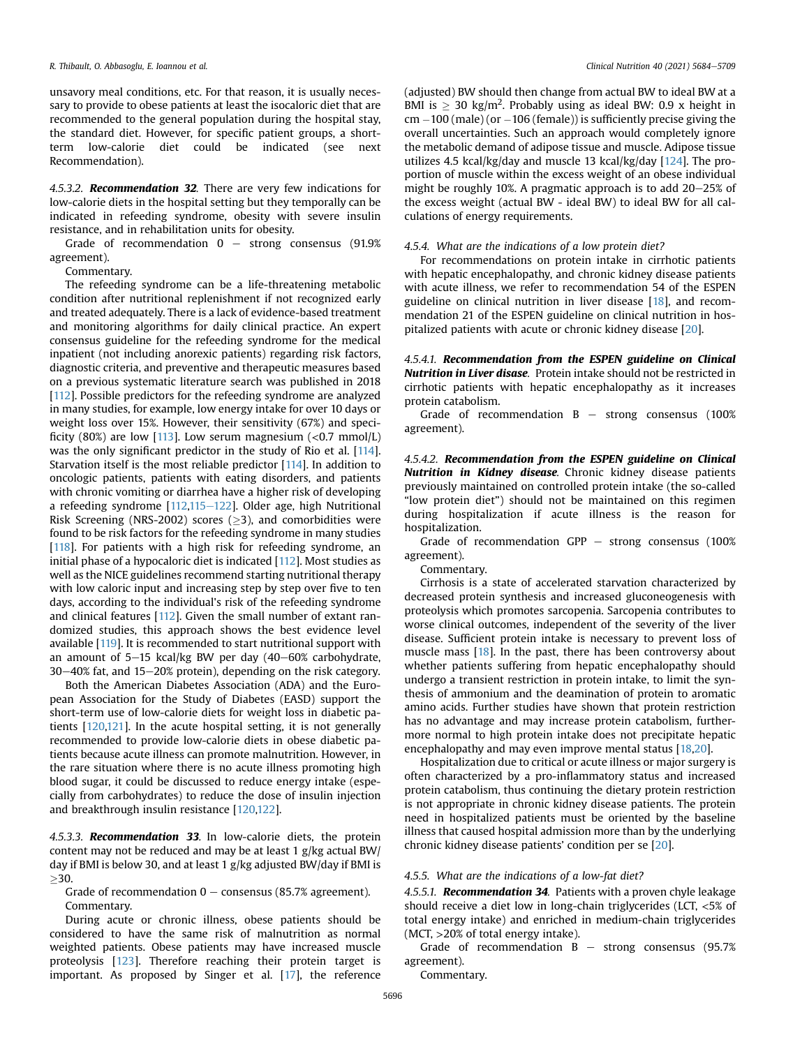unsavory meal conditions, etc. For that reason, it is usually necessary to provide to obese patients at least the isocaloric diet that are recommended to the general population during the hospital stay, the standard diet. However, for specific patient groups, a short-term low-calorie diet could be indicated (see next Recommendation).

4.5.3.2. ***Recommendation 32***. There are very few indications for low-calorie diets in the hospital setting but they temporally can be indicated in refeeding syndrome, obesity with severe insulin resistance, and in rehabilitation units for obesity.

Grade of recommendation 0 – strong consensus (91.9% agreement).

Commentary.

The refeeding syndrome can be a life-threatening metabolic condition after nutritional replenishment if not recognized early and treated adequately. There is a lack of evidence-based treatment and monitoring algorithms for daily clinical practice. An expert consensus guideline for the refeeding syndrome for the medical inpatient (not including anorexic patients) regarding risk factors, diagnostic criteria, and preventive and therapeutic measures based on a previous systematic literature search was published in 2018 [112]. Possible predictors for the refeeding syndrome are analyzed in many studies, for example, low energy intake for over 10 days or weight loss over 15%. However, their sensitivity (67%) and specificity (80%) are low [113]. Low serum magnesium (<0.7 mmol/L) was the only significant predictor in the study of Rio et al. [114]. Starvation itself is the most reliable predictor [114]. In addition to oncologic patients, patients with eating disorders, and patients with chronic vomiting or diarrhea have a higher risk of developing a refeeding syndrome [112,115–122]. Older age, high Nutritional Risk Screening (NRS-2002) scores (≥3), and comorbidities were found to be risk factors for the refeeding syndrome in many studies [118]. For patients with a high risk for refeeding syndrome, an initial phase of a hypocaloric diet is indicated [112]. Most studies as well as the NICE guidelines recommend starting nutritional therapy with low caloric input and increasing step by step over five to ten days, according to the individual's risk of the refeeding syndrome and clinical features [112]. Given the small number of extant randomized studies, this approach shows the best evidence level available [119]. It is recommended to start nutritional support with an amount of 5–15 kcal/kg BW per day (40–60% carbohydrate, 30–40% fat, and 15–20% protein), depending on the risk category.

Both the American Diabetes Association (ADA) and the European Association for the Study of Diabetes (EASD) support the short-term use of low-calorie diets for weight loss in diabetic patients [120,121]. In the acute hospital setting, it is not generally recommended to provide low-calorie diets in obese diabetic patients because acute illness can promote malnutrition. However, in the rare situation where there is no acute illness promoting high blood sugar, it could be discussed to reduce energy intake (especially from carbohydrates) to reduce the dose of insulin injection and breakthrough insulin resistance [120,122].

4.5.3.3. ***Recommendation 33***. In low-calorie diets, the protein content may not be reduced and may be at least 1 g/kg actual BW/day if BMI is below 30, and at least 1 g/kg adjusted BW/day if BMI is ≥30.

Grade of recommendation 0 – consensus (85.7% agreement).

Commentary.

During acute or chronic illness, obese patients should be considered to have the same risk of malnutrition as normal weighted patients. Obese patients may have increased muscle proteolysis [123]. Therefore reaching their protein target is important. As proposed by Singer et al. [17], the reference (adjusted) BW should then change from actual BW to ideal BW at a BMI is ≥ 30 kg/m$^2$. Probably using as ideal BW: 0.9 x height in cm −100 (male) (or −106 (female)) is sufficiently precise giving the overall uncertainties. Such an approach would completely ignore the metabolic demand of adipose tissue and muscle. Adipose tissue utilizes 4.5 kcal/kg/day and muscle 13 kcal/kg/day [124]. The proportion of muscle within the excess weight of an obese individual might be roughly 10%. A pragmatic approach is to add 20–25% of the excess weight (actual BW - ideal BW) to ideal BW for all calculations of energy requirements.

#### 4.5.4. What are the indications of a low protein diet?

For recommendations on protein intake in cirrhotic patients with hepatic encephalopathy, and chronic kidney disease patients with acute illness, we refer to recommendation 54 of the ESPEN guideline on clinical nutrition in liver disease [18], and recommendation 21 of the ESPEN guideline on clinical nutrition in hospitalized patients with acute or chronic kidney disease [20].

4.5.4.1. ***Recommendation from the ESPEN guideline on Clinical Nutrition in Liver disease***. Protein intake should not be restricted in cirrhotic patients with hepatic encephalopathy as it increases protein catabolism.

Grade of recommendation B – strong consensus (100% agreement).

4.5.4.2. ***Recommendation from the ESPEN guideline on Clinical Nutrition in Kidney disease***. Chronic kidney disease patients previously maintained on controlled protein intake (the so-called “low protein diet”) should not be maintained on this regimen during hospitalization if acute illness is the reason for hospitalization.

Grade of recommendation GPP – strong consensus (100% agreement).

Commentary.

Cirrhosis is a state of accelerated starvation characterized by decreased protein synthesis and increased gluconeogenesis with proteolysis which promotes sarcopenia. Sarcopenia contributes to worse clinical outcomes, independent of the severity of the liver disease. Sufficient protein intake is necessary to prevent loss of muscle mass [18]. In the past, there has been controversy about whether patients suffering from hepatic encephalopathy should undergo a transient restriction in protein intake, to limit the synthesis of ammonium and the deamination of protein to aromatic amino acids. Further studies have shown that protein restriction has no advantage and may increase protein catabolism, furthermore normal to high protein intake does not precipitate hepatic encephalopathy and may even improve mental status [18,20].

Hospitalization due to critical or acute illness or major surgery is often characterized by a pro-inflammatory status and increased protein catabolism, thus continuing the dietary protein restriction is not appropriate in chronic kidney disease patients. The protein need in hospitalized patients must be oriented by the baseline illness that caused hospital admission more than by the underlying chronic kidney disease patients' condition per se [20].

#### 4.5.5. What are the indications of a low-fat diet?

4.5.5.1. ***Recommendation 34***. Patients with a proven chyle leakage should receive a diet low in long-chain triglycerides (LCT, <5% of total energy intake) and enriched in medium-chain triglycerides (MCT, >20% of total energy intake).

Grade of recommendation B – strong consensus (95.7% agreement).

Commentary.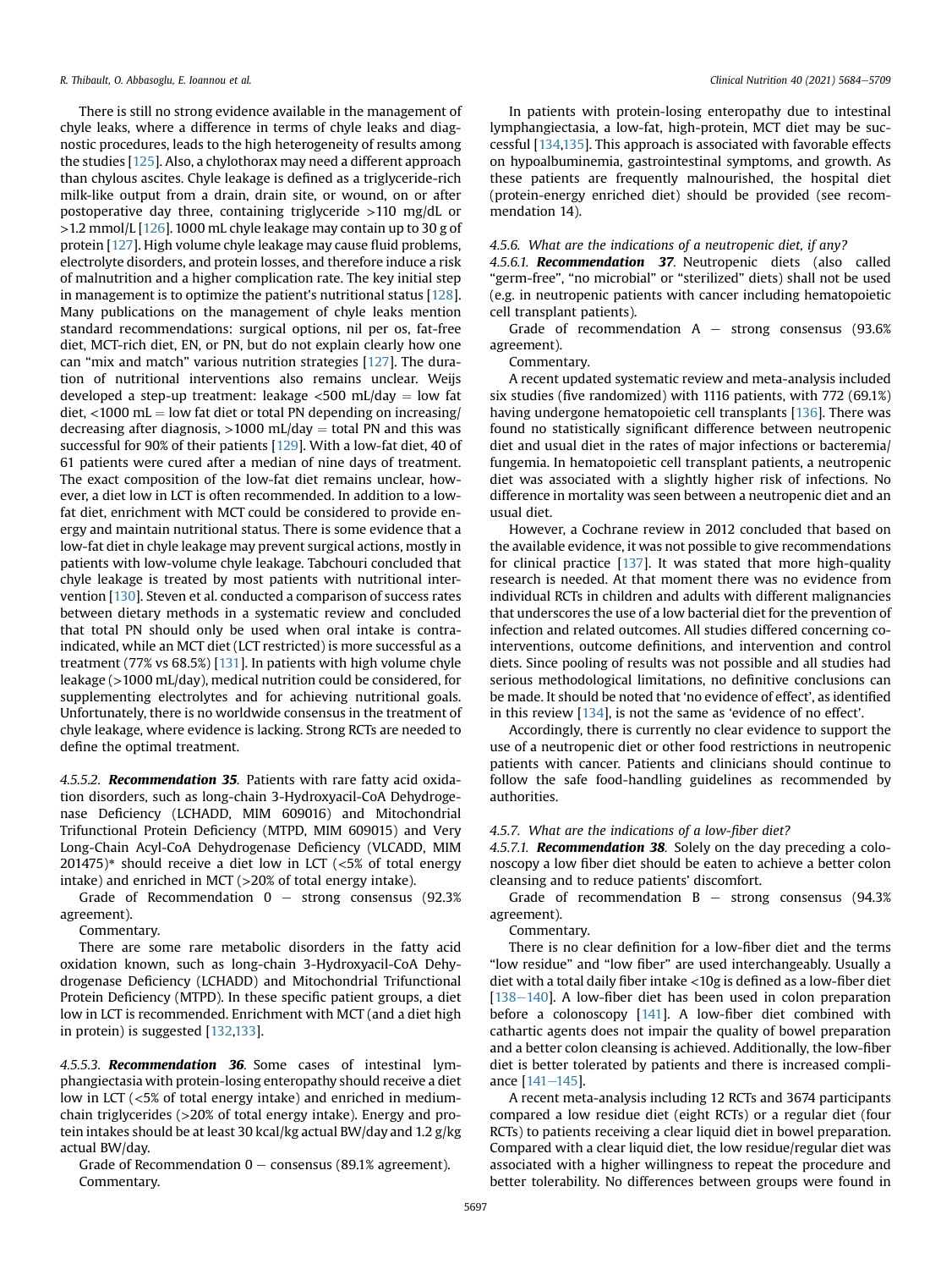There is still no strong evidence available in the management of chyle leaks, where a difference in terms of chyle leaks and diagnostic procedures, leads to the high heterogeneity of results among the studies [125]. Also, a chylothorax may need a different approach than chylous ascites. Chyle leakage is defined as a triglyceride-rich milk-like output from a drain, drain site, or wound, on or after postoperative day three, containing triglyceride >110 mg/dL or >1.2 mmol/L [126]. 1000 mL chyle leakage may contain up to 30 g of protein [127]. High volume chyle leakage may cause fluid problems, electrolyte disorders, and protein losses, and therefore induce a risk of malnutrition and a higher complication rate. The key initial step in management is to optimize the patient's nutritional status [128]. Many publications on the management of chyle leaks mention standard recommendations: surgical options, nil per os, fat-free diet, MCT-rich diet, EN, or PN, but do not explain clearly how one can "mix and match" various nutrition strategies [127]. The duration of nutritional interventions also remains unclear. Weijs developed a step-up treatment: leakage <500 mL/day = low fat diet, <1000 mL = low fat diet or total PN depending on increasing/decreasing after diagnosis, >1000 mL/day = total PN and this was successful for 90% of their patients [129]. With a low-fat diet, 40 of 61 patients were cured after a median of nine days of treatment. The exact composition of the low-fat diet remains unclear, however, a diet low in LCT is often recommended. In addition to a low-fat diet, enrichment with MCT could be considered to provide energy and maintain nutritional status. There is some evidence that a low-fat diet in chyle leakage may prevent surgical actions, mostly in patients with low-volume chyle leakage. Tabchouri concluded that chyle leakage is treated by most patients with nutritional intervention [130]. Steven et al. conducted a comparison of success rates between dietary methods in a systematic review and concluded that total PN should only be used when oral intake is contraindicated, while an MCT diet (LCT restricted) is more successful as a treatment (77% vs 68.5%) [131]. In patients with high volume chyle leakage (>1000 mL/day), medical nutrition could be considered, for supplementing electrolytes and for achieving nutritional goals. Unfortunately, there is no worldwide consensus in the treatment of chyle leakage, where evidence is lacking. Strong RCTs are needed to define the optimal treatment.

4.5.5.2. ***Recommendation 35***. Patients with rare fatty acid oxidation disorders, such as long-chain 3-Hydroxyacil-CoA Dehydrogenase Deficiency (LCHADD, MIM 609016) and Mitochondrial Trifunctional Protein Deficiency (MTPD, MIM 609015) and Very Long-Chain Acyl-CoA Dehydrogenase Deficiency (VLCADD, MIM 201475)* should receive a diet low in LCT (<5% of total energy intake) and enriched in MCT (>20% of total energy intake).

Grade of Recommendation 0 – strong consensus (92.3% agreement).

Commentary.

There are some rare metabolic disorders in the fatty acid oxidation known, such as long-chain 3-Hydroxyacil-CoA Dehydrogenase Deficiency (LCHADD) and Mitochondrial Trifunctional Protein Deficiency (MTPD). In these specific patient groups, a diet low in LCT is recommended. Enrichment with MCT (and a diet high in protein) is suggested [132,133].

4.5.5.3. ***Recommendation 36***. Some cases of intestinal lymphangiectasia with protein-losing enteropathy should receive a diet low in LCT (<5% of total energy intake) and enriched in medium-chain triglycerides (>20% of total energy intake). Energy and protein intakes should be at least 30 kcal/kg actual BW/day and 1.2 g/kg actual BW/day.

Grade of Recommendation 0 – consensus (89.1% agreement).

Commentary.

In patients with protein-losing enteropathy due to intestinal lymphangiectasia, a low-fat, high-protein, MCT diet may be successful [134,135]. This approach is associated with favorable effects on hypoalbuminemia, gastrointestinal symptoms, and growth. As these patients are frequently malnourished, the hospital diet (protein-energy enriched diet) should be provided (see recommendation 14).

#### *4.5.6. What are the indications of a neutropenic diet, if any?*

4.5.6.1. ***Recommendation 37***. Neutropenic diets (also called "germ-free", "no microbial" or "sterilized" diets) shall not be used (e.g. in neutropenic patients with cancer including hematopoietic cell transplant patients).

Grade of recommendation A – strong consensus (93.6% agreement).

Commentary.

A recent updated systematic review and meta-analysis included six studies (five randomized) with 1116 patients, with 772 (69.1%) having undergone hematopoietic cell transplants [136]. There was found no statistically significant difference between neutropenic diet and usual diet in the rates of major infections or bacteremia/fungemia. In hematopoietic cell transplant patients, a neutropenic diet was associated with a slightly higher risk of infections. No difference in mortality was seen between a neutropenic diet and an usual diet.

However, a Cochrane review in 2012 concluded that based on the available evidence, it was not possible to give recommendations for clinical practice [137]. It was stated that more high-quality research is needed. At that moment there was no evidence from individual RCTs in children and adults with different malignancies that underscores the use of a low bacterial diet for the prevention of infection and related outcomes. All studies differed concerning co-interventions, outcome definitions, and intervention and control diets. Since pooling of results was not possible and all studies had serious methodological limitations, no definitive conclusions can be made. It should be noted that 'no evidence of effect', as identified in this review [134], is not the same as 'evidence of no effect'.

Accordingly, there is currently no clear evidence to support the use of a neutropenic diet or other food restrictions in neutropenic patients with cancer. Patients and clinicians should continue to follow the safe food-handling guidelines as recommended by authorities.

#### *4.5.7. What are the indications of a low-fiber diet?*

4.5.7.1. ***Recommendation 38***. Solely on the day preceding a colonoscopy a low fiber diet should be eaten to achieve a better colon cleansing and to reduce patients' discomfort.

Grade of recommendation B – strong consensus (94.3% agreement).

Commentary.

There is no clear definition for a low-fiber diet and the terms "low residue" and "low fiber" are used interchangeably. Usually a diet with a total daily fiber intake <10g is defined as a low-fiber diet [138–140]. A low-fiber diet has been used in colon preparation before a colonoscopy [141]. A low-fiber diet combined with cathartic agents does not impair the quality of bowel preparation and a better colon cleansing is achieved. Additionally, the low-fiber diet is better tolerated by patients and there is increased compliance [141–145].

A recent meta-analysis including 12 RCTs and 3674 participants compared a low residue diet (eight RCTs) or a regular diet (four RCTs) to patients receiving a clear liquid diet in bowel preparation. Compared with a clear liquid diet, the low residue/regular diet was associated with a higher willingness to repeat the procedure and better tolerability. No differences between groups were found in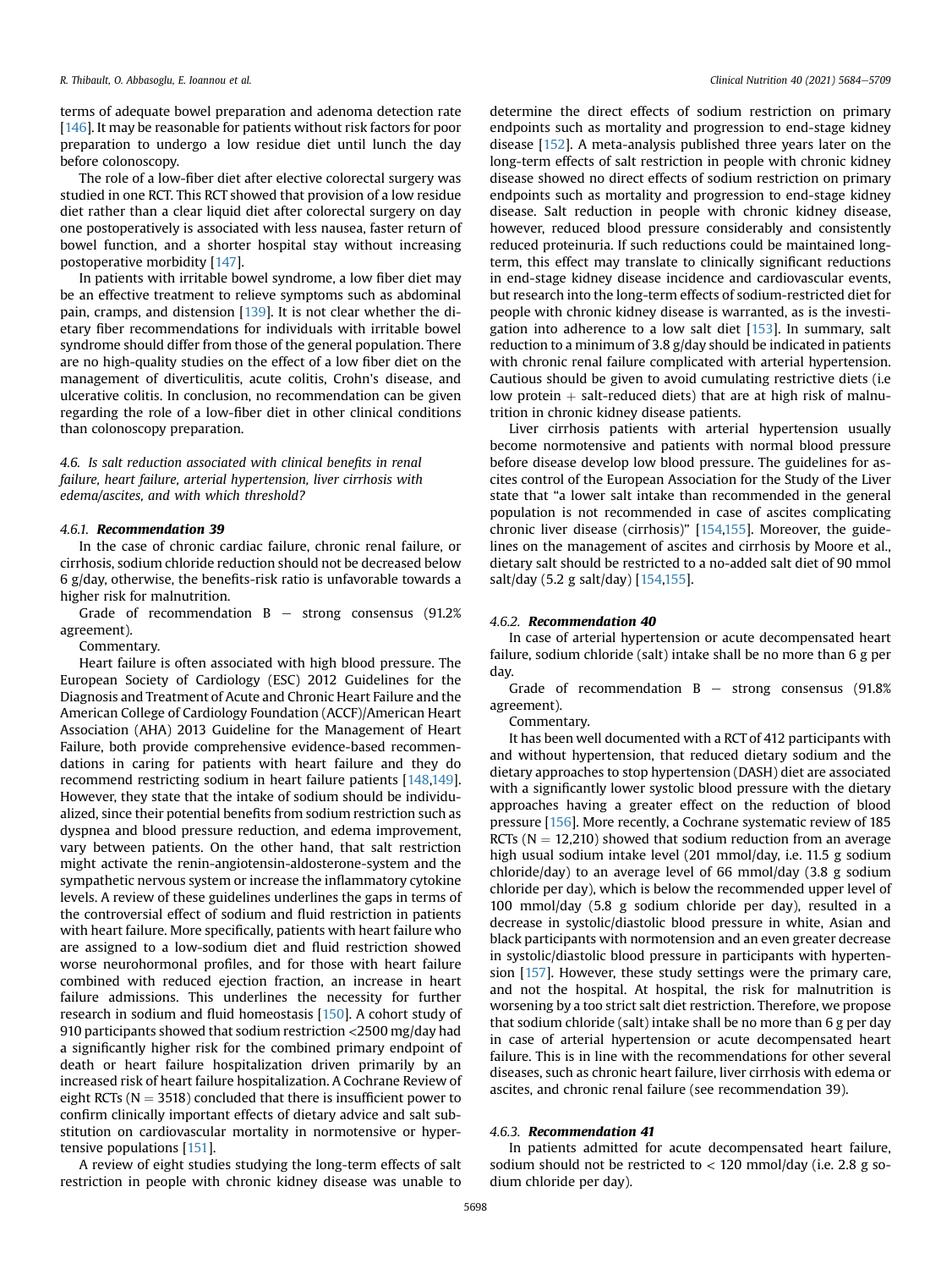terms of adequate bowel preparation and adenoma detection rate [146]. It may be reasonable for patients without risk factors for poor preparation to undergo a low residue diet until lunch the day before colonoscopy.

The role of a low-fiber diet after elective colorectal surgery was studied in one RCT. This RCT showed that provision of a low residue diet rather than a clear liquid diet after colorectal surgery on day one postoperatively is associated with less nausea, faster return of bowel function, and a shorter hospital stay without increasing postoperative morbidity [147].

In patients with irritable bowel syndrome, a low fiber diet may be an effective treatment to relieve symptoms such as abdominal pain, cramps, and distension [139]. It is not clear whether the dietary fiber recommendations for individuals with irritable bowel syndrome should differ from those of the general population. There are no high-quality studies on the effect of a low fiber diet on the management of diverticulitis, acute colitis, Crohn's disease, and ulcerative colitis. In conclusion, no recommendation can be given regarding the role of a low-fiber diet in other clinical conditions than colonoscopy preparation.

### *4.6. Is salt reduction associated with clinical benefits in renal failure, heart failure, arterial hypertension, liver cirrhosis with edema/ascites, and with which threshold?*

#### *4.6.1.* ***Recommendation 39***

In the case of chronic cardiac failure, chronic renal failure, or cirrhosis, sodium chloride reduction should not be decreased below 6 g/day, otherwise, the benefits-risk ratio is unfavorable towards a higher risk for malnutrition.

Grade of recommendation B − strong consensus (91.2% agreement).

Commentary.

Heart failure is often associated with high blood pressure. The European Society of Cardiology (ESC) 2012 Guidelines for the Diagnosis and Treatment of Acute and Chronic Heart Failure and the American College of Cardiology Foundation (ACCF)/American Heart Association (AHA) 2013 Guideline for the Management of Heart Failure, both provide comprehensive evidence-based recommendations in caring for patients with heart failure and they do recommend restricting sodium in heart failure patients [148,149]. However, they state that the intake of sodium should be individualized, since their potential benefits from sodium restriction such as dyspnea and blood pressure reduction, and edema improvement, vary between patients. On the other hand, that salt restriction might activate the renin-angiotensin-aldosterone-system and the sympathetic nervous system or increase the inflammatory cytokine levels. A review of these guidelines underlines the gaps in terms of the controversial effect of sodium and fluid restriction in patients with heart failure. More specifically, patients with heart failure who are assigned to a low-sodium diet and fluid restriction showed worse neurohormonal profiles, and for those with heart failure combined with reduced ejection fraction, an increase in heart failure admissions. This underlines the necessity for further research in sodium and fluid homeostasis [150]. A cohort study of 910 participants showed that sodium restriction <2500 mg/day had a significantly higher risk for the combined primary endpoint of death or heart failure hospitalization driven primarily by an increased risk of heart failure hospitalization. A Cochrane Review of eight RCTs (N = 3518) concluded that there is insufficient power to confirm clinically important effects of dietary advice and salt substitution on cardiovascular mortality in normotensive or hypertensive populations [151].

A review of eight studies studying the long-term effects of salt restriction in people with chronic kidney disease was unable to determine the direct effects of sodium restriction on primary endpoints such as mortality and progression to end-stage kidney disease [152]. A meta-analysis published three years later on the long-term effects of salt restriction in people with chronic kidney disease showed no direct effects of sodium restriction on primary endpoints such as mortality and progression to end-stage kidney disease. Salt reduction in people with chronic kidney disease, however, reduced blood pressure considerably and consistently reduced proteinuria. If such reductions could be maintained long-term, this effect may translate to clinically significant reductions in end-stage kidney disease incidence and cardiovascular events, but research into the long-term effects of sodium-restricted diet for people with chronic kidney disease is warranted, as is the investigation into adherence to a low salt diet [153]. In summary, salt reduction to a minimum of 3.8 g/day should be indicated in patients with chronic renal failure complicated with arterial hypertension. Cautious should be given to avoid cumulating restrictive diets (i.e low protein + salt-reduced diets) that are at high risk of malnutrition in chronic kidney disease patients.

Liver cirrhosis patients with arterial hypertension usually become normotensive and patients with normal blood pressure before disease develop low blood pressure. The guidelines for ascites control of the European Association for the Study of the Liver state that "a lower salt intake than recommended in the general population is not recommended in case of ascites complicating chronic liver disease (cirrhosis)" [154,155]. Moreover, the guidelines on the management of ascites and cirrhosis by Moore et al., dietary salt should be restricted to a no-added salt diet of 90 mmol salt/day (5.2 g salt/day) [154,155].

#### *4.6.2.* ***Recommendation 40***

In case of arterial hypertension or acute decompensated heart failure, sodium chloride (salt) intake shall be no more than 6 g per day.

Grade of recommendation B − strong consensus (91.8% agreement).

Commentary.

It has been well documented with a RCT of 412 participants with and without hypertension, that reduced dietary sodium and the dietary approaches to stop hypertension (DASH) diet are associated with a significantly lower systolic blood pressure with the dietary approaches having a greater effect on the reduction of blood pressure [156]. More recently, a Cochrane systematic review of 185 RCTs (N = 12,210) showed that sodium reduction from an average high usual sodium intake level (201 mmol/day, i.e. 11.5 g sodium chloride/day) to an average level of 66 mmol/day (3.8 g sodium chloride per day), which is below the recommended upper level of 100 mmol/day (5.8 g sodium chloride per day), resulted in a decrease in systolic/diastolic blood pressure in white, Asian and black participants with normotension and an even greater decrease in systolic/diastolic blood pressure in participants with hypertension [157]. However, these study settings were the primary care, and not the hospital. At hospital, the risk for malnutrition is worsening by a too strict salt diet restriction. Therefore, we propose that sodium chloride (salt) intake shall be no more than 6 g per day in case of arterial hypertension or acute decompensated heart failure. This is in line with the recommendations for other several diseases, such as chronic heart failure, liver cirrhosis with edema or ascites, and chronic renal failure (see recommendation 39).

#### *4.6.3.* ***Recommendation 41***

In patients admitted for acute decompensated heart failure, sodium should not be restricted to < 120 mmol/day (i.e. 2.8 g sodium chloride per day).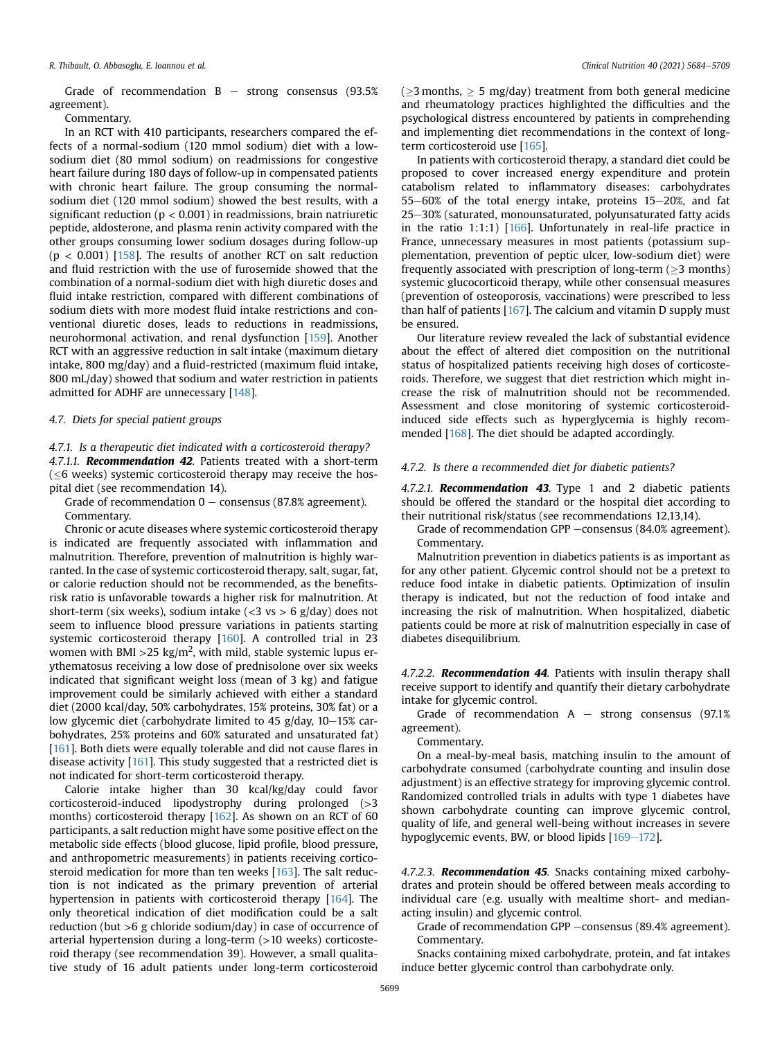Grade of recommendation B – strong consensus (93.5% agreement).

Commentary.

In an RCT with 410 participants, researchers compared the effects of a normal-sodium (120 mmol sodium) diet with a low-sodium diet (80 mmol sodium) on readmissions for congestive heart failure during 180 days of follow-up in compensated patients with chronic heart failure. The group consuming the normal-sodium diet (120 mmol sodium) showed the best results, with a significant reduction ($p < 0.001$) in readmissions, brain natriuretic peptide, aldosterone, and plasma renin activity compared with the other groups consuming lower sodium dosages during follow-up ($p < 0.001$) [158]. The results of another RCT on salt reduction and fluid restriction with the use of furosemide showed that the combination of a normal-sodium diet with high diuretic doses and fluid intake restriction, compared with different combinations of sodium diets with more modest fluid intake restrictions and conventional diuretic doses, leads to reductions in readmissions, neurohormonal activation, and renal dysfunction [159]. Another RCT with an aggressive reduction in salt intake (maximum dietary intake, 800 mg/day) and a fluid-restricted (maximum fluid intake, 800 mL/day) showed that sodium and water restriction in patients admitted for ADHF are unnecessary [148].

### 4.7. Diets for special patient groups

#### 4.7.1. Is a therapeutic diet indicated with a corticosteroid therapy?

4.7.1.1. ***Recommendation 42***. Patients treated with a short-term (≤6 weeks) systemic corticosteroid therapy may receive the hospital diet (see recommendation 14).

Grade of recommendation 0 – consensus (87.8% agreement).

Commentary.

Chronic or acute diseases where systemic corticosteroid therapy is indicated are frequently associated with inflammation and malnutrition. Therefore, prevention of malnutrition is highly warranted. In the case of systemic corticosteroid therapy, salt, sugar, fat, or calorie reduction should not be recommended, as the benefits-risk ratio is unfavorable towards a higher risk for malnutrition. At short-term (six weeks), sodium intake (<3 vs > 6 g/day) does not seem to influence blood pressure variations in patients starting systemic corticosteroid therapy [160]. A controlled trial in 23 women with BMI >25 kg/m$^2$, with mild, stable systemic lupus erythematosus receiving a low dose of prednisolone over six weeks indicated that significant weight loss (mean of 3 kg) and fatigue improvement could be similarly achieved with either a standard diet (2000 kcal/day, 50% carbohydrates, 15% proteins, 30% fat) or a low glycemic diet (carbohydrate limited to 45 g/day, 10–15% carbohydrates, 25% proteins and 60% saturated and unsaturated fat) [161]. Both diets were equally tolerable and did not cause flares in disease activity [161]. This study suggested that a restricted diet is not indicated for short-term corticosteroid therapy.

Calorie intake higher than 30 kcal/kg/day could favor corticosteroid-induced lipodystrophy during prolonged (>3 months) corticosteroid therapy [162]. As shown on an RCT of 60 participants, a salt reduction might have some positive effect on the metabolic side effects (blood glucose, lipid profile, blood pressure, and anthropometric measurements) in patients receiving corticosteroid medication for more than ten weeks [163]. The salt reduction is not indicated as the primary prevention of arterial hypertension in patients with corticosteroid therapy [164]. The only theoretical indication of diet modification could be a salt reduction (but >6 g chloride sodium/day) in case of occurrence of arterial hypertension during a long-term (>10 weeks) corticosteroid therapy (see recommendation 39). However, a small qualitative study of 16 adult patients under long-term corticosteroid (≥3 months, ≥ 5 mg/day) treatment from both general medicine and rheumatology practices highlighted the difficulties and the psychological distress encountered by patients in comprehending and implementing diet recommendations in the context of long-term corticosteroid use [165].

In patients with corticosteroid therapy, a standard diet could be proposed to cover increased energy expenditure and protein catabolism related to inflammatory diseases: carbohydrates 55–60% of the total energy intake, proteins 15–20%, and fat 25–30% (saturated, monounsaturated, polyunsaturated fatty acids in the ratio 1:1:1) [166]. Unfortunately in real-life practice in France, unnecessary measures in most patients (potassium supplementation, prevention of peptic ulcer, low-sodium diet) were frequently associated with prescription of long-term (≥3 months) systemic glucocorticoid therapy, while other consensual measures (prevention of osteoporosis, vaccinations) were prescribed to less than half of patients [167]. The calcium and vitamin D supply must be ensured.

Our literature review revealed the lack of substantial evidence about the effect of altered diet composition on the nutritional status of hospitalized patients receiving high doses of corticosteroids. Therefore, we suggest that diet restriction which might increase the risk of malnutrition should not be recommended. Assessment and close monitoring of systemic corticosteroid-induced side effects such as hyperglycemia is highly recommended [168]. The diet should be adapted accordingly.

#### 4.7.2. Is there a recommended diet for diabetic patients?

4.7.2.1. ***Recommendation 43***. Type 1 and 2 diabetic patients should be offered the standard or the hospital diet according to their nutritional risk/status (see recommendations 12,13,14).

Grade of recommendation GPP –consensus (84.0% agreement).

Commentary.

Malnutrition prevention in diabetics patients is as important as for any other patient. Glycemic control should not be a pretext to reduce food intake in diabetic patients. Optimization of insulin therapy is indicated, but not the reduction of food intake and increasing the risk of malnutrition. When hospitalized, diabetic patients could be more at risk of malnutrition especially in case of diabetes disequilibrium.

4.7.2.2. ***Recommendation 44***. Patients with insulin therapy shall receive support to identify and quantify their dietary carbohydrate intake for glycemic control.

Grade of recommendation A – strong consensus (97.1% agreement).

Commentary.

On a meal-by-meal basis, matching insulin to the amount of carbohydrate consumed (carbohydrate counting and insulin dose adjustment) is an effective strategy for improving glycemic control. Randomized controlled trials in adults with type 1 diabetes have shown carbohydrate counting can improve glycemic control, quality of life, and general well-being without increases in severe hypoglycemic events, BW, or blood lipids [169–172].

4.7.2.3. ***Recommendation 45***. Snacks containing mixed carbohydrates and protein should be offered between meals according to individual care (e.g. usually with mealtime short- and median-acting insulin) and glycemic control.

Grade of recommendation GPP –consensus (89.4% agreement).

Commentary.

Snacks containing mixed carbohydrate, protein, and fat intakes induce better glycemic control than carbohydrate only.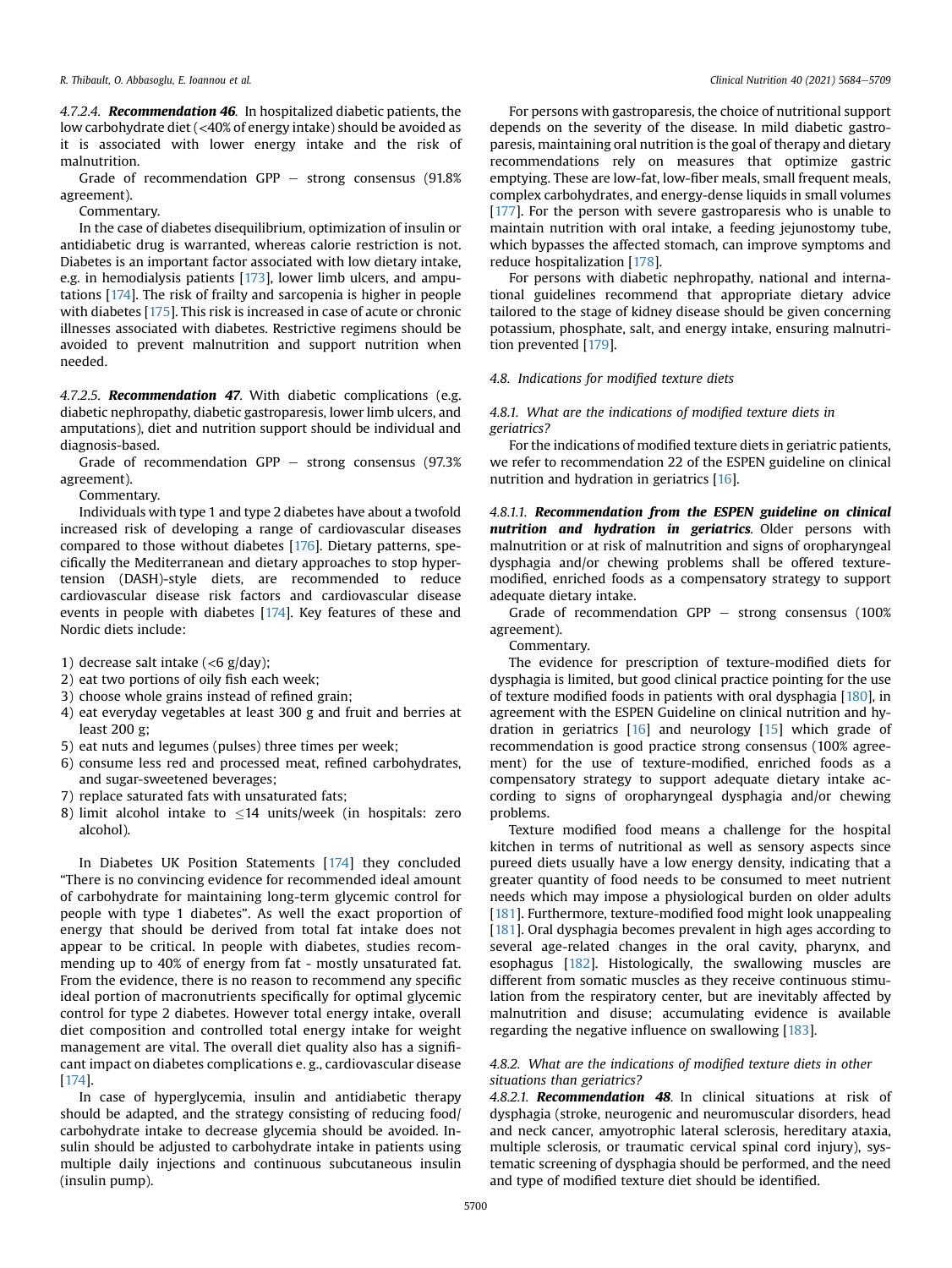#### 4.7.2.4. **Recommendation 46**

In hospitalized diabetic patients, the low carbohydrate diet (<40% of energy intake) should be avoided as it is associated with lower energy intake and the risk of malnutrition.

Grade of recommendation GPP – strong consensus (91.8% agreement).

Commentary.

In the case of diabetes disequilibrium, optimization of insulin or antidiabetic drug is warranted, whereas calorie restriction is not. Diabetes is an important factor associated with low dietary intake, e.g. in hemodialysis patients [173], lower limb ulcers, and amputations [174]. The risk of frailty and sarcopenia is higher in people with diabetes [175]. This risk is increased in case of acute or chronic illnesses associated with diabetes. Restrictive regimens should be avoided to prevent malnutrition and support nutrition when needed.

#### 4.7.2.5. **Recommendation 47**

With diabetic complications (e.g. diabetic nephropathy, diabetic gastroparesis, lower limb ulcers, and amputations), diet and nutrition support should be individual and diagnosis-based.

Grade of recommendation GPP – strong consensus (97.3% agreement).

Commentary.

Individuals with type 1 and type 2 diabetes have about a twofold increased risk of developing a range of cardiovascular diseases compared to those without diabetes [176]. Dietary patterns, specifically the Mediterranean and dietary approaches to stop hypertension (DASH)-style diets, are recommended to reduce cardiovascular disease risk factors and cardiovascular disease events in people with diabetes [174]. Key features of these and Nordic diets include:

1) decrease salt intake (<6 g/day);
2) eat two portions of oily fish each week;
3) choose whole grains instead of refined grain;
4) eat everyday vegetables at least 300 g and fruit and berries at least 200 g;
5) eat nuts and legumes (pulses) three times per week;
6) consume less red and processed meat, refined carbohydrates, and sugar-sweetened beverages;
7) replace saturated fats with unsaturated fats;
8) limit alcohol intake to ≤14 units/week (in hospitals: zero alcohol).

In Diabetes UK Position Statements [174] they concluded "There is no convincing evidence for recommended ideal amount of carbohydrate for maintaining long-term glycemic control for people with type 1 diabetes". As well the exact proportion of energy that should be derived from total fat intake does not appear to be critical. In people with diabetes, studies recommending up to 40% of energy from fat - mostly unsaturated fat. From the evidence, there is no reason to recommend any specific ideal portion of macronutrients specifically for optimal glycemic control for type 2 diabetes. However total energy intake, overall diet composition and controlled total energy intake for weight management are vital. The overall diet quality also has a significant impact on diabetes complications e. g., cardiovascular disease [174].

In case of hyperglycemia, insulin and antidiabetic therapy should be adapted, and the strategy consisting of reducing food/carbohydrate intake to decrease glycemia should be avoided. Insulin should be adjusted to carbohydrate intake in patients using multiple daily injections and continuous subcutaneous insulin (insulin pump).

For persons with gastroparesis, the choice of nutritional support depends on the severity of the disease. In mild diabetic gastroparesis, maintaining oral nutrition is the goal of therapy and dietary recommendations rely on measures that optimize gastric emptying. These are low-fat, low-fiber meals, small frequent meals, complex carbohydrates, and energy-dense liquids in small volumes [177]. For the person with severe gastroparesis who is unable to maintain nutrition with oral intake, a feeding jejunostomy tube, which bypasses the affected stomach, can improve symptoms and reduce hospitalization [178].

For persons with diabetic nephropathy, national and international guidelines recommend that appropriate dietary advice tailored to the stage of kidney disease should be given concerning potassium, phosphate, salt, and energy intake, ensuring malnutrition prevented [179].

### 4.8. Indications for modified texture diets

#### 4.8.1. What are the indications of modified texture diets in geriatrics?

For the indications of modified texture diets in geriatric patients, we refer to recommendation 22 of the ESPEN guideline on clinical nutrition and hydration in geriatrics [16].

##### 4.8.1.1. **Recommendation from the ESPEN guideline on clinical nutrition and hydration in geriatrics**

Older persons with malnutrition or at risk of malnutrition and signs of oropharyngeal dysphagia and/or chewing problems shall be offered texture-modified, enriched foods as a compensatory strategy to support adequate dietary intake.

Grade of recommendation GPP – strong consensus (100% agreement).

Commentary.

The evidence for prescription of texture-modified diets for dysphagia is limited, but good clinical practice pointing for the use of texture modified foods in patients with oral dysphagia [180], in agreement with the ESPEN Guideline on clinical nutrition and hydration in geriatrics [16] and neurology [15] which grade of recommendation is good practice strong consensus (100% agreement) for the use of texture-modified, enriched foods as a compensatory strategy to support adequate dietary intake according to signs of oropharyngeal dysphagia and/or chewing problems.

Texture modified food means a challenge for the hospital kitchen in terms of nutritional as well as sensory aspects since pureed diets usually have a low energy density, indicating that a greater quantity of food needs to be consumed to meet nutrient needs which may impose a physiological burden on older adults [181]. Furthermore, texture-modified food might look unappealing [181]. Oral dysphagia becomes prevalent in high ages according to several age-related changes in the oral cavity, pharynx, and esophagus [182]. Histologically, the swallowing muscles are different from somatic muscles as they receive continuous stimulation from the respiratory center, but are inevitably affected by malnutrition and disuse; accumulating evidence is available regarding the negative influence on swallowing [183].

#### 4.8.2. What are the indications of modified texture diets in other situations than geriatrics?

##### 4.8.2.1. **Recommendation 48**

In clinical situations at risk of dysphagia (stroke, neurogenic and neuromuscular disorders, head and neck cancer, amyotrophic lateral sclerosis, hereditary ataxia, multiple sclerosis, or traumatic cervical spinal cord injury), systematic screening of dysphagia should be performed, and the need and type of modified texture diet should be identified.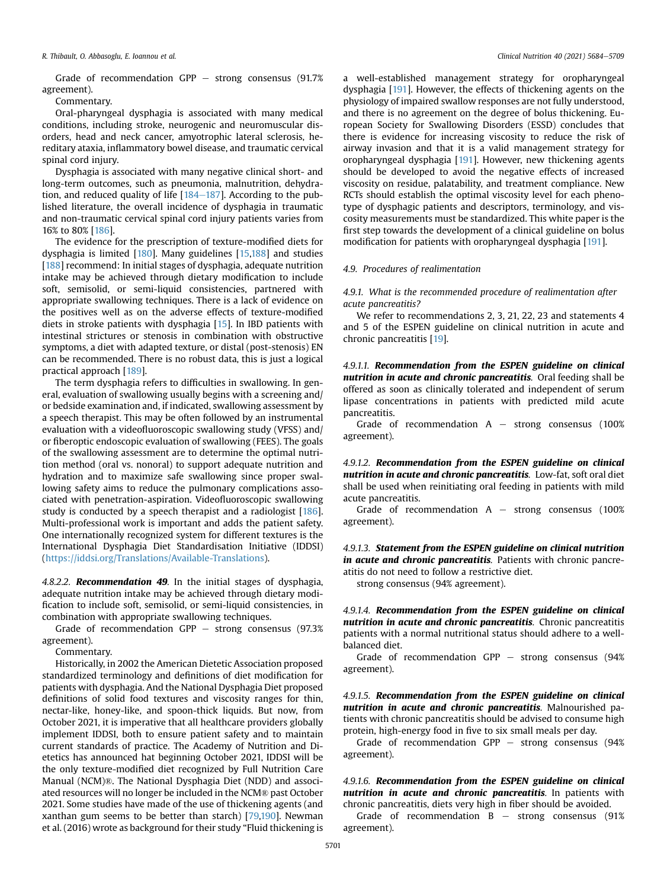Grade of recommendation GPP – strong consensus (91.7% agreement).

Commentary.

Oral-pharyngeal dysphagia is associated with many medical conditions, including stroke, neurogenic and neuromuscular disorders, head and neck cancer, amyotrophic lateral sclerosis, hereditary ataxia, inflammatory bowel disease, and traumatic cervical spinal cord injury.

Dysphagia is associated with many negative clinical short- and long-term outcomes, such as pneumonia, malnutrition, dehydration, and reduced quality of life [184–187]. According to the published literature, the overall incidence of dysphagia in traumatic and non-traumatic cervical spinal cord injury patients varies from 16% to 80% [186].

The evidence for the prescription of texture-modified diets for dysphagia is limited [180]. Many guidelines [15,188] and studies [188] recommend: In initial stages of dysphagia, adequate nutrition intake may be achieved through dietary modification to include soft, semisolid, or semi-liquid consistencies, partnered with appropriate swallowing techniques. There is a lack of evidence on the positives well as on the adverse effects of texture-modified diets in stroke patients with dysphagia [15]. In IBD patients with intestinal strictures or stenosis in combination with obstructive symptoms, a diet with adapted texture, or distal (post-stenosis) EN can be recommended. There is no robust data, this is just a logical practical approach [189].

The term dysphagia refers to difficulties in swallowing. In general, evaluation of swallowing usually begins with a screening and/or bedside examination and, if indicated, swallowing assessment by a speech therapist. This may be often followed by an instrumental evaluation with a videofluoroscopic swallowing study (VFSS) and/or fiberoptic endoscopic evaluation of swallowing (FEES). The goals of the swallowing assessment are to determine the optimal nutrition method (oral vs. nonoral) to support adequate nutrition and hydration and to maximize safe swallowing since proper swallowing safety aims to reduce the pulmonary complications associated with penetration-aspiration. Videofluoroscopic swallowing study is conducted by a speech therapist and a radiologist [186]. Multi-professional work is important and adds the patient safety. One internationally recognized system for different textures is the International Dysphagia Diet Standardisation Initiative (IDDSI) (https://iddsi.org/Translations/Available-Translations).

4.8.2.2. ***Recommendation 49***. In the initial stages of dysphagia, adequate nutrition intake may be achieved through dietary modification to include soft, semisolid, or semi-liquid consistencies, in combination with appropriate swallowing techniques.

Grade of recommendation GPP – strong consensus (97.3% agreement).

Commentary.

Historically, in 2002 the American Dietetic Association proposed standardized terminology and definitions of diet modification for patients with dysphagia. And the National Dysphagia Diet proposed definitions of solid food textures and viscosity ranges for thin, nectar-like, honey-like, and spoon-thick liquids. But now, from October 2021, it is imperative that all healthcare providers globally implement IDDSI, both to ensure patient safety and to maintain current standards of practice. The Academy of Nutrition and Dietetics has announced hat beginning October 2021, IDDSI will be the only texture-modified diet recognized by Full Nutrition Care Manual (NCM)®. The National Dysphagia Diet (NDD) and associated resources will no longer be included in the NCM® past October 2021. Some studies have made of the use of thickening agents (and xanthan gum seems to be better than starch) [79,190]. Newman et al. (2016) wrote as background for their study "Fluid thickening is a well-established management strategy for oropharyngeal dysphagia [191]. However, the effects of thickening agents on the physiology of impaired swallow responses are not fully understood, and there is no agreement on the degree of bolus thickening. European Society for Swallowing Disorders (ESSD) concludes that there is evidence for increasing viscosity to reduce the risk of airway invasion and that it is a valid management strategy for oropharyngeal dysphagia [191]. However, new thickening agents should be developed to avoid the negative effects of increased viscosity on residue, palatability, and treatment compliance. New RCTs should establish the optimal viscosity level for each phenotype of dysphagic patients and descriptors, terminology, and viscosity measurements must be standardized. This white paper is the first step towards the development of a clinical guideline on bolus modification for patients with oropharyngeal dysphagia [191].

### 4.9. Procedures of realimentation

#### 4.9.1. What is the recommended procedure of realimentation after acute pancreatitis?

We refer to recommendations 2, 3, 21, 22, 23 and statements 4 and 5 of the ESPEN guideline on clinical nutrition in acute and chronic pancreatitis [19].

4.9.1.1. ***Recommendation from the ESPEN guideline on clinical nutrition in acute and chronic pancreatitis***. Oral feeding shall be offered as soon as clinically tolerated and independent of serum lipase concentrations in patients with predicted mild acute pancreatitis.

Grade of recommendation A – strong consensus (100% agreement).

4.9.1.2. ***Recommendation from the ESPEN guideline on clinical nutrition in acute and chronic pancreatitis***. Low-fat, soft oral diet shall be used when reinitiating oral feeding in patients with mild acute pancreatitis.

Grade of recommendation A – strong consensus (100% agreement).

4.9.1.3. ***Statement from the ESPEN guideline on clinical nutrition in acute and chronic pancreatitis***. Patients with chronic pancreatitis do not need to follow a restrictive diet.

strong consensus (94% agreement).

4.9.1.4. ***Recommendation from the ESPEN guideline on clinical nutrition in acute and chronic pancreatitis***. Chronic pancreatitis patients with a normal nutritional status should adhere to a well-balanced diet.

Grade of recommendation GPP – strong consensus (94% agreement).

4.9.1.5. ***Recommendation from the ESPEN guideline on clinical nutrition in acute and chronic pancreatitis***. Malnourished patients with chronic pancreatitis should be advised to consume high protein, high-energy food in five to six small meals per day.

Grade of recommendation GPP – strong consensus (94% agreement).

4.9.1.6. ***Recommendation from the ESPEN guideline on clinical nutrition in acute and chronic pancreatitis***. In patients with chronic pancreatitis, diets very high in fiber should be avoided.

Grade of recommendation B – strong consensus (91% agreement).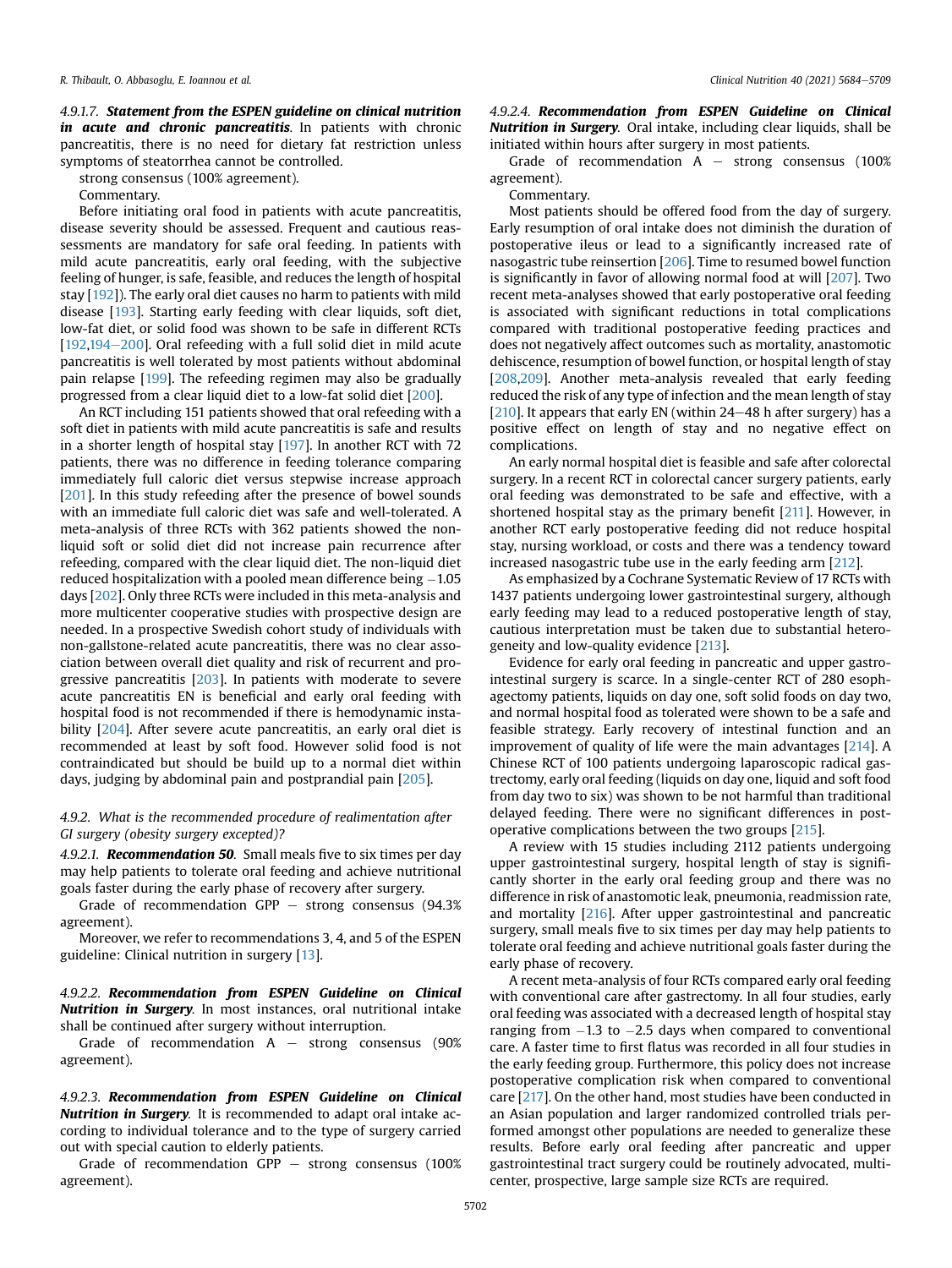#### 4.9.1.7. ***Statement from the ESPEN guideline on clinical nutrition in acute and chronic pancreatitis***. In patients with chronic pancreatitis, there is no need for dietary fat restriction unless symptoms of steatorrhea cannot be controlled.

strong consensus (100% agreement).

Commentary.

Before initiating oral food in patients with acute pancreatitis, disease severity should be assessed. Frequent and cautious reassessments are mandatory for safe oral feeding. In patients with mild acute pancreatitis, early oral feeding, with the subjective feeling of hunger, is safe, feasible, and reduces the length of hospital stay [192]). The early oral diet causes no harm to patients with mild disease [193]. Starting early feeding with clear liquids, soft diet, low-fat diet, or solid food was shown to be safe in different RCTs [192,194–200]. Oral refeeding with a full solid diet in mild acute pancreatitis is well tolerated by most patients without abdominal pain relapse [199]. The refeeding regimen may also be gradually progressed from a clear liquid diet to a low-fat solid diet [200].

An RCT including 151 patients showed that oral refeeding with a soft diet in patients with mild acute pancreatitis is safe and results in a shorter length of hospital stay [197]. In another RCT with 72 patients, there was no difference in feeding tolerance comparing immediately full caloric diet versus stepwise increase approach [201]. In this study refeeding after the presence of bowel sounds with an immediate full caloric diet was safe and well-tolerated. A meta-analysis of three RCTs with 362 patients showed the non-liquid soft or solid diet did not increase pain recurrence after refeeding, compared with the clear liquid diet. The non-liquid diet reduced hospitalization with a pooled mean difference being −1.05 days [202]. Only three RCTs were included in this meta-analysis and more multicenter cooperative studies with prospective design are needed. In a prospective Swedish cohort study of individuals with non-gallstone-related acute pancreatitis, there was no clear association between overall diet quality and risk of recurrent and progressive pancreatitis [203]. In patients with moderate to severe acute pancreatitis EN is beneficial and early oral feeding with hospital food is not recommended if there is hemodynamic instability [204]. After severe acute pancreatitis, an early oral diet is recommended at least by soft food. However solid food is not contraindicated but should be build up to a normal diet within days, judging by abdominal pain and postprandial pain [205].

### 4.9.2. *What is the recommended procedure of realimentation after GI surgery (obesity surgery excepted)?*

#### 4.9.2.1. ***Recommendation 50***. Small meals five to six times per day may help patients to tolerate oral feeding and achieve nutritional goals faster during the early phase of recovery after surgery.

Grade of recommendation GPP – strong consensus (94.3% agreement).

Moreover, we refer to recommendations 3, 4, and 5 of the ESPEN guideline: Clinical nutrition in surgery [13].

#### 4.9.2.2. ***Recommendation from ESPEN Guideline on Clinical Nutrition in Surgery***. In most instances, oral nutritional intake shall be continued after surgery without interruption.

Grade of recommendation A – strong consensus (90% agreement).

#### 4.9.2.3. ***Recommendation from ESPEN Guideline on Clinical Nutrition in Surgery***. It is recommended to adapt oral intake according to individual tolerance and to the type of surgery carried out with special caution to elderly patients.

Grade of recommendation GPP – strong consensus (100% agreement).

#### 4.9.2.4. ***Recommendation from ESPEN Guideline on Clinical Nutrition in Surgery***. Oral intake, including clear liquids, shall be initiated within hours after surgery in most patients.

Grade of recommendation A – strong consensus (100% agreement).

Commentary.

Most patients should be offered food from the day of surgery. Early resumption of oral intake does not diminish the duration of postoperative ileus or lead to a significantly increased rate of nasogastric tube reinsertion [206]. Time to resumed bowel function is significantly in favor of allowing normal food at will [207]. Two recent meta-analyses showed that early postoperative oral feeding is associated with significant reductions in total complications compared with traditional postoperative feeding practices and does not negatively affect outcomes such as mortality, anastomotic dehiscence, resumption of bowel function, or hospital length of stay [208,209]. Another meta-analysis revealed that early feeding reduced the risk of any type of infection and the mean length of stay [210]. It appears that early EN (within 24–48 h after surgery) has a positive effect on length of stay and no negative effect on complications.

An early normal hospital diet is feasible and safe after colorectal surgery. In a recent RCT in colorectal cancer surgery patients, early oral feeding was demonstrated to be safe and effective, with a shortened hospital stay as the primary benefit [211]. However, in another RCT early postoperative feeding did not reduce hospital stay, nursing workload, or costs and there was a tendency toward increased nasogastric tube use in the early feeding arm [212].

As emphasized by a Cochrane Systematic Review of 17 RCTs with 1437 patients undergoing lower gastrointestinal surgery, although early feeding may lead to a reduced postoperative length of stay, cautious interpretation must be taken due to substantial heterogeneity and low-quality evidence [213].

Evidence for early oral feeding in pancreatic and upper gastrointestinal surgery is scarce. In a single-center RCT of 280 esophagectomy patients, liquids on day one, soft solid foods on day two, and normal hospital food as tolerated were shown to be a safe and feasible strategy. Early recovery of intestinal function and an improvement of quality of life were the main advantages [214]. A Chinese RCT of 100 patients undergoing laparoscopic radical gastrectomy, early oral feeding (liquids on day one, liquid and soft food from day two to six) was shown to be not harmful than traditional delayed feeding. There were no significant differences in postoperative complications between the two groups [215].

A review with 15 studies including 2112 patients undergoing upper gastrointestinal surgery, hospital length of stay is significantly shorter in the early oral feeding group and there was no difference in risk of anastomotic leak, pneumonia, readmission rate, and mortality [216]. After upper gastrointestinal and pancreatic surgery, small meals five to six times per day may help patients to tolerate oral feeding and achieve nutritional goals faster during the early phase of recovery.

A recent meta-analysis of four RCTs compared early oral feeding with conventional care after gastrectomy. In all four studies, early oral feeding was associated with a decreased length of hospital stay ranging from −1.3 to −2.5 days when compared to conventional care. A faster time to first flatus was recorded in all four studies in the early feeding group. Furthermore, this policy does not increase postoperative complication risk when compared to conventional care [217]. On the other hand, most studies have been conducted in an Asian population and larger randomized controlled trials performed amongst other populations are needed to generalize these results. Before early oral feeding after pancreatic and upper gastrointestinal tract surgery could be routinely advocated, multicenter, prospective, large sample size RCTs are required.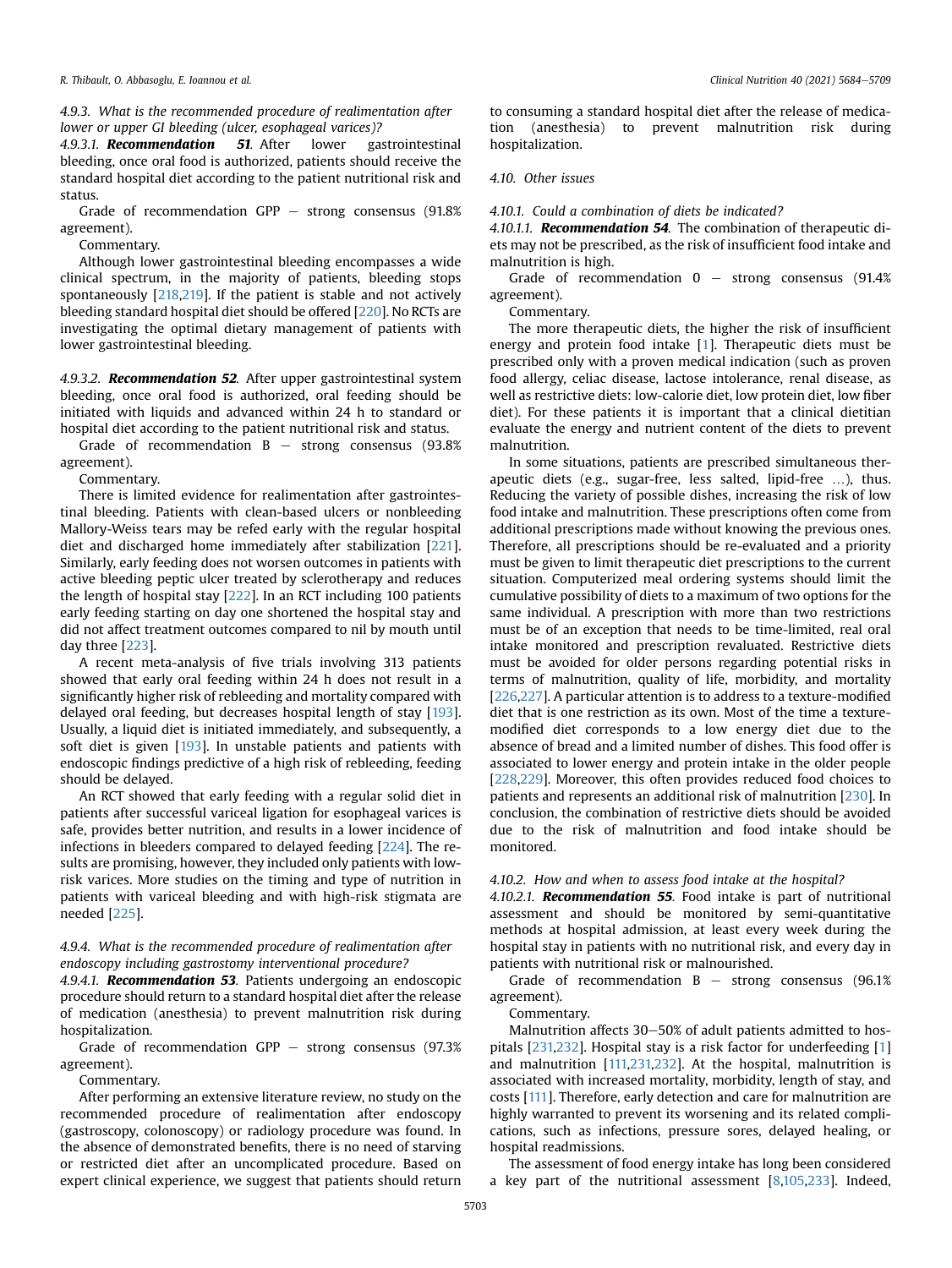#### 4.9.3. What is the recommended procedure of realimentation after lower or upper GI bleeding (ulcer, esophageal varices)?

4.9.3.1. ***Recommendation 51***. After lower gastrointestinal bleeding, once oral food is authorized, patients should receive the standard hospital diet according to the patient nutritional risk and status.

Grade of recommendation GPP – strong consensus (91.8% agreement).

Commentary.

Although lower gastrointestinal bleeding encompasses a wide clinical spectrum, in the majority of patients, bleeding stops spontaneously [218,219]. If the patient is stable and not actively bleeding standard hospital diet should be offered [220]. No RCTs are investigating the optimal dietary management of patients with lower gastrointestinal bleeding.

4.9.3.2. ***Recommendation 52***. After upper gastrointestinal system bleeding, once oral food is authorized, oral feeding should be initiated with liquids and advanced within 24 h to standard or hospital diet according to the patient nutritional risk and status.

Grade of recommendation B – strong consensus (93.8% agreement).

Commentary.

There is limited evidence for realimentation after gastrointestinal bleeding. Patients with clean-based ulcers or nonbleeding Mallory-Weiss tears may be refed early with the regular hospital diet and discharged home immediately after stabilization [221]. Similarly, early feeding does not worsen outcomes in patients with active bleeding peptic ulcer treated by sclerotherapy and reduces the length of hospital stay [222]. In an RCT including 100 patients early feeding starting on day one shortened the hospital stay and did not affect treatment outcomes compared to nil by mouth until day three [223].

A recent meta-analysis of five trials involving 313 patients showed that early oral feeding within 24 h does not result in a significantly higher risk of rebleeding and mortality compared with delayed oral feeding, but decreases hospital length of stay [193]. Usually, a liquid diet is initiated immediately, and subsequently, a soft diet is given [193]. In unstable patients and patients with endoscopic findings predictive of a high risk of rebleeding, feeding should be delayed.

An RCT showed that early feeding with a regular solid diet in patients after successful variceal ligation for esophageal varices is safe, provides better nutrition, and results in a lower incidence of infections in bleeders compared to delayed feeding [224]. The results are promising, however, they included only patients with low-risk varices. More studies on the timing and type of nutrition in patients with variceal bleeding and with high-risk stigmata are needed [225].

#### 4.9.4. What is the recommended procedure of realimentation after endoscopy including gastrostomy interventional procedure?

4.9.4.1. ***Recommendation 53***. Patients undergoing an endoscopic procedure should return to a standard hospital diet after the release of medication (anesthesia) to prevent malnutrition risk during hospitalization.

Grade of recommendation GPP – strong consensus (97.3% agreement).

Commentary.

After performing an extensive literature review, no study on the recommended procedure of realimentation after endoscopy (gastroscopy, colonoscopy) or radiology procedure was found. In the absence of demonstrated benefits, there is no need of starving or restricted diet after an uncomplicated procedure. Based on expert clinical experience, we suggest that patients should return to consuming a standard hospital diet after the release of medication (anesthesia) to prevent malnutrition risk during hospitalization.

### 4.10. Other issues

#### 4.10.1. Could a combination of diets be indicated?

4.10.1.1. ***Recommendation 54***. The combination of therapeutic diets may not be prescribed, as the risk of insufficient food intake and malnutrition is high.

Grade of recommendation 0 – strong consensus (91.4% agreement).

Commentary.

The more therapeutic diets, the higher the risk of insufficient energy and protein food intake [1]. Therapeutic diets must be prescribed only with a proven medical indication (such as proven food allergy, celiac disease, lactose intolerance, renal disease, as well as restrictive diets: low-calorie diet, low protein diet, low fiber diet). For these patients it is important that a clinical dietitian evaluate the energy and nutrient content of the diets to prevent malnutrition.

In some situations, patients are prescribed simultaneous therapeutic diets (e.g., sugar-free, less salted, lipid-free ...), thus. Reducing the variety of possible dishes, increasing the risk of low food intake and malnutrition. These prescriptions often come from additional prescriptions made without knowing the previous ones. Therefore, all prescriptions should be re-evaluated and a priority must be given to limit therapeutic diet prescriptions to the current situation. Computerized meal ordering systems should limit the cumulative possibility of diets to a maximum of two options for the same individual. A prescription with more than two restrictions must be of an exception that needs to be time-limited, real oral intake monitored and prescription revaluated. Restrictive diets must be avoided for older persons regarding potential risks in terms of malnutrition, quality of life, morbidity, and mortality [226,227]. A particular attention is to address to a texture-modified diet that is one restriction as its own. Most of the time a texture-modified diet corresponds to a low energy diet due to the absence of bread and a limited number of dishes. This food offer is associated to lower energy and protein intake in the older people [228,229]. Moreover, this often provides reduced food choices to patients and represents an additional risk of malnutrition [230]. In conclusion, the combination of restrictive diets should be avoided due to the risk of malnutrition and food intake should be monitored.

#### 4.10.2. How and when to assess food intake at the hospital?

4.10.2.1. ***Recommendation 55***. Food intake is part of nutritional assessment and should be monitored by semi-quantitative methods at hospital admission, at least every week during the hospital stay in patients with no nutritional risk, and every day in patients with nutritional risk or malnourished.

Grade of recommendation B – strong consensus (96.1% agreement).

Commentary.

Malnutrition affects 30–50% of adult patients admitted to hospitals [231,232]. Hospital stay is a risk factor for underfeeding [1] and malnutrition [111,231,232]. At the hospital, malnutrition is associated with increased mortality, morbidity, length of stay, and costs [111]. Therefore, early detection and care for malnutrition are highly warranted to prevent its worsening and its related complications, such as infections, pressure sores, delayed healing, or hospital readmissions.

The assessment of food energy intake has long been considered a key part of the nutritional assessment [8,105,233]. Indeed,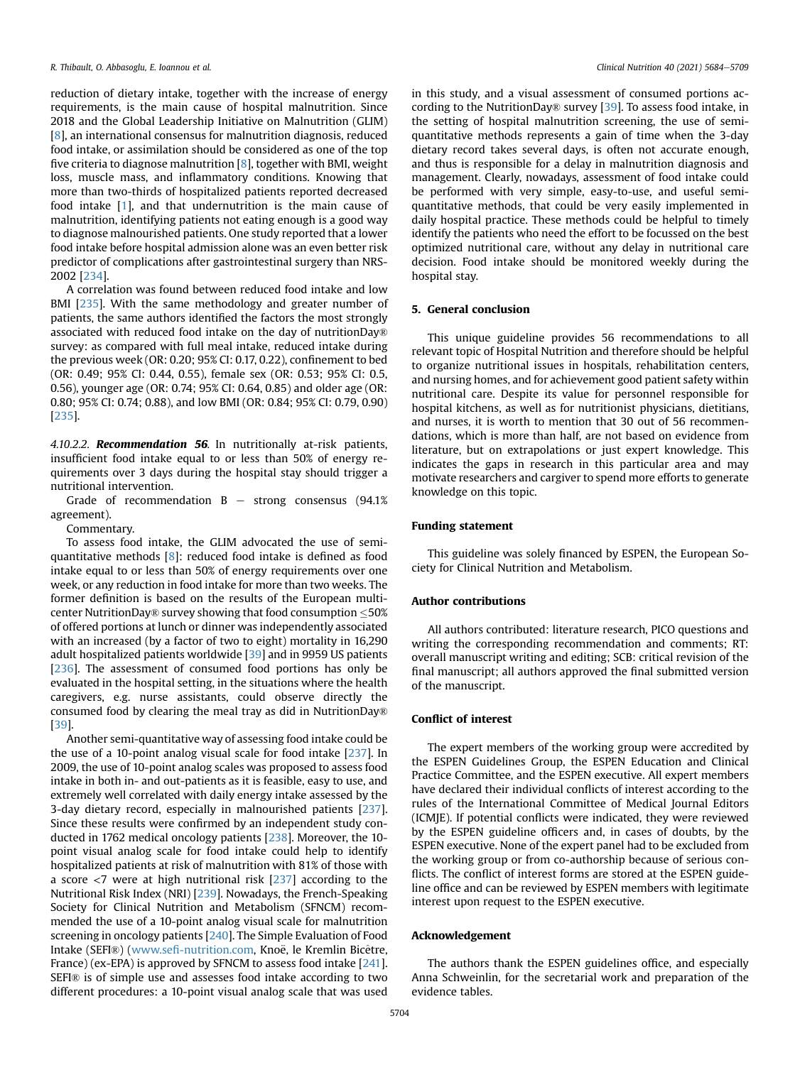reduction of dietary intake, together with the increase of energy requirements, is the main cause of hospital malnutrition. Since 2018 and the Global Leadership Initiative on Malnutrition (GLIM) [8], an international consensus for malnutrition diagnosis, reduced food intake, or assimilation should be considered as one of the top five criteria to diagnose malnutrition [8], together with BMI, weight loss, muscle mass, and inflammatory conditions. Knowing that more than two-thirds of hospitalized patients reported decreased food intake [1], and that undernutrition is the main cause of malnutrition, identifying patients not eating enough is a good way to diagnose malnourished patients. One study reported that a lower food intake before hospital admission alone was an even better risk predictor of complications after gastrointestinal surgery than NRS-2002 [234].

A correlation was found between reduced food intake and low BMI [235]. With the same methodology and greater number of patients, the same authors identified the factors the most strongly associated with reduced food intake on the day of nutritionDay® survey: as compared with full meal intake, reduced intake during the previous week (OR: 0.20; 95% CI: 0.17, 0.22), confinement to bed (OR: 0.49; 95% CI: 0.44, 0.55), female sex (OR: 0.53; 95% CI: 0.5, 0.56), younger age (OR: 0.74; 95% CI: 0.64, 0.85) and older age (OR: 0.80; 95% CI: 0.74; 0.88), and low BMI (OR: 0.84; 95% CI: 0.79, 0.90) [235].

#### 4.10.2.2. *Recommendation 56*.

In nutritionally at-risk patients, insufficient food intake equal to or less than 50% of energy requirements over 3 days during the hospital stay should trigger a nutritional intervention.

Grade of recommendation B – strong consensus (94.1% agreement).

Commentary.

To assess food intake, the GLIM advocated the use of semi-quantitative methods [8]: reduced food intake is defined as food intake equal to or less than 50% of energy requirements over one week, or any reduction in food intake for more than two weeks. The former definition is based on the results of the European multicenter NutritionDay® survey showing that food consumption ≤50% of offered portions at lunch or dinner was independently associated with an increased (by a factor of two to eight) mortality in 16,290 adult hospitalized patients worldwide [39] and in 9959 US patients [236]. The assessment of consumed food portions has only be evaluated in the hospital setting, in the situations where the health caregivers, e.g. nurse assistants, could observe directly the consumed food by clearing the meal tray as did in NutritionDay® [39].

Another semi-quantitative way of assessing food intake could be the use of a 10-point analog visual scale for food intake [237]. In 2009, the use of 10-point analog scales was proposed to assess food intake in both in- and out-patients as it is feasible, easy to use, and extremely well correlated with daily energy intake assessed by the 3-day dietary record, especially in malnourished patients [237]. Since these results were confirmed by an independent study conducted in 1762 medical oncology patients [238]. Moreover, the 10-point visual analog scale for food intake could help to identify hospitalized patients at risk of malnutrition with 81% of those with a score <7 were at high nutritional risk [237] according to the Nutritional Risk Index (NRI) [239]. Nowadays, the French-Speaking Society for Clinical Nutrition and Metabolism (SFNCM) recommended the use of a 10-point analog visual scale for malnutrition screening in oncology patients [240]. The Simple Evaluation of Food Intake (SEFI®) (www.sefi-nutrition.com, Knoë, le Kremlin Bicêtre, France) (ex-EPA) is approved by SFNCM to assess food intake [241]. SEFI® is of simple use and assesses food intake according to two different procedures: a 10-point visual analog scale that was used in this study, and a visual assessment of consumed portions according to the NutritionDay® survey [39]. To assess food intake, in the setting of hospital malnutrition screening, the use of semi-quantitative methods represents a gain of time when the 3-day dietary record takes several days, is often not accurate enough, and thus is responsible for a delay in malnutrition diagnosis and management. Clearly, nowadays, assessment of food intake could be performed with very simple, easy-to-use, and useful semi-quantitative methods, that could be very easily implemented in daily hospital practice. These methods could be helpful to timely identify the patients who need the effort to be focussed on the best optimized nutritional care, without any delay in nutritional care decision. Food intake should be monitored weekly during the hospital stay.

## 5. General conclusion

This unique guideline provides 56 recommendations to all relevant topic of Hospital Nutrition and therefore should be helpful to organize nutritional issues in hospitals, rehabilitation centers, and nursing homes, and for achievement good patient safety within nutritional care. Despite its value for personnel responsible for hospital kitchens, as well as for nutritionist physicians, dietitians, and nurses, it is worth to mention that 30 out of 56 recommendations, which is more than half, are not based on evidence from literature, but on extrapolations or just expert knowledge. This indicates the gaps in research in this particular area and may motivate researchers and cargiver to spend more efforts to generate knowledge on this topic.

## Funding statement

This guideline was solely financed by ESPEN, the European Society for Clinical Nutrition and Metabolism.

## Author contributions

All authors contributed: literature research, PICO questions and writing the corresponding recommendation and comments; RT: overall manuscript writing and editing; SCB: critical revision of the final manuscript; all authors approved the final submitted version of the manuscript.

## Conflict of interest

The expert members of the working group were accredited by the ESPEN Guidelines Group, the ESPEN Education and Clinical Practice Committee, and the ESPEN executive. All expert members have declared their individual conflicts of interest according to the rules of the International Committee of Medical Journal Editors (ICMJE). If potential conflicts were indicated, they were reviewed by the ESPEN guideline officers and, in cases of doubts, by the ESPEN executive. None of the expert panel had to be excluded from the working group or from co-authorship because of serious conflicts. The conflict of interest forms are stored at the ESPEN guideline office and can be reviewed by ESPEN members with legitimate interest upon request to the ESPEN executive.

## Acknowledgement

The authors thank the ESPEN guidelines office, and especially Anna Schweinlin, for the secretarial work and preparation of the evidence tables.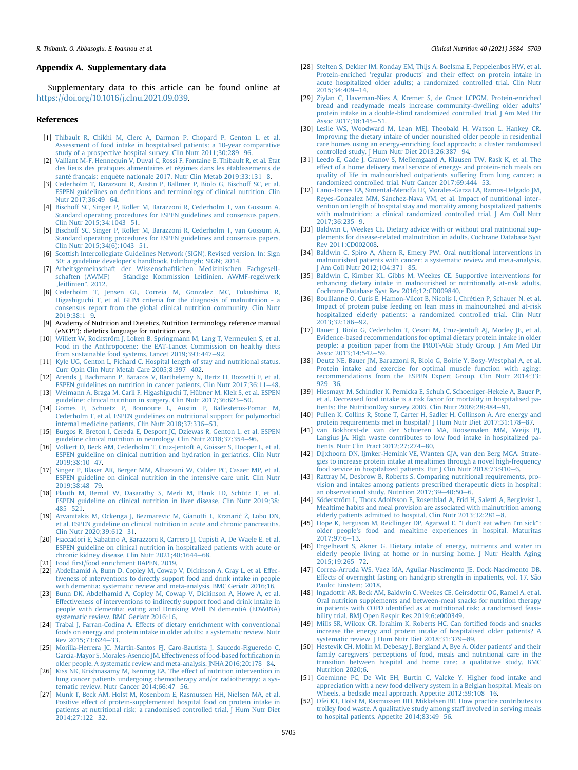## Appendix A. Supplementary data

Supplementary data to this article can be found online at https://doi.org/10.1016/j.clnu.2021.09.039.

## References

[1] Thibault R, Chikhi M, Clerc A, Darmon P, Chopard P, Genton L, et al. Assessment of food intake in hospitalised patients: a 10-year comparative study of a prospective hospital survey. Clin Nutr 2011;30:289–96.

[2] Vaillant M-F, Hennequin V, Duval C, Rossi F, Fontaine E, Thibault R, et al. État des lieux des pratiques alimentaires et régimes dans les établissements de santé français: enquête nationale 2017. Nutr Clin Metab 2019;33:131–8.

[3] Cederholm T, Barazzoni R, Austin P, Ballmer P, Biolo G, Bischoff SC, et al. ESPEN guidelines on definitions and terminology of clinical nutrition. Clin Nutr 2017;36:49–64.

[4] Bischoff SC, Singer P, Koller M, Barazzoni R, Cederholm T, van Gossum A. Standard operating procedures for ESPEN guidelines and consensus papers. Clin Nutr 2015;34:1043–51.

[5] Bischoff SC, Singer P, Koller M, Barazzoni R, Cederholm T, van Gossum A. Standard operating procedures for ESPEN guidelines and consensus papers. Clin Nutr 2015;34(6):1043–51.

[6] Scottish Intercollegiate Guidelines Network (SIGN). Revised version. In: Sign 50: a guideline developer's handbook. Edinburgh: SIGN; 2014.

[7] Arbeitsgemeinschaft der Wissenschaftlichen Medizinischen Fachgesellschaften (AWMF) – Ständige Kommission Leitlinien. AWMF-regelwerk „leitlinien". 2012.

[8] Cederholm T, Jensen GL, Correia M, Gonzalez MC, Fukushima R, Higashiguchi T, et al. GLIM criteria for the diagnosis of malnutrition - a consensus report from the global clinical nutrition community. Clin Nutr 2019;38:1–9.

[9] Academy of Nutrition and Dietetics. Nutrition terminology reference manual (eNCPT): dietetics language for nutrition care.

[10] Willett W, Rockström J, Loken B, Springmann M, Lang T, Vermeulen S, et al. Food in the Anthropocene: the EAT-Lancet Commission on healthy diets from sustainable food systems. Lancet 2019;393:447–92.

[11] Kyle UG, Genton L, Pichard C. Hospital length of stay and nutritional status. Curr Opin Clin Nutr Metab Care 2005;8:397–402.

[12] Arends J, Bachmann P, Baracos V, Barthelemy N, Bertz H, Bozzetti F, et al. ESPEN guidelines on nutrition in cancer patients. Clin Nutr 2017;36:11–48.

[13] Weimann A, Braga M, Carli F, Higashiguchi T, Hübner M, Klek S, et al. ESPEN guideline: clinical nutrition in surgery. Clin Nutr 2017;36:623–50.

[14] Gomes F, Schuetz P, Bounoure L, Austin P, Ballesteros-Pomar M, Cederholm T, et al. ESPEN guidelines on nutritional support for polymorbid internal medicine patients. Clin Nutr 2018;37:336–53.

[15] Burgos R, Breton I, Cereda E, Desport JC, Dziewas R, Genton L, et al. ESPEN guideline clinical nutrition in neurology. Clin Nutr 2018;37:354–96.

[16] Volkert D, Beck AM, Cederholm T, Cruz-Jentoft A, Goisser S, Hooper L, et al. ESPEN guideline on clinical nutrition and hydration in geriatrics. Clin Nutr 2019;38:10–47.

[17] Singer P, Blaser AR, Berger MM, Alhazzani W, Calder PC, Casaer MP, et al. ESPEN guideline on clinical nutrition in the intensive care unit. Clin Nutr 2019;38:48–79.

[18] Plauth M, Bernal W, Dasarathy S, Merli M, Plank LD, Schütz T, et al. ESPEN guideline on clinical nutrition in liver disease. Clin Nutr 2019;38:485–521.

[19] Arvanitakis M, Ockenga J, Bezmarevic M, Gianotti L, Krznarić Ž, Lobo DN, et al. ESPEN guideline on clinical nutrition in acute and chronic pancreatitis. Clin Nutr 2020;39:612–31.

[20] Fiaccadori E, Sabatino A, Barazzoni R, Carrero JJ, Cupisti A, De Waele E, et al. ESPEN guideline on clinical nutrition in hospitalized patients with acute or chronic kidney disease. Clin Nutr 2021;40:1644–68.

[21] Food first/food enrichment BAPEN. 2019.

[22] Abdelhamid A, Bunn D, Copley M, Cowap V, Dickinson A, Gray L, et al. Effectiveness of interventions to directly support food and drink intake in people with dementia: systematic review and meta-analysis. BMC Geriatr 2016;16.

[23] Bunn DK, Abdelhamid A, Copley M, Cowap V, Dickinson A, Howe A, et al. Effectiveness of interventions to indirectly support food and drink intake in people with dementia: eating and Drinking Well IN dementiA (EDWINA) systematic review. BMC Geriatr 2016;16.

[24] Trabal J, Farran-Codina A. Effects of dietary enrichment with conventional foods on energy and protein intake in older adults: a systematic review. Nutr Rev 2015;73:624–33.

[25] Morilla-Herrera JC, Martín-Santos FJ, Caro-Bautista J, Saucedo-Figueredo C, García-Mayor S, Morales-Asencio JM. Effectiveness of food-based fortification in older people. A systematic review and meta-analysis. JNHA 2016;20:178–84.

[26] Kiss NK, Krishnasamy M, Isenring EA. The effect of nutrition intervention in lung cancer patients undergoing chemotherapy and/or radiotherapy: a systematic review. Nutr Cancer 2014;66:47–56.

[27] Munk T, Beck AM, Holst M, Rosenbom E, Rasmussen HH, Nielsen MA, et al. Positive effect of protein-supplemented hospital food on protein intake in patients at nutritional risk: a randomised controlled trial. J Hum Nutr Diet 2014;27:122–32.

[28] Stelten S, Dekker IM, Ronday EM, Thijs A, Boelsma E, Peppelenbos HW, et al. Protein-enriched 'regular products' and their effect on protein intake in acute hospitalized older adults; a randomized controlled trial. Clin Nutr 2015;34:409–14.

[29] Ziylan C, Haveman-Nies A, Kremer S, de Groot LCPGM. Protein-enriched bread and readymade meals increase community-dwelling older adults' protein intake in a double-blind randomized controlled trial. J Am Med Dir Assoc 2017;18:145–51.

[30] Leslie WS, Woodward M, Lean MEJ, Theobald H, Watson L, Hankey CR. Improving the dietary intake of under nourished older people in residential care homes using an energy-enriching food approach: a cluster randomised controlled study. J Hum Nutr Diet 2013;26:387–94.

[31] Leedo E, Gade J, Granov S, Mellemgaard A, Klausen TW, Rask K, et al. The effect of a home delivery meal service of energy- and protein-rich meals on quality of life in malnourished outpatients suffering from lung cancer: a randomized controlled trial. Nutr Cancer 2017;69:444–53.

[32] Cano-Torres EA, Simental-Mendía LE, Morales-Garza LA, Ramos-Delgado JM, Reyes-Gonzalez MM, Sánchez-Nava VM, et al. Impact of nutritional intervention on length of hospital stay and mortality among hospitalized patients with malnutrition: a clinical randomized controlled trial. J Am Coll Nutr 2017;36:235–9.

[33] Baldwin C, Weekes CE. Dietary advice with or without oral nutritional supplements for disease-related malnutrition in adults. Cochrane Database Syst Rev 2011:CD002008.

[34] Baldwin C, Spiro A, Ahern R, Emery PW. Oral nutritional interventions in malnourished patients with cancer: a systematic review and meta-analysis. J Am Coll Nutr 2012;104:371–85.

[35] Baldwin C, Kimber KL, Gibbs M, Weekes CE. Supportive interventions for enhancing dietary intake in malnourished or nutritionally at-risk adults. Cochrane Database Syst Rev 2016;12:CD009840.

[36] Bouillanne O, Curis E, Hamon-Vilcot B, Nicolis I, Chrétien P, Schauer N, et al. Impact of protein pulse feeding on lean mass in malnourished and at-risk hospitalized elderly patients: a randomized controlled trial. Clin Nutr 2013;32:186–92.

[37] Bauer J, Biolo G, Cederholm T, Cesari M, Cruz-Jentoft AJ, Morley JE, et al. Evidence-based recommendations for optimal dietary protein intake in older people: a position paper from the PROT-AGE Study Group. J Am Med Dir Assoc 2013;14:542–59.

[38] Deutz NE, Bauer JM, Barazzoni R, Biolo G, Boirie Y, Bosy-Westphal A, et al. Protein intake and exercise for optimal muscle function with aging: recommendations from the ESPEN Expert Group. Clin Nutr 2014;33:929–36.

[39] Hiesmayr M, Schindler K, Pernicka E, Schuh C, Schoeniger-Hekele A, Bauer P, et al. Decreased food intake is a risk factor for mortality in hospitalised patients: the NutritionDay survey 2006. Clin Nutr 2009;28:484–91.

[40] Pullen K, Collins R, Stone T, Carter H, Sadler H, Collinson A. Are energy and protein requirements met in hospital? J Hum Nutr Diet 2017;31:178–87.

[41] van Bokhorst-de van der Schueren MA, Roosemalen MM, Weijs PJ, Langius JA. High waste contributes to low food intake in hospitalized patients. Nutr Clin Pract 2012;27:274–80.

[42] Dijxhoorn DN, Ijmker-Hemink VE, Wanten GJA, van den Berg MGA. Strategies to increase protein intake at mealtimes through a novel high-frequency food service in hospitalized patients. Eur J Clin Nutr 2018;73:910–6.

[43] Rattray M, Desbrow B, Roberts S. Comparing nutritional requirements, provision and intakes among patients prescribed therapeutic diets in hospital: an observational study. Nutrition 2017;39–40:50–6.

[44] Söderström L, Thors Adolfsson E, Rosenblad A, Frid H, Saletti A, Bergkvist L. Mealtime habits and meal provision are associated with malnutrition among elderly patients admitted to hospital. Clin Nutr 2013;32:281–8.

[45] Hope K, Ferguson M, Reidlinger DP, Agarwal E. "I don't eat when I'm sick": older people's food and mealtime experiences in hospital. Maturitas 2017;97:6–13.

[46] Engelheart S, Akner G. Dietary intake of energy, nutrients and water in elderly people living at home or in nursing home. J Nutr Health Aging 2015;19:265–72.

[47] Correa-Arruda WS, Vaez IdA, Aguilar-Nascimento JE, Dock-Nascimento DB. Effects of overnight fasting on handgrip strength in inpatients, vol. 17. São Paulo: Einstein; 2018.

[48] Ingadottir AR, Beck AM, Baldwin C, Weekes CE, Geirsdottir OG, Ramel A, et al. Oral nutrition supplements and between-meal snacks for nutrition therapy in patients with COPD identified as at nutritional risk: a randomised feasibility trial. BMJ Open Respir Res 2019;6:e000349.

[49] Mills SR, Wilcox CR, Ibrahim K, Roberts HC. Can fortified foods and snacks increase the energy and protein intake of hospitalised older patients? A systematic review. J Hum Nutr Diet 2018;31:379–89.

[50] Hestevik CH, Molin M, Debesay J, Bergland A, Bye A. Older patients' and their family caregivers' perceptions of food, meals and nutritional care in the transition between hospital and home care: a qualitative study. BMC Nutrition 2020;6.

[51] Goeminne PC, De Wit EH, Burtin C, Valcke Y. Higher food intake and appreciation with a new food delivery system in a Belgian hospital. Meals on Wheels, a bedside meal approach. Appetite 2012;59:108–16.

[52] Ofei KT, Holst M, Rasmussen HH, Mikkelsen BE. How practice contributes to trolley food waste. A qualitative study among staff involved in serving meals to hospital patients. Appetite 2014;83:49–56.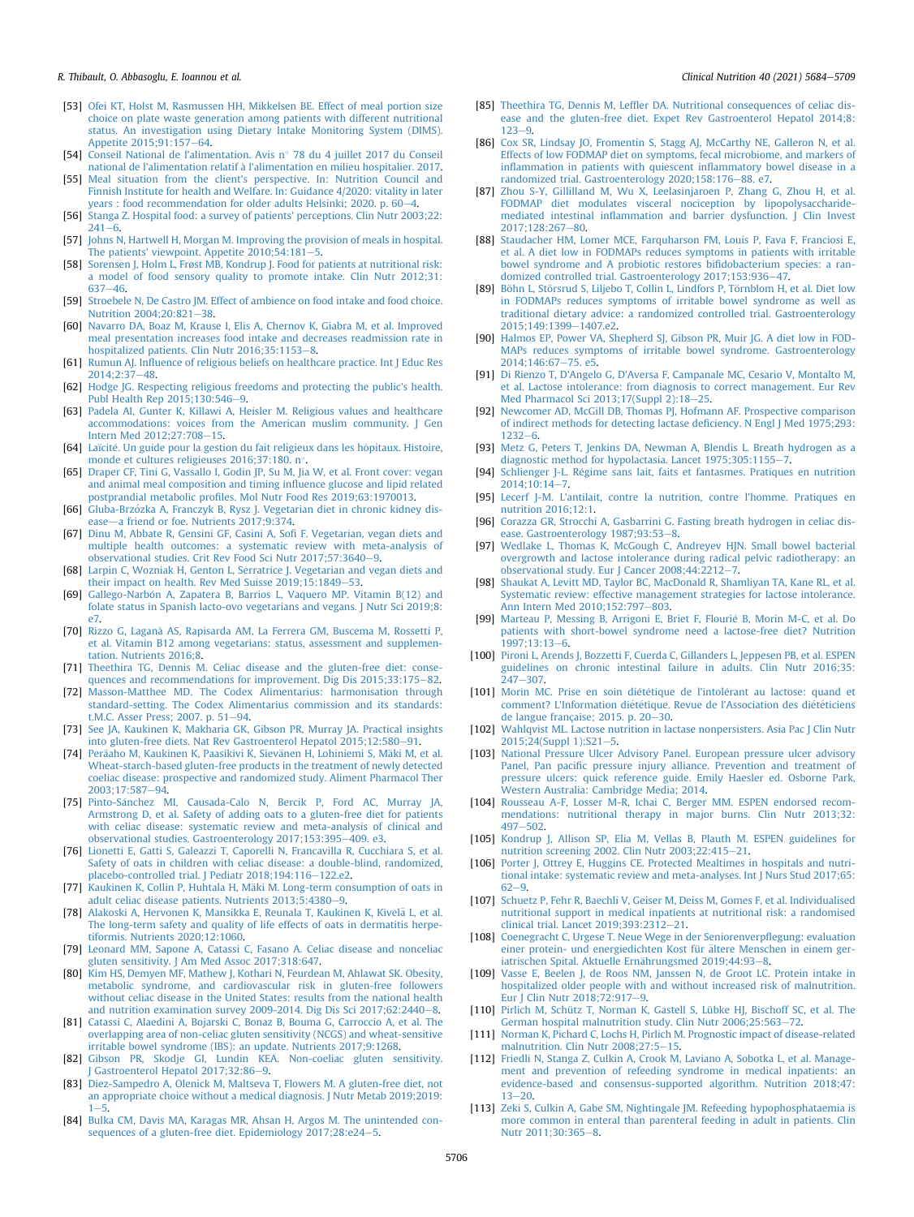[53] Ofei KT, Holst M, Rasmussen HH, Mikkelsen BE. Effect of meal portion size choice on plate waste generation among patients with different nutritional status. An investigation using Dietary Intake Monitoring System (DIMS). Appetite 2015;91:157–64.

[54] Conseil National de l'alimentation. Avis n° 78 du 4 juillet 2017 du Conseil national de l'alimentation relatif à l'alimentation en milieu hospitalier. 2017.

[55] Meal situation from the client's perspective. In: Nutrition Council and Finnish Institute for health and Welfare. In: Guidance 4/2020: vitality in later years : food recommendation for older adults Helsinki; 2020. p. 60–4.

[56] Stanga Z. Hospital food: a survey of patients' perceptions. Clin Nutr 2003;22:241–6.

[57] Johns N, Hartwell H, Morgan M. Improving the provision of meals in hospital. The patients' viewpoint. Appetite 2010;54:181–5.

[58] Sorensen J, Holm L, Frøst MB, Kondrup J. Food for patients at nutritional risk: a model of food sensory quality to promote intake. Clin Nutr 2012;31:637–46.

[59] Stroebele N, De Castro JM. Effect of ambience on food intake and food choice. Nutrition 2004;20:821–38.

[60] Navarro DA, Boaz M, Krause I, Elis A, Chernov K, Giabra M, et al. Improved meal presentation increases food intake and decreases readmission rate in hospitalized patients. Clin Nutr 2016;35:1153–8.

[61] Rumun AJ. Influence of religious beliefs on healthcare practice. Int J Educ Res 2014;2:37–48.

[62] Hodge JG. Respecting religious freedoms and protecting the public's health. Publ Health Rep 2015;130:546–9.

[63] Padela AI, Gunter K, Killawi A, Heisler M. Religious values and healthcare accommodations: voices from the American muslim community. J Gen Intern Med 2012;27:708–15.

[64] Laïcité. Un guide pour la gestion du fait religieux dans les hôpitaux. Histoire, monde et cultures religieuses 2016;37:180. n°.

[65] Draper CF, Tini G, Vassallo I, Godin JP, Su M, Jia W, et al. Front cover: vegan and animal meal composition and timing influence glucose and lipid related postprandial metabolic profiles. Mol Nutr Food Res 2019;63:1970013.

[66] Gluba-Brzózka A, Franczyk B, Rysz J. Vegetarian diet in chronic kidney disease—a friend or foe. Nutrients 2017;9:374.

[67] Dinu M, Abbate R, Gensini GF, Casini A, Sofi F. Vegetarian, vegan diets and multiple health outcomes: a systematic review with meta-analysis of observational studies. Crit Rev Food Sci Nutr 2017;57:3640–9.

[68] Larpin C, Wozniak H, Genton L, Serratrice J. Vegetarian and vegan diets and their impact on health. Rev Med Suisse 2019;15:1849–53.

[69] Gallego-Narbón A, Zapatera B, Barrios L, Vaquero MP. Vitamin B(12) and folate status in Spanish lacto-ovo vegetarians and vegans. J Nutr Sci 2019;8:e7.

[70] Rizzo G, Laganà AS, Rapisarda AM, La Ferrera GM, Buscema M, Rossetti P, et al. Vitamin B12 among vegetarians: status, assessment and supplementation. Nutrients 2016;8.

[71] Theethira TG, Dennis M. Celiac disease and the gluten-free diet: consequences and recommendations for improvement. Dig Dis 2015;33:175–82.

[72] Masson-Matthee MD. The Codex Alimentarius: harmonisation through standard-setting. The Codex Alimentarius commission and its standards: t.M.C. Asser Press; 2007. p. 51–94.

[73] See JA, Kaukinen K, Makharia GK, Gibson PR, Murray JA. Practical insights into gluten-free diets. Nat Rev Gastroenterol Hepatol 2015;12:580–91.

[74] Peräaho M, Kaukinen K, Paasikivi K, Sievänen H, Lohiniemi S, Mäki M, et al. Wheat-starch-based gluten-free products in the treatment of newly detected coeliac disease: prospective and randomized study. Aliment Pharmacol Ther 2003;17:587–94.

[75] Pinto-Sánchez MI, Causada-Calo N, Bercik P, Ford AC, Murray JA, Armstrong D, et al. Safety of adding oats to a gluten-free diet for patients with celiac disease: systematic review and meta-analysis of clinical and observational studies. Gastroenterology 2017;153:395–409. e3.

[76] Lionetti E, Gatti S, Galeazzi T, Caporelli N, Francavilla R, Cucchiara S, et al. Safety of oats in children with celiac disease: a double-blind, randomized, placebo-controlled trial. J Pediatr 2018;194:116–122.e2.

[77] Kaukinen K, Collin P, Huhtala H, Mäki M. Long-term consumption of oats in adult celiac disease patients. Nutrients 2013;5:4380–9.

[78] Alakoski A, Hervonen K, Mansikka E, Reunala T, Kaukinen K, Kivelä L, et al. The long-term safety and quality of life effects of oats in dermatitis herpetiformis. Nutrients 2020;12:1060.

[79] Leonard MM, Sapone A, Catassi C, Fasano A. Celiac disease and nonceliac gluten sensitivity. J Am Med Assoc 2017;318:647.

[80] Kim HS, Demyen MF, Mathew J, Kothari N, Feurdean M, Ahlawat SK. Obesity, metabolic syndrome, and cardiovascular risk in gluten-free followers without celiac disease in the United States: results from the national health and nutrition examination survey 2009-2014. Dig Dis Sci 2017;62:2440–8.

[81] Catassi C, Alaedini A, Bojarski C, Bonaz B, Bouma G, Carroccio A, et al. The overlapping area of non-celiac gluten sensitivity (NCGS) and wheat-sensitive irritable bowel syndrome (IBS): an update. Nutrients 2017;9:1268.

[82] Gibson PR, Skodje GI, Lundin KEA. Non-coeliac gluten sensitivity. J Gastroenterol Hepatol 2017;32:86–9.

[83] Diez-Sampedro A, Olenick M, Maltseva T, Flowers M. A gluten-free diet, not an appropriate choice without a medical diagnosis. J Nutr Metab 2019;2019:1–5.

[84] Bulka CM, Davis MA, Karagas MR, Ahsan H, Argos M. The unintended consequences of a gluten-free diet. Epidemiology 2017;28:e24–5.

[85] Theethira TG, Dennis M, Leffler DA. Nutritional consequences of celiac disease and the gluten-free diet. Expet Rev Gastroenterol Hepatol 2014;8:123–9.

[86] Cox SR, Lindsay JO, Fromentin S, Stagg AJ, McCarthy NE, Galleron N, et al. Effects of low FODMAP diet on symptoms, fecal microbiome, and markers of inflammation in patients with quiescent inflammatory bowel disease in a randomized trial. Gastroenterology 2020;158:176–88. e7.

[87] Zhou S-Y, Gillilland M, Wu X, Leelasinjaroen P, Zhang G, Zhou H, et al. FODMAP diet modulates visceral nociception by lipopolysaccharide-mediated intestinal inflammation and barrier dysfunction. J Clin Invest 2017;128:267–80.

[88] Staudacher HM, Lomer MCE, Farquharson FM, Louis P, Fava F, Franciosi E, et al. A diet low in FODMAPs reduces symptoms in patients with irritable bowel syndrome and A probiotic restores bifidobacterium species: a randomized controlled trial. Gastroenterology 2017;153:936–47.

[89] Böhn L, Störsrud S, Liljebo T, Collin L, Lindfors P, Törnblom H, et al. Diet low in FODMAPs reduces symptoms of irritable bowel syndrome as well as traditional dietary advice: a randomized controlled trial. Gastroenterology 2015;149:1399–1407.e2.

[90] Halmos EP, Power VA, Shepherd SJ, Gibson PR, Muir JG. A diet low in FODMAPs reduces symptoms of irritable bowel syndrome. Gastroenterology 2014;146:67–75. e5.

[91] Di Rienzo T, D'Angelo G, D'Aversa F, Campanale MC, Cesario V, Montalto M, et al. Lactose intolerance: from diagnosis to correct management. Eur Rev Med Pharmacol Sci 2013;17(Suppl 2):18–25.

[92] Newcomer AD, McGill DB, Thomas PJ, Hofmann AF. Prospective comparison of indirect methods for detecting lactase deficiency. N Engl J Med 1975;293:1232–6.

[93] Metz G, Peters T, Jenkins DA, Newman A, Blendis L. Breath hydrogen as a diagnostic method for hypolactasia. Lancet 1975;305:1155–7.

[94] Schlienger J-L. Régime sans lait, faits et fantasmes. Pratiques en nutrition 2014;10:14–7.

[95] Lecerf J-M. L'antilait, contre la nutrition, contre l'homme. Pratiques en nutrition 2016;12:1.

[96] Corazza GR, Strocchi A, Gasbarrini G. Fasting breath hydrogen in celiac disease. Gastroenterology 1987;93:53–8.

[97] Wedlake L, Thomas K, McGough C, Andreyev HJN. Small bowel bacterial overgrowth and lactose intolerance during radical pelvic radiotherapy: an observational study. Eur J Cancer 2008;44:2212–7.

[98] Shaukat A, Levitt MD, Taylor BC, MacDonald R, Shamliyan TA, Kane RL, et al. Systematic review: effective management strategies for lactose intolerance. Ann Intern Med 2010;152:797–803.

[99] Marteau P, Messing B, Arrigoni E, Briet F, Flourié B, Morin M-C, et al. Do patients with short-bowel syndrome need a lactose-free diet? Nutrition 1997;13:13–6.

[100] Pironi L, Arends J, Bozzetti F, Cuerda C, Gillanders L, Jeppesen PB, et al. ESPEN guidelines on chronic intestinal failure in adults. Clin Nutr 2016;35:247–307.

[101] Morin MC. Prise en soin diététique de l'intolérant au lactose: quand et comment? L'Information diététique. Revue de l'Association des diététiciens de langue française; 2015. p. 20–30.

[102] Wahlqvist ML. Lactose nutrition in lactase nonpersisters. Asia Pac J Clin Nutr 2015;24(Suppl 1):S21–5.

[103] National Pressure Ulcer Advisory Panel. European pressure ulcer advisory Panel, Pan pacific pressure injury alliance. Prevention and treatment of pressure ulcers: quick reference guide. Emily Haesler ed. Osborne Park, Western Australia: Cambridge Media; 2014.

[104] Rousseau A-F, Losser M-R, Ichai C, Berger MM. ESPEN endorsed recommendations: nutritional therapy in major burns. Clin Nutr 2013;32:497–502.

[105] Kondrup J, Allison SP, Elia M, Vellas B, Plauth M. ESPEN guidelines for nutrition screening 2002. Clin Nutr 2003;22:415–21.

[106] Porter J, Ottrey E, Huggins CE. Protected Mealtimes in hospitals and nutritional intake: systematic review and meta-analyses. Int J Nurs Stud 2017;65:62–9.

[107] Schuetz P, Fehr R, Baechli V, Geiser M, Deiss M, Gomes F, et al. Individualised nutritional support in medical inpatients at nutritional risk: a randomised clinical trial. Lancet 2019;393:2312–21.

[108] Coenegracht C, Urgese T. Neue Wege in der Seniorenverpflegung: evaluation einer protein- und energiedichten Kost für ältere Menschen in einem geriatrischen Spital. Aktuelle Ernährungsmed 2019;44:93–8.

[109] Vasse E, Beelen J, de Roos NM, Janssen N, de Groot LC. Protein intake in hospitalized older people with and without increased risk of malnutrition. Eur J Clin Nutr 2018;72:917–9.

[110] Pirlich M, Schütz T, Norman K, Gastell S, Lübke HJ, Bischoff SC, et al. The German hospital malnutrition study. Clin Nutr 2006;25:563–72.

[111] Norman K, Pichard C, Lochs H, Pirlich M. Prognostic impact of disease-related malnutrition. Clin Nutr 2008;27:5–15.

[112] Friedli N, Stanga Z, Culkin A, Crook M, Laviano A, Sobotka L, et al. Management and prevention of refeeding syndrome in medical inpatients: an evidence-based and consensus-supported algorithm. Nutrition 2018;47:13–20.

[113] Zeki S, Culkin A, Gabe SM, Nightingale JM. Refeeding hypophosphataemia is more common in enteral than parenteral feeding in adult in patients. Clin Nutr 2011;30:365–8.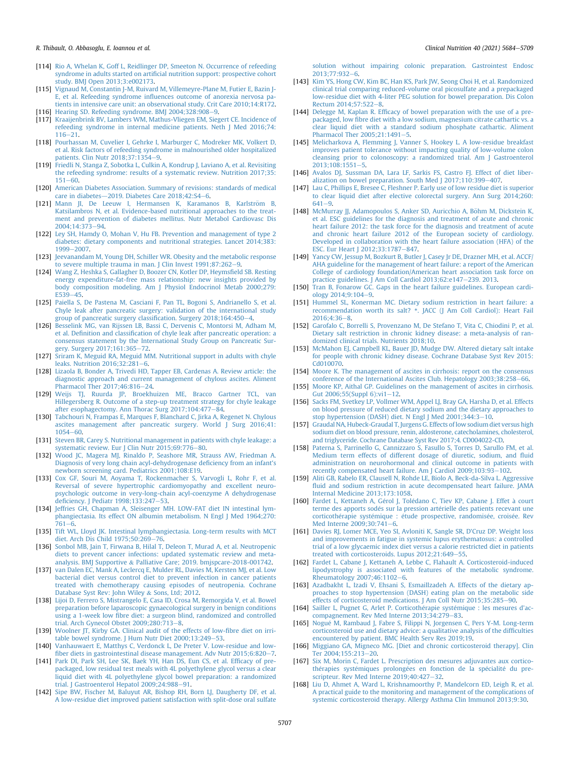[114] Rio A, Whelan K, Goff L, Reidlinger DP, Smeeton N. Occurrence of refeeding syndrome in adults started on artificial nutrition support: prospective cohort study. BMJ Open 2013;3:e002173.

[115] Vignaud M, Constantin J-M, Ruivard M, Villemeyre-Plane M, Futier E, Bazin J-E, et al. Refeeding syndrome influences outcome of anorexia nervosa patients in intensive care unit: an observational study. Crit Care 2010;14:R172.

[116] Hearing SD. Refeeding syndrome. BMJ 2004;328:908–9.

[117] Kraaijenbrink BV, Lambers WM, Mathus-Vliegen EM, Siegert CE. Incidence of refeeding syndrome in internal medicine patients. Neth J Med 2016;74:116–21.

[118] Pourhassan M, Cuvelier I, Gehrke I, Marburger C, Modreker MK, Volkert D, et al. Risk factors of refeeding syndrome in malnourished older hospitalized patients. Clin Nutr 2018;37:1354–9.

[119] Friedli N, Stanga Z, Sobotka L, Culkin A, Kondrup J, Laviano A, et al. Revisiting the refeeding syndrome: results of a systematic review. Nutrition 2017;35:151–60.

[120] American Diabetes Association. Summary of revisions: standards of medical care in diabetes—2019. Diabetes Care 2018;42:S4–6.

[121] Mann JI, De Leeuw I, Hermansen K, Karamanos B, Karlström B, Katsilambros N, et al. Evidence-based nutritional approaches to the treatment and prevention of diabetes mellitus. Nutr Metabol Cardiovasc Dis 2004;14:373–94.

[122] Ley SH, Hamdy O, Mohan V, Hu FB. Prevention and management of type 2 diabetes: dietary components and nutritional strategies. Lancet 2014;383:1999–2007.

[123] Jeevanandam M, Young DH, Schiller WR. Obesity and the metabolic response to severe multiple trauma in man. J Clin Invest 1991;87:262–9.

[124] Wang Z, Heshka S, Gallagher D, Boozer CN, Kotler DP, Heymsfield SB. Resting energy expenditure-fat-free mass relationship: new insights provided by body composition modeling. Am J Physiol Endocrinol Metab 2000;279:E539–45.

[125] Paiella S, De Pastena M, Casciani F, Pan TL, Bogoni S, Andrianello S, et al. Chyle leak after pancreatic surgery: validation of the international study group of pancreatic surgery classification. Surgery 2018;164:450–4.

[126] Besselink MG, van Rijssen LB, Bassi C, Dervenis C, Montorsi M, Adham M, et al. Definition and classification of chyle leak after pancreatic operation: a consensus statement by the International Study Group on Pancreatic Surgery. Surgery 2017;161:365–72.

[127] Sriram K, Meguid RA, Meguid MM. Nutritional support in adults with chyle leaks. Nutrition 2016;32:281–6.

[128] Lizaola B, Bonder A, Trivedi HD, Tapper EB, Cardenas A. Review article: the diagnostic approach and current management of chylous ascites. Aliment Pharmacol Ther 2017;46:816–24.

[129] Weijs TJ, Ruurda JP, Broekhuizen ME, Bracco Gartner TCL, van Hillegersberg R. Outcome of a step-up treatment strategy for chyle leakage after esophagectomy. Ann Thorac Surg 2017;104:477–84.

[130] Tabchouri N, Frampas E, Marques F, Blanchard C, Jirka A, Regenet N. Chylous ascites management after pancreatic surgery. World J Surg 2016;41:1054–60.

[131] Steven BR, Carey S. Nutritional management in patients with chyle leakage: a systematic review. Eur J Clin Nutr 2015;69:776–80.

[132] Wood JC, Magera MJ, Rinaldo P, Seashore MR, Strauss AW, Friedman A. Diagnosis of very long chain acyl-dehydrogenase deficiency from an infant's newborn screening card. Pediatrics 2001;108:E19.

[133] Cox GF, Souri M, Aoyama T, Rockenmacher S, Varvogli L, Rohr F, et al. Reversal of severe hypertrophic cardiomyopathy and excellent neuropsychologic outcome in very-long-chain acyl-coenzyme A dehydrogenase deficiency. J Pediatr 1998;133:247–53.

[134] Jeffries GH, Chapman A, Sleisenger MH. LOW-FAT diet IN intestinal lymphangiectasia. Its effect ON albumin metabolism. N Engl J Med 1964;270:761–6.

[135] Tift WL, Lloyd JK. Intestinal lymphangiectasia. Long-term results with MCT diet. Arch Dis Child 1975;50:269–76.

[136] Sonbol MB, Jain T, Firwana B, Hilal T, Deleon T, Murad A, et al. Neutropenic diets to prevent cancer infections: updated systematic review and meta-analysis. BMJ Supportive & Palliative Care; 2019. bmjspcare-2018-001742.

[137] van Dalen EC, Mank A, Leclercq E, Mulder RL, Davies M, Kersten MJ, et al. Low bacterial diet versus control diet to prevent infection in cancer patients treated with chemotherapy causing episodes of neutropenia. Cochrane Database Syst Rev: John Wiley & Sons, Ltd; 2012.

[138] Lijoi D, Ferrero S, Mistrangelo E, Casa ID, Crosa M, Remorgida V, et al. Bowel preparation before laparoscopic gynaecological surgery in benign conditions using a 1-week low fibre diet: a surgeon blind, randomized and controlled trial. Arch Gynecol Obstet 2009;280:713–8.

[139] Woolner JT, Kirby GA. Clinical audit of the effects of low-fibre diet on irritable bowel syndrome. J Hum Nutr Diet 2000;13:249–53.

[140] Vanhauwaert E, Matthys C, Verdonck L, De Preter V. Low-residue and low-fiber diets in gastrointestinal disease management. Adv Nutr 2015;6:820–7.

[141] Park DI, Park SH, Lee SK, Baek YH, Han DS, Eun CS, et al. Efficacy of prepackaged, low residual test meals with 4L polyethylene glycol versus a clear liquid diet with 4L polyethylene glycol bowel preparation: a randomized trial. J Gastroenterol Hepatol 2009;24:988–91.

[142] Sipe BW, Fischer M, Baluyut AR, Bishop RH, Born LJ, Daugherty DF, et al. A low-residue diet improved patient satisfaction with split-dose oral sulfate solution without impairing colonic preparation. Gastrointest Endosc 2013;77:932–6.

[143] Kim YS, Hong CW, Kim BC, Han KS, Park JW, Seong Choi H, et al. Randomized clinical trial comparing reduced-volume oral picosulfate and a prepackaged low-residue diet with 4-liter PEG solution for bowel preparation. Dis Colon Rectum 2014;57:522–8.

[144] Delegge M, Kaplan R. Efficacy of bowel preparation with the use of a prepackaged, low fibre diet with a low sodium, magnesium citrate cathartic vs. a clear liquid diet with a standard sodium phosphate cathartic. Aliment Pharmacol Ther 2005;21:1491–5.

[145] Melicharkova A, Flemming J, Vanner S, Hookey L. A low-residue breakfast improves patient tolerance without impacting quality of low-volume colon cleansing prior to colonoscopy: a randomized trial. Am J Gastroenterol 2013;108:1551–5.

[146] Avalos DJ, Sussman DA, Lara LF, Sarkis FS, Castro FJ. Effect of diet liberalization on bowel preparation. South Med J 2017;110:399–407.

[147] Lau C, Phillips E, Bresee C, Fleshner P. Early use of low residue diet is superior to clear liquid diet after elective colorectal surgery. Ann Surg 2014;260:641–9.

[148] McMurray JJ, Adamopoulos S, Anker SD, Auricchio A, Böhm M, Dickstein K, et al. ESC guidelines for the diagnosis and treatment of acute and chronic heart failure 2012: the task force for the diagnosis and treatment of acute and chronic heart failure 2012 of the European society of cardiology. Developed in collaboration with the heart failure association (HFA) of the ESC. Eur Heart J 2012;33:1787–847.

[149] Yancy CW, Jessup M, Bozkurt B, Butler J, Casey Jr DE, Drazner MH, et al. ACCF/AHA guideline for the management of heart failure: a report of the American College of cardiology foundation/American heart association task force on practice guidelines. J Am Coll Cardiol 2013;62:e147–239. 2013.

[150] Tran B, Fonarow GC. Gaps in the heart failure guidelines. European cardiology 2014;9:104–9.

[151] Hummel SL, Konerman MC. Dietary sodium restriction in heart failure: a recommendation worth its salt? *. JACC (J Am Coll Cardiol): Heart Fail 2016;4:36–8.

[152] Garofalo C, Borrelli S, Provenzano M, De Stefano T, Vita C, Chiodini P, et al. Dietary salt restriction in chronic kidney disease: a meta-analysis of randomized clinical trials. Nutrients 2018;10.

[153] McMahon EJ, Campbell KL, Bauer JD, Mudge DW. Altered dietary salt intake for people with chronic kidney disease. Cochrane Database Syst Rev 2015:Cd010070.

[154] Moore K. The management of ascites in cirrhosis: report on the consensus conference of the International Ascites Club. Hepatology 2003;38:258–66.

[155] Moore KP, Aithal GP. Guidelines on the management of ascites in cirrhosis. Gut 2006;55(Suppl 6):vi1–12.

[156] Sacks FM, Svetkey LP, Vollmer WM, Appel LJ, Bray GA, Harsha D, et al. Effects on blood pressure of reduced dietary sodium and the dietary approaches to stop hypertension (DASH) diet. N Engl J Med 2001;344:3–10.

[157] Graudal NA, Hubeck-Graudal T, Jurgens G. Effects of low sodium diet versus high sodium diet on blood pressure, renin, aldosterone, catecholamines, cholesterol, and triglyceride. Cochrane Database Syst Rev 2017;4. CD004022-CD.

[158] Paterna S, Parrinello G, Cannizzaro S, Fasullo S, Torres D, Sarullo FM, et al. Medium term effects of different dosage of diuretic, sodium, and fluid administration on neurohormonal and clinical outcome in patients with recently compensated heart failure. Am J Cardiol 2009;103:93–102.

[159] Aliti GB, Rabelo ER, Clausell N, Rohde LE, Biolo A, Beck-da-Silva L. Aggressive fluid and sodium restriction in acute decompensated heart failure. JAMA Internal Medicine 2013;173:1058.

[160] Fardet L, Kettaneh A, Gérol J, Tolédano C, Tiev KP, Cabane J. Effet à court terme des apports sodés sur la pression artérielle des patients recevant une corticothérapie systémique : étude prospective, randomisée, croisée. Rev Med Interne 2009;30:741–6.

[161] Davies RJ, Lomer MCE, Yeo SI, Avloniti K, Sangle SR, D'Cruz DP. Weight loss and improvements in fatigue in systemic lupus erythematosus: a controlled trial of a low glycaemic index diet versus a calorie restricted diet in patients treated with corticosteroids. Lupus 2012;21:649–55.

[162] Fardet L, Cabane J, Kettaneh A, Lebbe C, Flahault A. Corticosteroid-induced lipodystrophy is associated with features of the metabolic syndrome. Rheumatology 2007;46:1102–6.

[163] Azadbakht L, Izadi V, Ehsani S, Esmaillzadeh A. Effects of the dietary approaches to stop hypertension (DASH) eating plan on the metabolic side effects of corticosteroid medications. J Am Coll Nutr 2015;35:285–90.

[164] Sailler L, Pugnet G, Arlet P. Corticothérapie systémique : les mesures d'accompagnement. Rev Med Interne 2013;34:279–83.

[165] Nogué M, Rambaud J, Fabre S, Filippi N, Jorgensen C, Pers Y-M. Long-term corticosteroid use and dietary advice: a qualitative analysis of the difficulties encountered by patient. BMC Health Serv Res 2019;19.

[166] Miggiano GA, Migneco MG. [Diet and chronic corticosteroid therapy]. Clin Ter 2004;155:213–20.

[167] Six M, Morin C, Fardet L. Prescription des mesures adjuvantes aux corticothérapies systémiques prolongées en fonction de la spécialité du prescripteur. Rev Med Interne 2019;40:427–32.

[168] Liu D, Ahmet A, Ward L, Krishnamoorthy P, Mandelcorn ED, Leigh R, et al. A practical guide to the monitoring and management of the complications of systemic corticosteroid therapy. Allergy Asthma Clin Immunol 2013;9:30.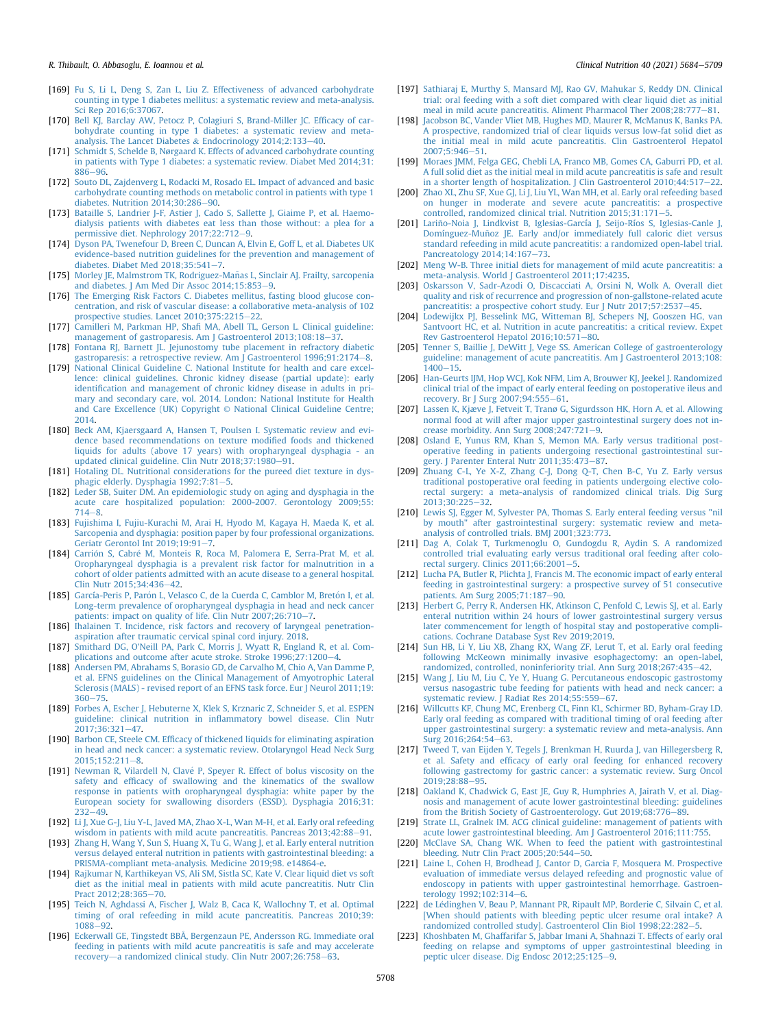[169] Fu S, Li L, Deng S, Zan L, Liu Z. Effectiveness of advanced carbohydrate counting in type 1 diabetes mellitus: a systematic review and meta-analysis. Sci Rep 2016;6:37067.

[170] Bell KJ, Barclay AW, Petocz P, Colagiuri S, Brand-Miller JC. Efficacy of carbohydrate counting in type 1 diabetes: a systematic review and meta-analysis. The Lancet Diabetes & Endocrinology 2014;2:133–40.

[171] Schmidt S, Schelde B, Nørgaard K. Effects of advanced carbohydrate counting in patients with Type 1 diabetes: a systematic review. Diabet Med 2014;31:886–96.

[172] Souto DL, Zajdenverg L, Rodacki M, Rosado EL. Impact of advanced and basic carbohydrate counting methods on metabolic control in patients with type 1 diabetes. Nutrition 2014;30:286–90.

[173] Bataille S, Landrier J-F, Astier J, Cado S, Sallette J, Giaime P, et al. Haemodialysis patients with diabetes eat less than those without: a plea for a permissive diet. Nephrology 2017;22:712–9.

[174] Dyson PA, Twenefour D, Breen C, Duncan A, Elvin E, Goff L, et al. Diabetes UK evidence-based nutrition guidelines for the prevention and management of diabetes. Diabet Med 2018;35:541–7.

[175] Morley JE, Malmstrom TK, Rodriguez-Mañas L, Sinclair AJ. Frailty, sarcopenia and diabetes. J Am Med Dir Assoc 2014;15:853–9.

[176] The Emerging Risk Factors C. Diabetes mellitus, fasting blood glucose concentration, and risk of vascular disease: a collaborative meta-analysis of 102 prospective studies. Lancet 2010;375:2215–22.

[177] Camilleri M, Parkman HP, Shafi MA, Abell TL, Gerson L. Clinical guideline: management of gastroparesis. Am J Gastroenterol 2013;108:18–37.

[178] Fontana RJ, Barnett JL. Jejunostomy tube placement in refractory diabetic gastroparesis: a retrospective review. Am J Gastroenterol 1996;91:2174–8.

[179] National Clinical Guideline C. National Institute for health and care excellence: clinical guidelines. Chronic kidney disease (partial update): early identification and management of chronic kidney disease in adults in primary and secondary care, vol. 2014. London: National Institute for Health and Care Excellence (UK) Copyright © National Clinical Guideline Centre; 2014.

[180] Beck AM, Kjaersgaard A, Hansen T, Poulsen I. Systematic review and evidence based recommendations on texture modified foods and thickened liquids for adults (above 17 years) with oropharyngeal dysphagia - an updated clinical guideline. Clin Nutr 2018;37:1980–91.

[181] Hotaling DL. Nutritional considerations for the pureed diet texture in dysphagic elderly. Dysphagia 1992;7:81–5.

[182] Leder SB, Suiter DM. An epidemiologic study on aging and dysphagia in the acute care hospitalized population: 2000-2007. Gerontology 2009;55:714–8.

[183] Fujishima I, Fujiu-Kurachi M, Arai H, Hyodo M, Kagaya H, Maeda K, et al. Sarcopenia and dysphagia: position paper by four professional organizations. Geriatr Gerontol Int 2019;19:91–7.

[184] Carrión S, Cabré M, Monteis R, Roca M, Palomera E, Serra-Prat M, et al. Oropharyngeal dysphagia is a prevalent risk factor for malnutrition in a cohort of older patients admitted with an acute disease to a general hospital. Clin Nutr 2015;34:436–42.

[185] García-Peris P, Parón L, Velasco C, de la Cuerda C, Camblor M, Bretón I, et al. Long-term prevalence of oropharyngeal dysphagia in head and neck cancer patients: impact on quality of life. Clin Nutr 2007;26:710–7.

[186] Ihalainen T. Incidence, risk factors and recovery of laryngeal penetration-aspiration after traumatic cervical spinal cord injury. 2018.

[187] Smithard DG, O'Neill PA, Park C, Morris J, Wyatt R, England R, et al. Complications and outcome after acute stroke. Stroke 1996;27:1200–4.

[188] Andersen PM, Abrahams S, Borasio GD, de Carvalho M, Chio A, Van Damme P, et al. EFNS guidelines on the Clinical Management of Amyotrophic Lateral Sclerosis (MALS) - revised report of an EFNS task force. Eur J Neurol 2011;19:360–75.

[189] Forbes A, Escher J, Hebuterne X, Klek S, Krznaric Z, Schneider S, et al. ESPEN guideline: clinical nutrition in inflammatory bowel disease. Clin Nutr 2017;36:321–47.

[190] Barbon CE, Steele CM. Efficacy of thickened liquids for eliminating aspiration in head and neck cancer: a systematic review. Otolaryngol Head Neck Surg 2015;152:211–8.

[191] Newman R, Vilardell N, Clavé P, Speyer R. Effect of bolus viscosity on the safety and efficacy of swallowing and the kinematics of the swallow response in patients with oropharyngeal dysphagia: white paper by the European society for swallowing disorders (ESSD). Dysphagia 2016;31:232–49.

[192] Li J, Xue G-J, Liu Y-L, Javed MA, Zhao X-L, Wan M-H, et al. Early oral refeeding wisdom in patients with mild acute pancreatitis. Pancreas 2013;42:88–91.

[193] Zhang H, Wang Y, Sun S, Huang X, Tu G, Wang J, et al. Early enteral nutrition versus delayed enteral nutrition in patients with gastrointestinal bleeding: a PRISMA-compliant meta-analysis. Medicine 2019;98. e14864-e.

[194] Rajkumar N, Karthikeyan VS, Ali SM, Sistla SC, Kate V. Clear liquid diet vs soft diet as the initial meal in patients with mild acute pancreatitis. Nutr Clin Pract 2012;28:365–70.

[195] Teich N, Aghdassi A, Fischer J, Walz B, Caca K, Wallochny T, et al. Optimal timing of oral refeeding in mild acute pancreatitis. Pancreas 2010;39:1088–92.

[196] Eckerwall GE, Tingstedt BBÅ, Bergenzaun PE, Andersson RG. Immediate oral feeding in patients with mild acute pancreatitis is safe and may accelerate recovery—a randomized clinical study. Clin Nutr 2007;26:758–63.

[197] Sathiaraj E, Murthy S, Mansard MJ, Rao GV, Mahukar S, Reddy DN. Clinical trial: oral feeding with a soft diet compared with clear liquid diet as initial meal in mild acute pancreatitis. Aliment Pharmacol Ther 2008;28:777–81.

[198] Jacobson BC, Vander Vliet MB, Hughes MD, Maurer R, McManus K, Banks PA. A prospective, randomized trial of clear liquids versus low-fat solid diet as the initial meal in mild acute pancreatitis. Clin Gastroenterol Hepatol 2007;5:946–51.

[199] Moraes JMM, Felga GEG, Chebli LA, Franco MB, Gomes CA, Gaburri PD, et al. A full solid diet as the initial meal in mild acute pancreatitis is safe and result in a shorter length of hospitalization. J Clin Gastroenterol 2010;44:517–22.

[200] Zhao XL, Zhu SF, Xue GJ, Li J, Liu YL, Wan MH, et al. Early oral refeeding based on hunger in moderate and severe acute pancreatitis: a prospective controlled, randomized clinical trial. Nutrition 2015;31:171–5.

[201] Lariño-Noia J, Lindkvist B, Iglesias-García J, Seijo-Ríos S, Iglesias-Canle J, Domínguez-Muñoz JE. Early and/or immediately full caloric diet versus standard refeeding in mild acute pancreatitis: a randomized open-label trial. Pancreatology 2014;14:167–73.

[202] Meng W-B. Three initial diets for management of mild acute pancreatitis: a meta-analysis. World J Gastroenterol 2011;17:4235.

[203] Oskarsson V, Sadr-Azodi O, Discacciati A, Orsini N, Wolk A. Overall diet quality and risk of recurrence and progression of non-gallstone-related acute pancreatitis: a prospective cohort study. Eur J Nutr 2017;57:2537–45.

[204] Lodewijkx PJ, Besselink MG, Witteman BJ, Schepers NJ, Gooszen HG, van Santvoort HC, et al. Nutrition in acute pancreatitis: a critical review. Expet Rev Gastroenterol Hepatol 2016;10:571–80.

[205] Tenner S, Baillie J, DeWitt J, Vege SS. American College of gastroenterology guideline: management of acute pancreatitis. Am J Gastroenterol 2013;108:1400–15.

[206] Han-Geurts IJM, Hop WCJ, Kok NFM, Lim A, Brouwer KJ, Jeekel J. Randomized clinical trial of the impact of early enteral feeding on postoperative ileus and recovery. Br J Surg 2007;94:555–61.

[207] Lassen K, Kjæve J, Fetveit T, Tranø G, Sigurdsson HK, Horn A, et al. Allowing normal food at will after major upper gastrointestinal surgery does not increase morbidity. Ann Surg 2008;247:721–9.

[208] Osland E, Yunus RM, Khan S, Memon MA. Early versus traditional postoperative feeding in patients undergoing resectional gastrointestinal surgery. J Parenter Enteral Nutr 2011;35:473–87.

[209] Zhuang C-L, Ye X-Z, Zhang C-J, Dong Q-T, Chen B-C, Yu Z. Early versus traditional postoperative oral feeding in patients undergoing elective colorectal surgery: a meta-analysis of randomized clinical trials. Dig Surg 2013;30:225–32.

[210] Lewis SJ, Egger M, Sylvester PA, Thomas S. Early enteral feeding versus "nil by mouth" after gastrointestinal surgery: systematic review and meta-analysis of controlled trials. BMJ 2001;323:773.

[211] Dag A, Colak T, Turkmenoglu O, Gundogdu R, Aydin S. A randomized controlled trial evaluating early versus traditional oral feeding after colorectal surgery. Clinics 2011;66:2001–5.

[212] Lucha PA, Butler R, Plichta J, Francis M. The economic impact of early enteral feeding in gastrointestinal surgery: a prospective survey of 51 consecutive patients. Am Surg 2005;71:187–90.

[213] Herbert G, Perry R, Andersen HK, Atkinson C, Penfold C, Lewis SJ, et al. Early enteral nutrition within 24 hours of lower gastrointestinal surgery versus later commencement for length of hospital stay and postoperative complications. Cochrane Database Syst Rev 2019;2019.

[214] Sun HB, Li Y, Liu XB, Zhang RX, Wang ZF, Lerut T, et al. Early oral feeding following McKeown minimally invasive esophagectomy: an open-label, randomized, controlled, noninferiority trial. Ann Surg 2018;267:435–42.

[215] Wang J, Liu M, Liu C, Ye Y, Huang G. Percutaneous endoscopic gastrostomy versus nasogastric tube feeding for patients with head and neck cancer: a systematic review. J Radiat Res 2014;55:559–67.

[216] Willcutts KF, Chung MC, Erenberg CL, Finn KL, Schirmer BD, Byham-Gray LD. Early oral feeding as compared with traditional timing of oral feeding after upper gastrointestinal surgery: a systematic review and meta-analysis. Ann Surg 2016;264:54–63.

[217] Tweed T, van Eijden Y, Tegels J, Brenkman H, Ruurda J, van Hillegersberg R, et al. Safety and efficacy of early oral feeding for enhanced recovery following gastrectomy for gastric cancer: a systematic review. Surg Oncol 2019;28:88–95.

[218] Oakland K, Chadwick G, East JE, Guy R, Humphries A, Jairath V, et al. Diagnosis and management of acute lower gastrointestinal bleeding: guidelines from the British Society of Gastroenterology. Gut 2019;68:776–89.

[219] Strate LL, Gralnek IM. ACG clinical guideline: management of patients with acute lower gastrointestinal bleeding. Am J Gastroenterol 2016;111:755.

[220] McClave SA, Chang WK. When to feed the patient with gastrointestinal bleeding. Nutr Clin Pract 2005;20:544–50.

[221] Laine L, Cohen H, Brodhead J, Cantor D, Garcia F, Mosquera M. Prospective evaluation of immediate versus delayed refeeding and prognostic value of endoscopy in patients with upper gastrointestinal hemorrhage. Gastroenterology 1992;102:314–6.

[222] de Lédinghen V, Beau P, Mannant PR, Ripault MP, Borderie C, Silvain C, et al. [When should patients with bleeding peptic ulcer resume oral intake? A randomized controlled study]. Gastroenterol Clin Biol 1998;22:282–5.

[223] Khoshbaten M, Ghaffarifar S, Jabbar Imani A, Shahnazi T. Effects of early oral feeding on relapse and symptoms of upper gastrointestinal bleeding in peptic ulcer disease. Dig Endosc 2012;25:125–9.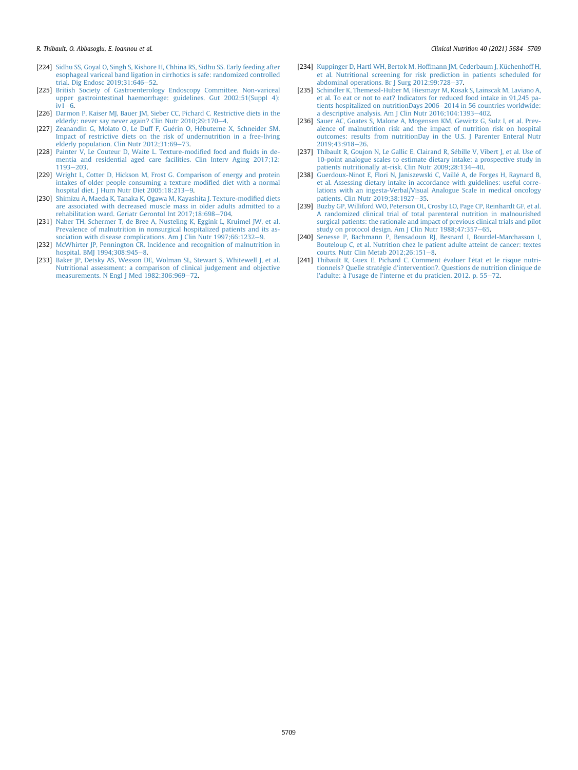[224] Sidhu SS, Goyal O, Singh S, Kishore H, Chhina RS, Sidhu SS. Early feeding after esophageal variceal band ligation in cirrhotics is safe: randomized controlled trial. Dig Endosc 2019;31:646–52.

[225] British Society of Gastroenterology Endoscopy Committee. Non-variceal upper gastrointestinal haemorrhage: guidelines. Gut 2002;51(Suppl 4): iv1–6.

[226] Darmon P, Kaiser MJ, Bauer JM, Sieber CC, Pichard C. Restrictive diets in the elderly: never say never again? Clin Nutr 2010;29:170–4.

[227] Zeanandin G, Molato O, Le Duff F, Guérin O, Hébuterne X, Schneider SM. Impact of restrictive diets on the risk of undernutrition in a free-living elderly population. Clin Nutr 2012;31:69–73.

[228] Painter V, Le Couteur D, Waite L. Texture-modified food and fluids in dementia and residential aged care facilities. Clin Interv Aging 2017;12: 1193–203.

[229] Wright L, Cotter D, Hickson M, Frost G. Comparison of energy and protein intakes of older people consuming a texture modified diet with a normal hospital diet. J Hum Nutr Diet 2005;18:213–9.

[230] Shimizu A, Maeda K, Tanaka K, Ogawa M, Kayashita J. Texture-modified diets are associated with decreased muscle mass in older adults admitted to a rehabilitation ward. Geriatr Gerontol Int 2017;18:698–704.

[231] Naber TH, Schermer T, de Bree A, Nusteling K, Eggink L, Kruimel JW, et al. Prevalence of malnutrition in nonsurgical hospitalized patients and its association with disease complications. Am J Clin Nutr 1997;66:1232–9.

[232] McWhirter JP, Pennington CR. Incidence and recognition of malnutrition in hospital. BMJ 1994;308:945–8.

[233] Baker JP, Detsky AS, Wesson DE, Wolman SL, Stewart S, Whitewell J, et al. Nutritional assessment: a comparison of clinical judgement and objective measurements. N Engl J Med 1982;306:969–72.

[234] Kuppinger D, Hartl WH, Bertok M, Hoffmann JM, Cederbaum J, Küchenhoff H, et al. Nutritional screening for risk prediction in patients scheduled for abdominal operations. Br J Surg 2012;99:728–37.

[235] Schindler K, Themessl-Huber M, Hiesmayr M, Kosak S, Lainscak M, Laviano A, et al. To eat or not to eat? Indicators for reduced food intake in 91,245 patients hospitalized on nutritionDays 2006–2014 in 56 countries worldwide: a descriptive analysis. Am J Clin Nutr 2016;104:1393–402.

[236] Sauer AC, Goates S, Malone A, Mogensen KM, Gewirtz G, Sulz I, et al. Prevalence of malnutrition risk and the impact of nutrition risk on hospital outcomes: results from nutritionDay in the U.S. J Parenter Enteral Nutr 2019;43:918–26.

[237] Thibault R, Goujon N, Le Gallic E, Clairand R, Sébille V, Vibert J, et al. Use of 10-point analogue scales to estimate dietary intake: a prospective study in patients nutritionally at-risk. Clin Nutr 2009;28:134–40.

[238] Guerdoux-Ninot E, Flori N, Janiszewski C, Vaillé A, de Forges H, Raynard B, et al. Assessing dietary intake in accordance with guidelines: useful correlations with an ingesta-Verbal/Visual Analogue Scale in medical oncology patients. Clin Nutr 2019;38:1927–35.

[239] Buzby GP, Williford WO, Peterson OL, Crosby LO, Page CP, Reinhardt GF, et al. A randomized clinical trial of total parenteral nutrition in malnourished surgical patients: the rationale and impact of previous clinical trials and pilot study on protocol design. Am J Clin Nutr 1988;47:357–65.

[240] Senesse P, Bachmann P, Bensadoun RJ, Besnard I, Bourdel-Marchasson I, Bouteloup C, et al. Nutrition chez le patient adulte atteint de cancer: textes courts. Nutr Clin Metab 2012;26:151–8.

[241] Thibault R, Guex E, Pichard C. Comment évaluer l'état et le risque nutritionnels? Quelle stratégie d'intervention?. Questions de nutrition clinique de l'adulte: à l'usage de l'interne et du praticien. 2012. p. 55–72.